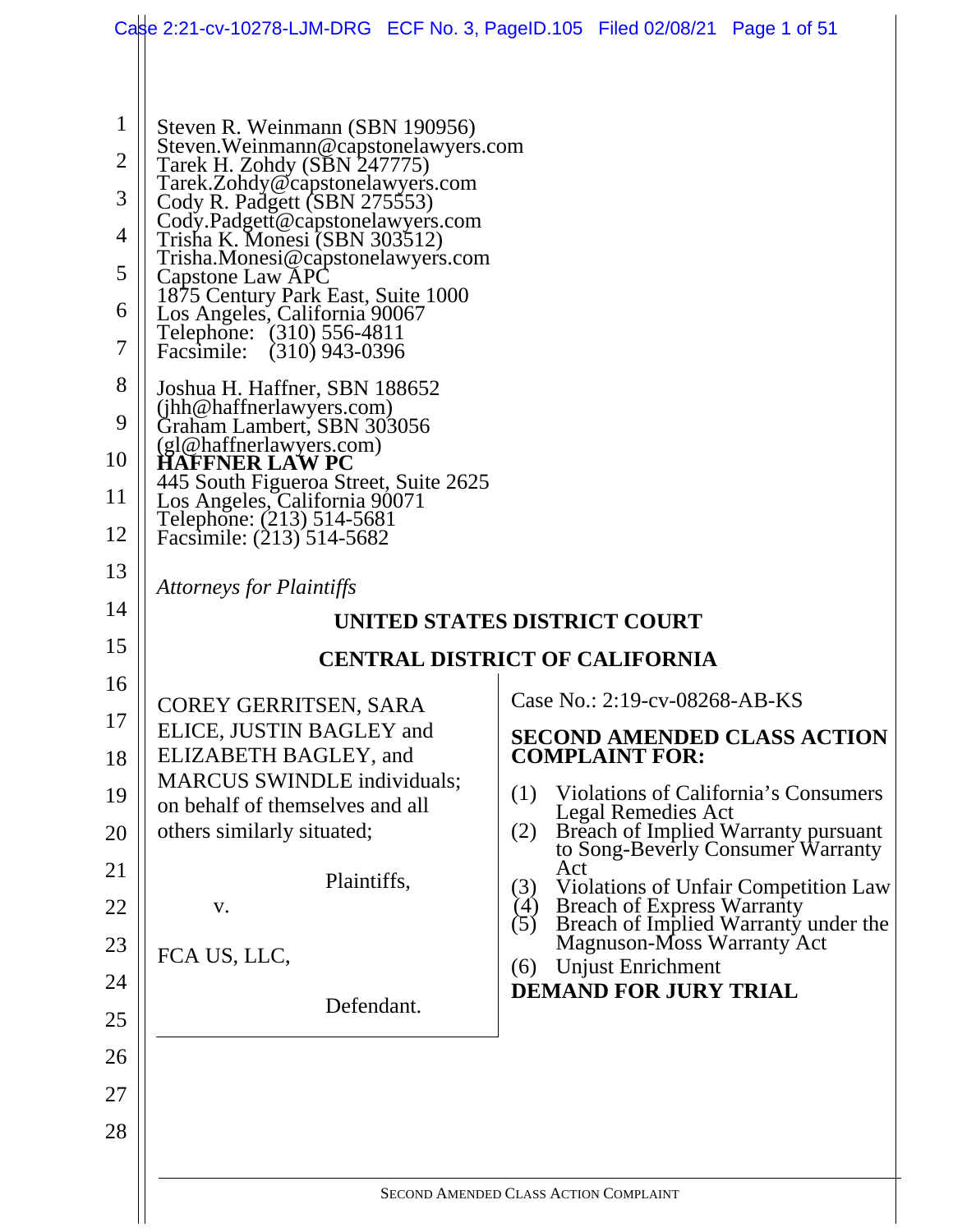Steven R. Weinmann (SBN 190956)
Steven.Weinmann@capstonelawyers.com
Tarek H. Zohdy (SBN 247775)
Tarek.Zohdy@capstonelawyers.com
Cody R. Padgett (SBN 275553)
Cody.Padgett@capstonelawyers.com
Trisha K. Monesi (SBN 303512)
Trisha.Monesi@capstonelawyers.com
Capstone Law APC
1875 Century Park East, Suite 1000
Los Angeles, California 90067
Telephone: (310) 556-4811
Facsimile: (310) 943-0396

Joshua H. Haffner, SBN 188652
(jhh@haffnerlawyers.com)
Graham Lambert, SBN 303056
(gl@haffnerlawyers.com)
**HAFFNER LAW PC**
445 South Figueroa Street, Suite 2625
Los Angeles, California 90071
Telephone: (213) 514-5681
Facsimile: (213) 514-5682

*Attorneys for Plaintiffs*

**UNITED STATES DISTRICT COURT**

**CENTRAL DISTRICT OF CALIFORNIA**

COREY GERRITSEN, SARA ELICE, JUSTIN BAGLEY and ELIZABETH BAGLEY, and MARCUS SWINDLE individuals; on behalf of themselves and all others similarly situated;

Plaintiffs,

v.

FCA US, LLC,

Defendant.

Case No.: 2:19-cv-08268-AB-KS

**SECOND AMENDED CLASS ACTION COMPLAINT FOR:**

(1) Violations of California's Consumers Legal Remedies Act
(2) Breach of Implied Warranty pursuant to Song-Beverly Consumer Warranty Act
(3) Violations of Unfair Competition Law
(4) Breach of Express Warranty
(5) Breach of Implied Warranty under the Magnuson-Moss Warranty Act
(6) Unjust Enrichment

**DEMAND FOR JURY TRIAL**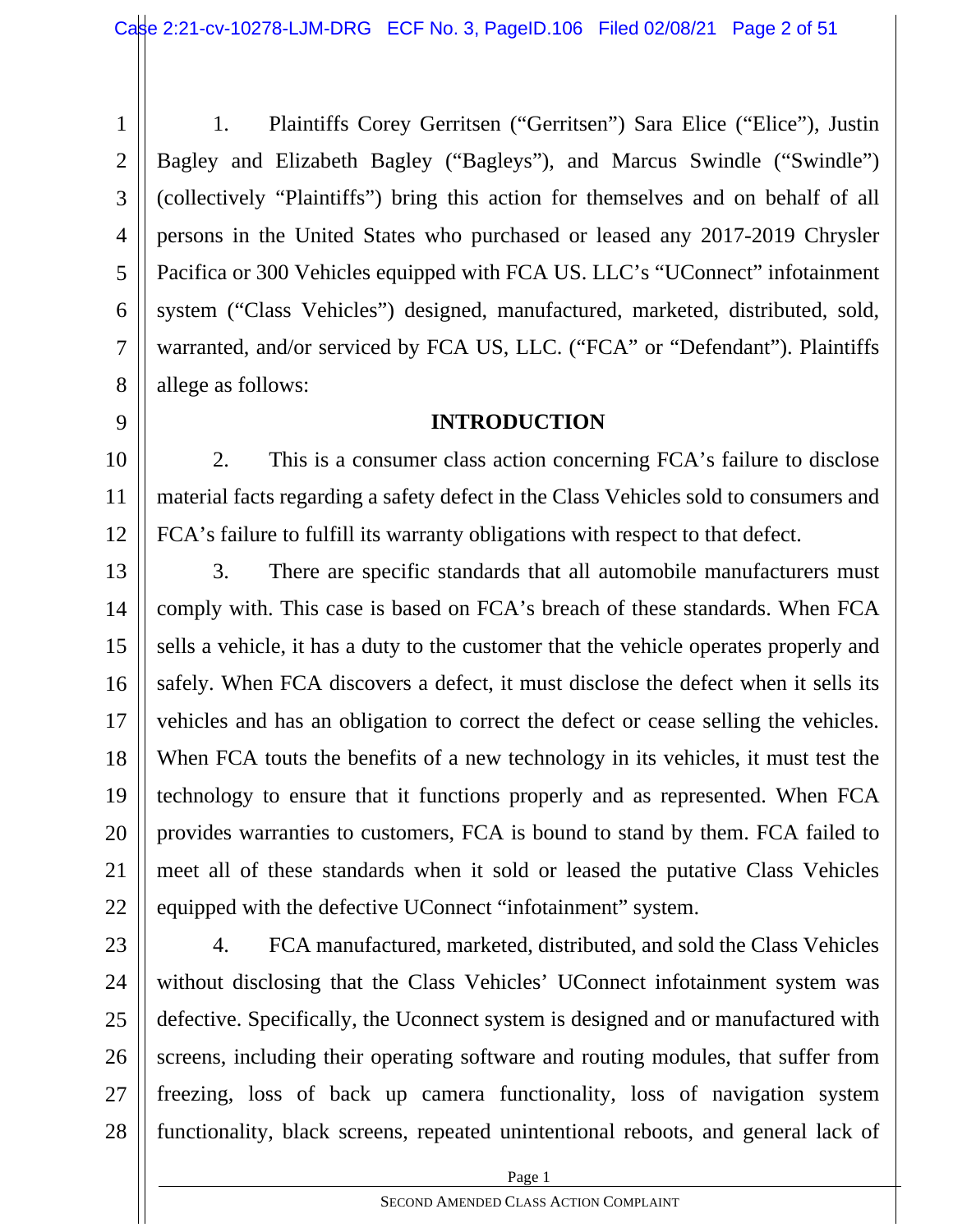1. Plaintiffs Corey Gerritsen ("Gerritsen") Sara Elice ("Elice"), Justin Bagley and Elizabeth Bagley ("Bagleys"), and Marcus Swindle ("Swindle") (collectively "Plaintiffs") bring this action for themselves and on behalf of all persons in the United States who purchased or leased any 2017-2019 Chrysler Pacifica or 300 Vehicles equipped with FCA US. LLC's "UConnect" infotainment system ("Class Vehicles") designed, manufactured, marketed, distributed, sold, warranted, and/or serviced by FCA US, LLC. ("FCA" or "Defendant"). Plaintiffs allege as follows:

## INTRODUCTION

2. This is a consumer class action concerning FCA's failure to disclose material facts regarding a safety defect in the Class Vehicles sold to consumers and FCA's failure to fulfill its warranty obligations with respect to that defect.

3. There are specific standards that all automobile manufacturers must comply with. This case is based on FCA's breach of these standards. When FCA sells a vehicle, it has a duty to the customer that the vehicle operates properly and safely. When FCA discovers a defect, it must disclose the defect when it sells its vehicles and has an obligation to correct the defect or cease selling the vehicles. When FCA touts the benefits of a new technology in its vehicles, it must test the technology to ensure that it functions properly and as represented. When FCA provides warranties to customers, FCA is bound to stand by them. FCA failed to meet all of these standards when it sold or leased the putative Class Vehicles equipped with the defective UConnect "infotainment" system.

4. FCA manufactured, marketed, distributed, and sold the Class Vehicles without disclosing that the Class Vehicles' UConnect infotainment system was defective. Specifically, the Uconnect system is designed and or manufactured with screens, including their operating software and routing modules, that suffer from freezing, loss of back up camera functionality, loss of navigation system functionality, black screens, repeated unintentional reboots, and general lack of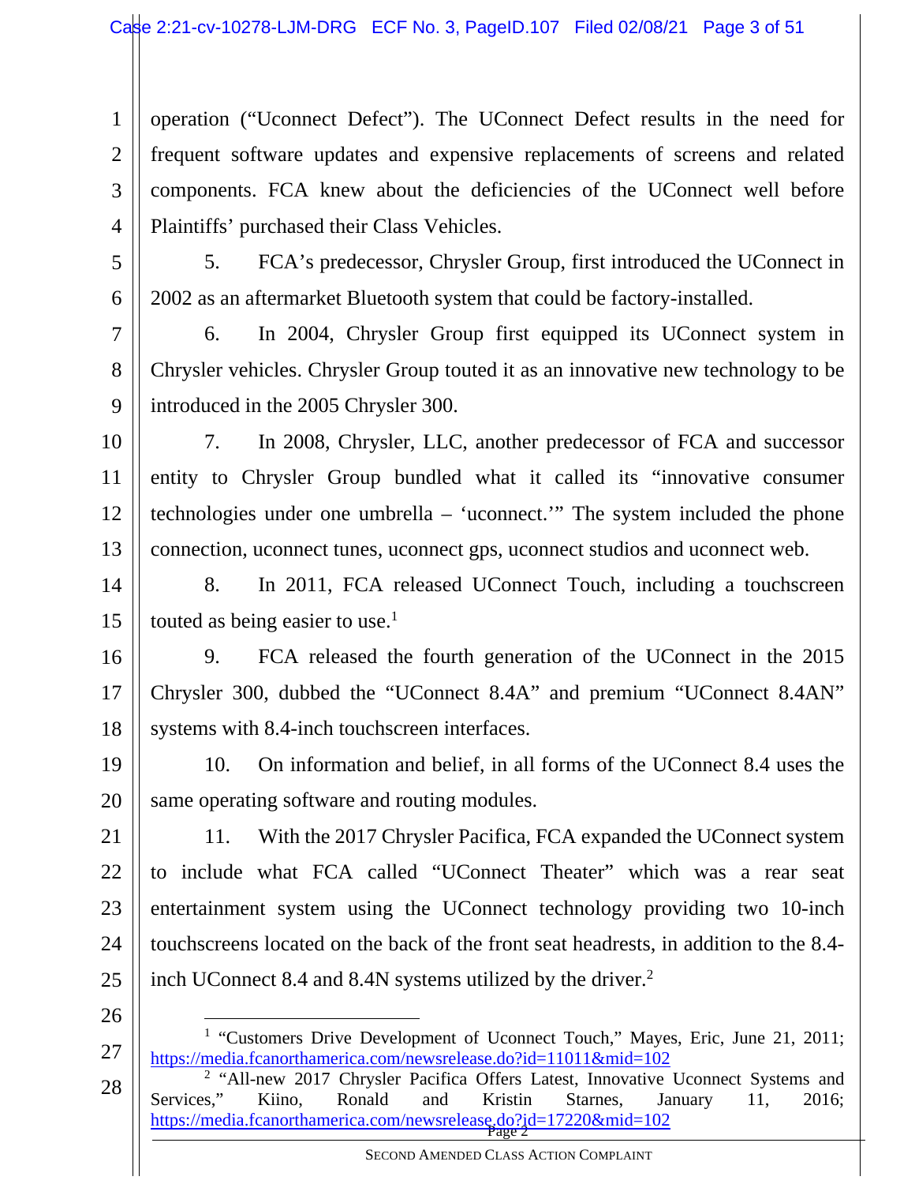operation ("Uconnect Defect"). The UConnect Defect results in the need for frequent software updates and expensive replacements of screens and related components. FCA knew about the deficiencies of the UConnect well before Plaintiffs' purchased their Class Vehicles.

5. FCA's predecessor, Chrysler Group, first introduced the UConnect in 2002 as an aftermarket Bluetooth system that could be factory-installed.

6. In 2004, Chrysler Group first equipped its UConnect system in Chrysler vehicles. Chrysler Group touted it as an innovative new technology to be introduced in the 2005 Chrysler 300.

7. In 2008, Chrysler, LLC, another predecessor of FCA and successor entity to Chrysler Group bundled what it called its "innovative consumer technologies under one umbrella – 'uconnect.'" The system included the phone connection, uconnect tunes, uconnect gps, uconnect studios and uconnect web.

8. In 2011, FCA released UConnect Touch, including a touchscreen touted as being easier to use.[1]

9. FCA released the fourth generation of the UConnect in the 2015 Chrysler 300, dubbed the "UConnect 8.4A" and premium "UConnect 8.4AN" systems with 8.4-inch touchscreen interfaces.

10. On information and belief, in all forms of the UConnect 8.4 uses the same operating software and routing modules.

11. With the 2017 Chrysler Pacifica, FCA expanded the UConnect system to include what FCA called "UConnect Theater" which was a rear seat entertainment system using the UConnect technology providing two 10-inch touchscreens located on the back of the front seat headrests, in addition to the 8.4-inch UConnect 8.4 and 8.4N systems utilized by the driver.[2]

---

[1] "Customers Drive Development of Uconnect Touch," Mayes, Eric, June 21, 2011; https://media.fcanorthamerica.com/newsrelease.do?id=11011&mid=102

[2] "All-new 2017 Chrysler Pacifica Offers Latest, Innovative Uconnect Systems and Services," Kiino, Ronald and Kristin Starnes, January 11, 2016; https://media.fcanorthamerica.com/newsrelease.do?id=17220&mid=102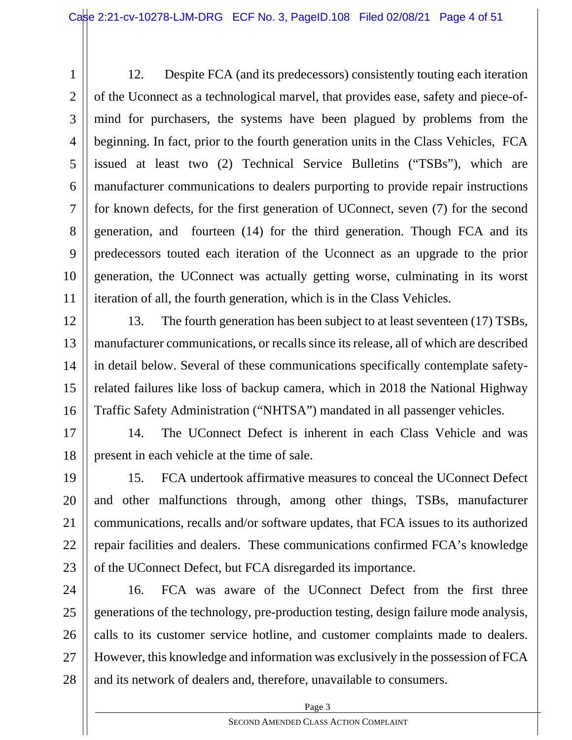12. Despite FCA (and its predecessors) consistently touting each iteration of the Uconnect as a technological marvel, that provides ease, safety and piece-of-mind for purchasers, the systems have been plagued by problems from the beginning. In fact, prior to the fourth generation units in the Class Vehicles, FCA issued at least two (2) Technical Service Bulletins ("TSBs"), which are manufacturer communications to dealers purporting to provide repair instructions for known defects, for the first generation of UConnect, seven (7) for the second generation, and fourteen (14) for the third generation. Though FCA and its predecessors touted each iteration of the Uconnect as an upgrade to the prior generation, the UConnect was actually getting worse, culminating in its worst iteration of all, the fourth generation, which is in the Class Vehicles.

13. The fourth generation has been subject to at least seventeen (17) TSBs, manufacturer communications, or recalls since its release, all of which are described in detail below. Several of these communications specifically contemplate safety-related failures like loss of backup camera, which in 2018 the National Highway Traffic Safety Administration ("NHTSA") mandated in all passenger vehicles.

14. The UConnect Defect is inherent in each Class Vehicle and was present in each vehicle at the time of sale.

15. FCA undertook affirmative measures to conceal the UConnect Defect and other malfunctions through, among other things, TSBs, manufacturer communications, recalls and/or software updates, that FCA issues to its authorized repair facilities and dealers. These communications confirmed FCA's knowledge of the UConnect Defect, but FCA disregarded its importance.

16. FCA was aware of the UConnect Defect from the first three generations of the technology, pre-production testing, design failure mode analysis, calls to its customer service hotline, and customer complaints made to dealers. However, this knowledge and information was exclusively in the possession of FCA and its network of dealers and, therefore, unavailable to consumers.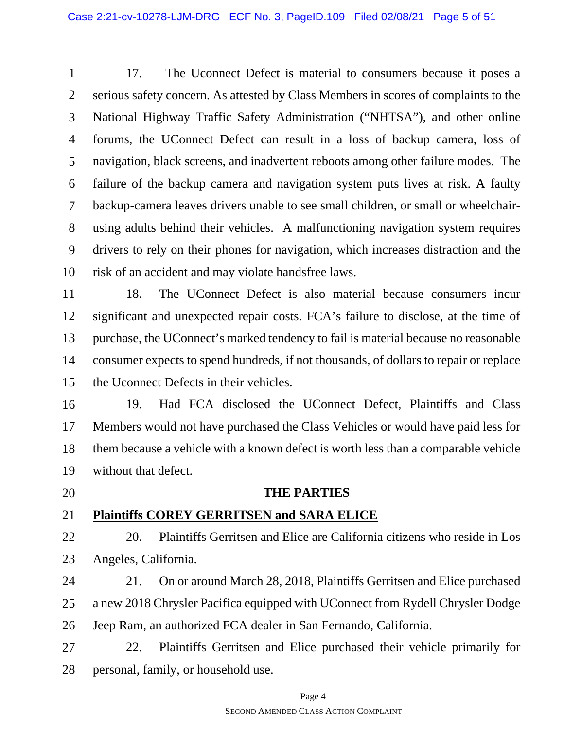17. The Uconnect Defect is material to consumers because it poses a serious safety concern. As attested by Class Members in scores of complaints to the National Highway Traffic Safety Administration ("NHTSA"), and other online forums, the UConnect Defect can result in a loss of backup camera, loss of navigation, black screens, and inadvertent reboots among other failure modes. The failure of the backup camera and navigation system puts lives at risk. A faulty backup-camera leaves drivers unable to see small children, or small or wheelchair-using adults behind their vehicles. A malfunctioning navigation system requires drivers to rely on their phones for navigation, which increases distraction and the risk of an accident and may violate handsfree laws.

18. The UConnect Defect is also material because consumers incur significant and unexpected repair costs. FCA's failure to disclose, at the time of purchase, the UConnect's marked tendency to fail is material because no reasonable consumer expects to spend hundreds, if not thousands, of dollars to repair or replace the Uconnect Defects in their vehicles.

19. Had FCA disclosed the UConnect Defect, Plaintiffs and Class Members would not have purchased the Class Vehicles or would have paid less for them because a vehicle with a known defect is worth less than a comparable vehicle without that defect.

## THE PARTIES

### Plaintiffs COREY GERRITSEN and SARA ELICE

20. Plaintiffs Gerritsen and Elice are California citizens who reside in Los Angeles, California.

21. On or around March 28, 2018, Plaintiffs Gerritsen and Elice purchased a new 2018 Chrysler Pacifica equipped with UConnect from Rydell Chrysler Dodge Jeep Ram, an authorized FCA dealer in San Fernando, California.

22. Plaintiffs Gerritsen and Elice purchased their vehicle primarily for personal, family, or household use.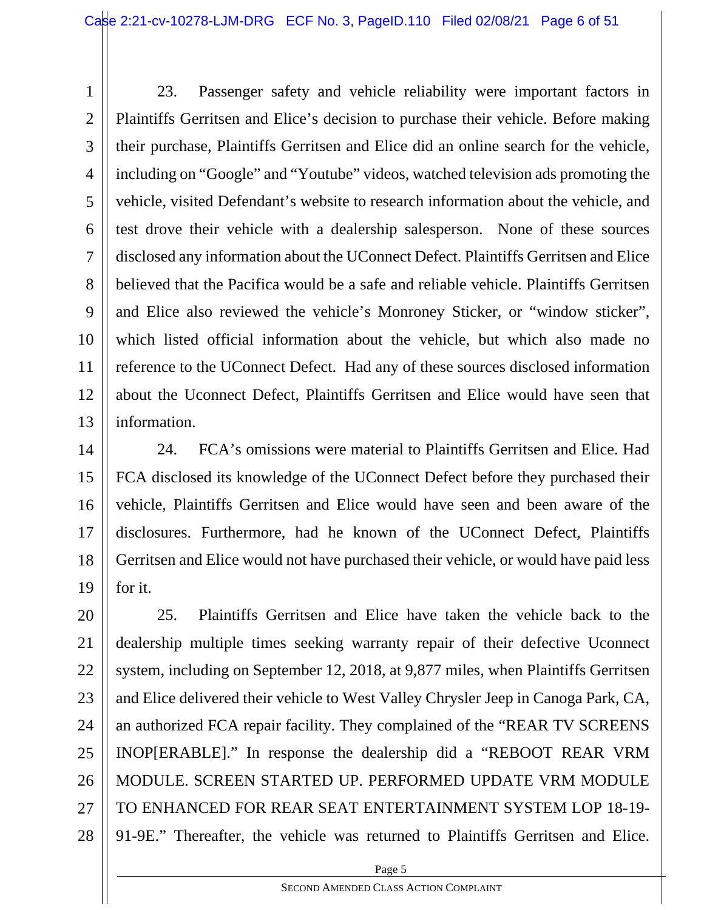23. Passenger safety and vehicle reliability were important factors in Plaintiffs Gerritsen and Elice's decision to purchase their vehicle. Before making their purchase, Plaintiffs Gerritsen and Elice did an online search for the vehicle, including on "Google" and "Youtube" videos, watched television ads promoting the vehicle, visited Defendant's website to research information about the vehicle, and test drove their vehicle with a dealership salesperson. None of these sources disclosed any information about the UConnect Defect. Plaintiffs Gerritsen and Elice believed that the Pacifica would be a safe and reliable vehicle. Plaintiffs Gerritsen and Elice also reviewed the vehicle's Monroney Sticker, or "window sticker", which listed official information about the vehicle, but which also made no reference to the UConnect Defect. Had any of these sources disclosed information about the Uconnect Defect, Plaintiffs Gerritsen and Elice would have seen that information.

24. FCA's omissions were material to Plaintiffs Gerritsen and Elice. Had FCA disclosed its knowledge of the UConnect Defect before they purchased their vehicle, Plaintiffs Gerritsen and Elice would have seen and been aware of the disclosures. Furthermore, had he known of the UConnect Defect, Plaintiffs Gerritsen and Elice would not have purchased their vehicle, or would have paid less for it.

25. Plaintiffs Gerritsen and Elice have taken the vehicle back to the dealership multiple times seeking warranty repair of their defective Uconnect system, including on September 12, 2018, at 9,877 miles, when Plaintiffs Gerritsen and Elice delivered their vehicle to West Valley Chrysler Jeep in Canoga Park, CA, an authorized FCA repair facility. They complained of the "REAR TV SCREENS INOP[ERABLE]." In response the dealership did a "REBOOT REAR VRM MODULE. SCREEN STARTED UP. PERFORMED UPDATE VRM MODULE TO ENHANCED FOR REAR SEAT ENTERTAINMENT SYSTEM LOP 18-19-91-9E." Thereafter, the vehicle was returned to Plaintiffs Gerritsen and Elice.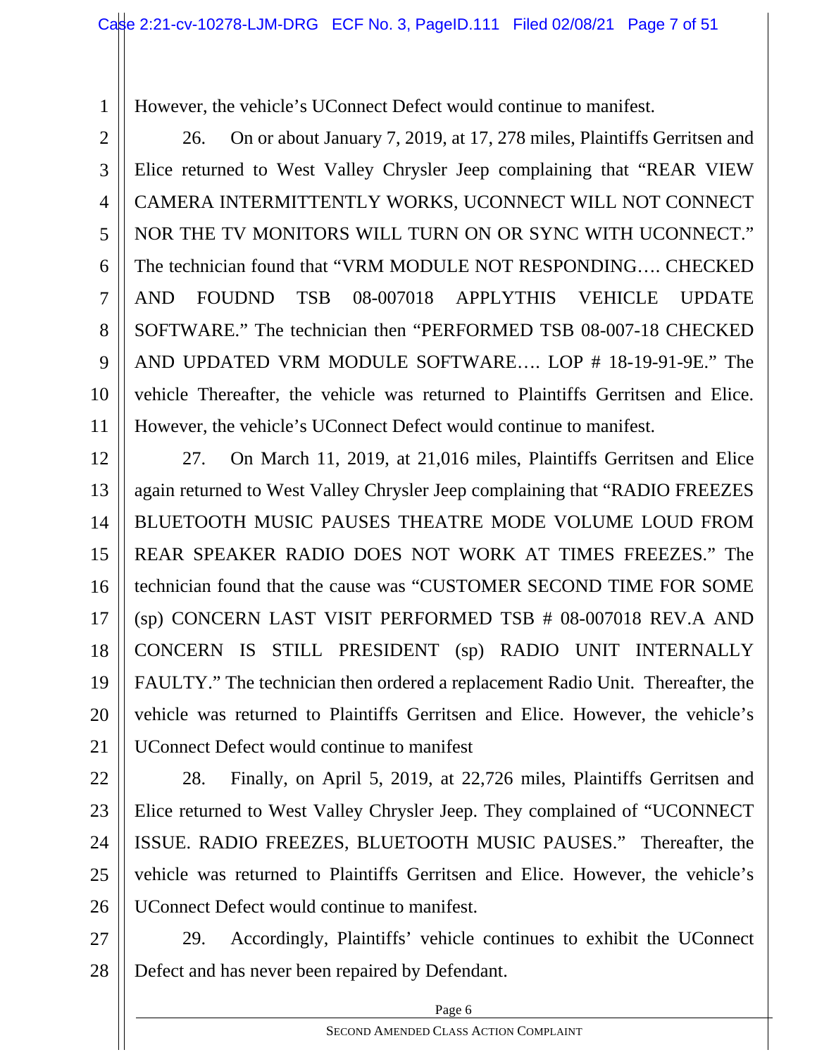However, the vehicle's UConnect Defect would continue to manifest.

26. On or about January 7, 2019, at 17, 278 miles, Plaintiffs Gerritsen and Elice returned to West Valley Chrysler Jeep complaining that "REAR VIEW CAMERA INTERMITTENTLY WORKS, UCONNECT WILL NOT CONNECT NOR THE TV MONITORS WILL TURN ON OR SYNC WITH UCONNECT." The technician found that "VRM MODULE NOT RESPONDING…. CHECKED AND FOUDND TSB 08-007018 APPLYTHIS VEHICLE UPDATE SOFTWARE." The technician then "PERFORMED TSB 08-007-18 CHECKED AND UPDATED VRM MODULE SOFTWARE…. LOP # 18-19-91-9E." The vehicle Thereafter, the vehicle was returned to Plaintiffs Gerritsen and Elice. However, the vehicle's UConnect Defect would continue to manifest.

27. On March 11, 2019, at 21,016 miles, Plaintiffs Gerritsen and Elice again returned to West Valley Chrysler Jeep complaining that "RADIO FREEZES BLUETOOTH MUSIC PAUSES THEATRE MODE VOLUME LOUD FROM REAR SPEAKER RADIO DOES NOT WORK AT TIMES FREEZES." The technician found that the cause was "CUSTOMER SECOND TIME FOR SOME (sp) CONCERN LAST VISIT PERFORMED TSB # 08-007018 REV.A AND CONCERN IS STILL PRESIDENT (sp) RADIO UNIT INTERNALLY FAULTY." The technician then ordered a replacement Radio Unit. Thereafter, the vehicle was returned to Plaintiffs Gerritsen and Elice. However, the vehicle's UConnect Defect would continue to manifest

28. Finally, on April 5, 2019, at 22,726 miles, Plaintiffs Gerritsen and Elice returned to West Valley Chrysler Jeep. They complained of "UCONNECT ISSUE. RADIO FREEZES, BLUETOOTH MUSIC PAUSES." Thereafter, the vehicle was returned to Plaintiffs Gerritsen and Elice. However, the vehicle's UConnect Defect would continue to manifest.

29. Accordingly, Plaintiffs' vehicle continues to exhibit the UConnect Defect and has never been repaired by Defendant.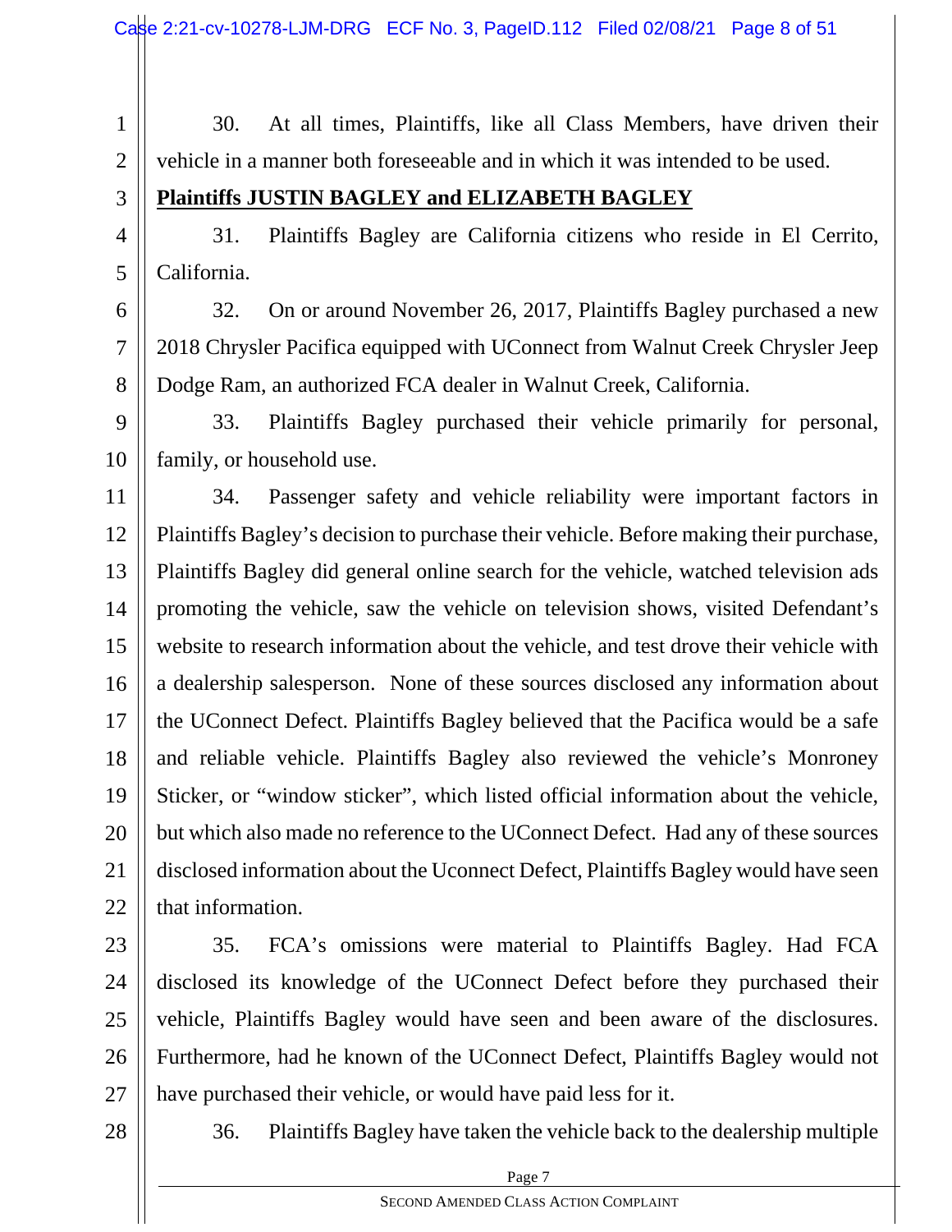30. At all times, Plaintiffs, like all Class Members, have driven their vehicle in a manner both foreseeable and in which it was intended to be used.

**Plaintiffs JUSTIN BAGLEY and ELIZABETH BAGLEY**

31. Plaintiffs Bagley are California citizens who reside in El Cerrito, California.

32. On or around November 26, 2017, Plaintiffs Bagley purchased a new 2018 Chrysler Pacifica equipped with UConnect from Walnut Creek Chrysler Jeep Dodge Ram, an authorized FCA dealer in Walnut Creek, California.

33. Plaintiffs Bagley purchased their vehicle primarily for personal, family, or household use.

34. Passenger safety and vehicle reliability were important factors in Plaintiffs Bagley's decision to purchase their vehicle. Before making their purchase, Plaintiffs Bagley did general online search for the vehicle, watched television ads promoting the vehicle, saw the vehicle on television shows, visited Defendant's website to research information about the vehicle, and test drove their vehicle with a dealership salesperson. None of these sources disclosed any information about the UConnect Defect. Plaintiffs Bagley believed that the Pacifica would be a safe and reliable vehicle. Plaintiffs Bagley also reviewed the vehicle's Monroney Sticker, or "window sticker", which listed official information about the vehicle, but which also made no reference to the UConnect Defect. Had any of these sources disclosed information about the Uconnect Defect, Plaintiffs Bagley would have seen that information.

35. FCA's omissions were material to Plaintiffs Bagley. Had FCA disclosed its knowledge of the UConnect Defect before they purchased their vehicle, Plaintiffs Bagley would have seen and been aware of the disclosures. Furthermore, had he known of the UConnect Defect, Plaintiffs Bagley would not have purchased their vehicle, or would have paid less for it.

36. Plaintiffs Bagley have taken the vehicle back to the dealership multiple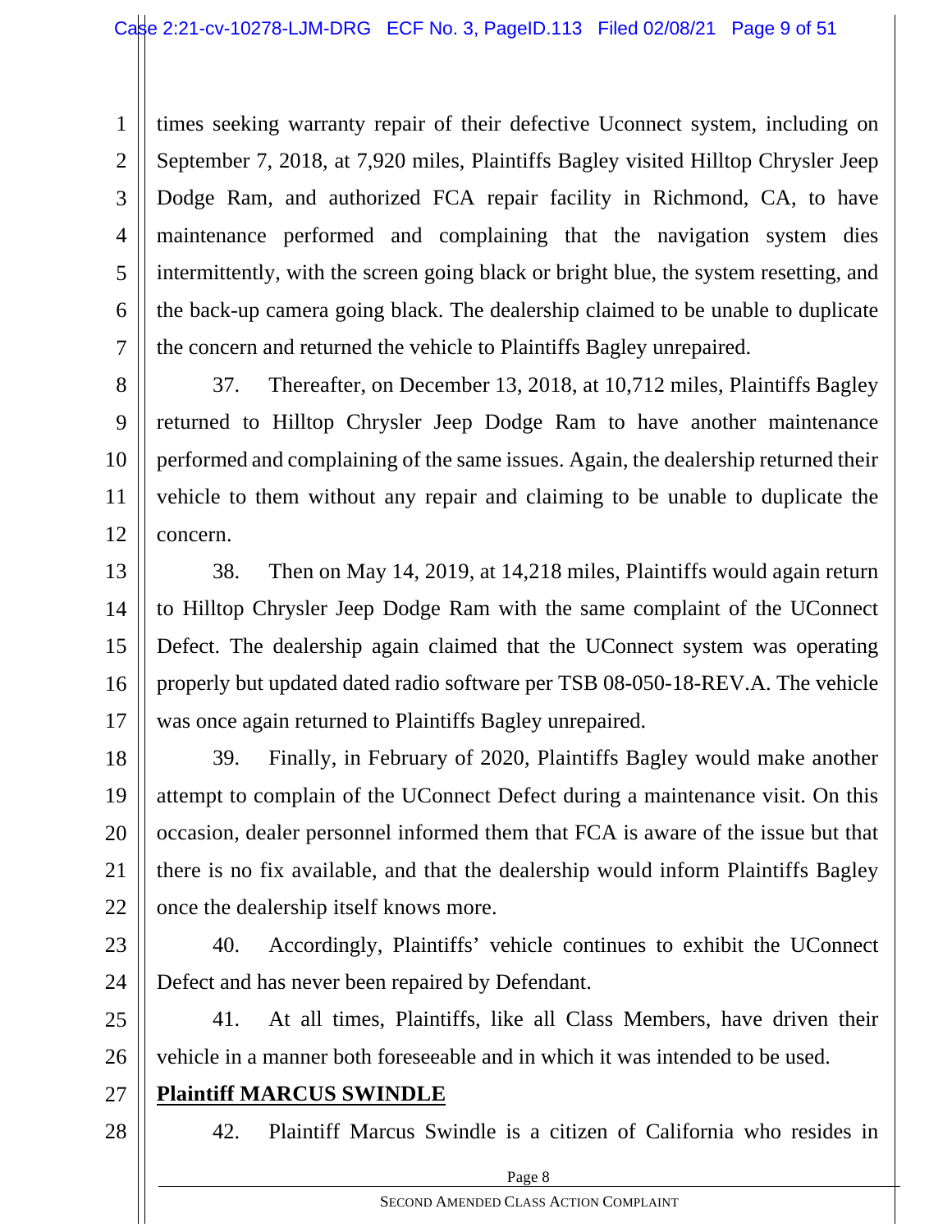times seeking warranty repair of their defective Uconnect system, including on September 7, 2018, at 7,920 miles, Plaintiffs Bagley visited Hilltop Chrysler Jeep Dodge Ram, and authorized FCA repair facility in Richmond, CA, to have maintenance performed and complaining that the navigation system dies intermittently, with the screen going black or bright blue, the system resetting, and the back-up camera going black. The dealership claimed to be unable to duplicate the concern and returned the vehicle to Plaintiffs Bagley unrepaired.

37. Thereafter, on December 13, 2018, at 10,712 miles, Plaintiffs Bagley returned to Hilltop Chrysler Jeep Dodge Ram to have another maintenance performed and complaining of the same issues. Again, the dealership returned their vehicle to them without any repair and claiming to be unable to duplicate the concern.

38. Then on May 14, 2019, at 14,218 miles, Plaintiffs would again return to Hilltop Chrysler Jeep Dodge Ram with the same complaint of the UConnect Defect. The dealership again claimed that the UConnect system was operating properly but updated dated radio software per TSB 08-050-18-REV.A. The vehicle was once again returned to Plaintiffs Bagley unrepaired.

39. Finally, in February of 2020, Plaintiffs Bagley would make another attempt to complain of the UConnect Defect during a maintenance visit. On this occasion, dealer personnel informed them that FCA is aware of the issue but that there is no fix available, and that the dealership would inform Plaintiffs Bagley once the dealership itself knows more.

40. Accordingly, Plaintiffs' vehicle continues to exhibit the UConnect Defect and has never been repaired by Defendant.

41. At all times, Plaintiffs, like all Class Members, have driven their vehicle in a manner both foreseeable and in which it was intended to be used.

**Plaintiff MARCUS SWINDLE**

42. Plaintiff Marcus Swindle is a citizen of California who resides in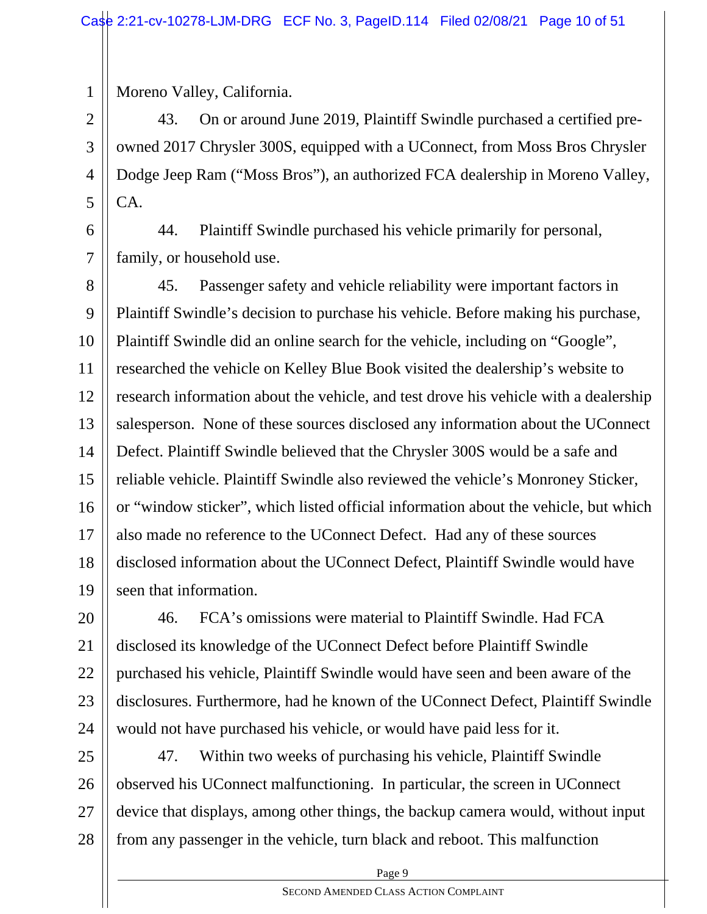Moreno Valley, California.

43. On or around June 2019, Plaintiff Swindle purchased a certified pre-owned 2017 Chrysler 300S, equipped with a UConnect, from Moss Bros Chrysler Dodge Jeep Ram ("Moss Bros"), an authorized FCA dealership in Moreno Valley, CA.

44. Plaintiff Swindle purchased his vehicle primarily for personal, family, or household use.

45. Passenger safety and vehicle reliability were important factors in Plaintiff Swindle's decision to purchase his vehicle. Before making his purchase, Plaintiff Swindle did an online search for the vehicle, including on "Google", researched the vehicle on Kelley Blue Book visited the dealership's website to research information about the vehicle, and test drove his vehicle with a dealership salesperson. None of these sources disclosed any information about the UConnect Defect. Plaintiff Swindle believed that the Chrysler 300S would be a safe and reliable vehicle. Plaintiff Swindle also reviewed the vehicle's Monroney Sticker, or "window sticker", which listed official information about the vehicle, but which also made no reference to the UConnect Defect. Had any of these sources disclosed information about the UConnect Defect, Plaintiff Swindle would have seen that information.

46. FCA's omissions were material to Plaintiff Swindle. Had FCA disclosed its knowledge of the UConnect Defect before Plaintiff Swindle purchased his vehicle, Plaintiff Swindle would have seen and been aware of the disclosures. Furthermore, had he known of the UConnect Defect, Plaintiff Swindle would not have purchased his vehicle, or would have paid less for it.

47. Within two weeks of purchasing his vehicle, Plaintiff Swindle observed his UConnect malfunctioning. In particular, the screen in UConnect device that displays, among other things, the backup camera would, without input from any passenger in the vehicle, turn black and reboot. This malfunction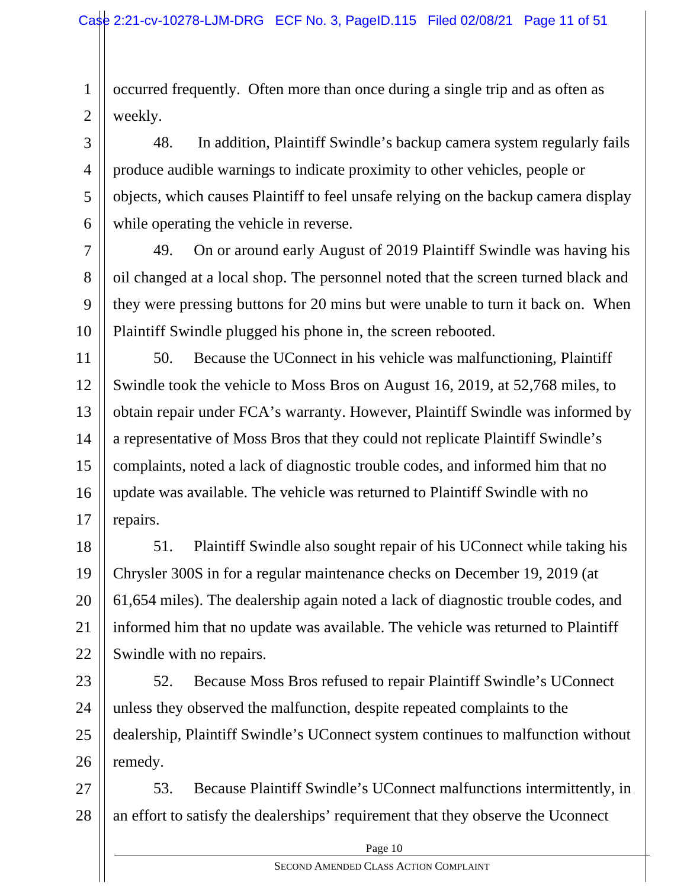occurred frequently. Often more than once during a single trip and as often as weekly.

48. In addition, Plaintiff Swindle's backup camera system regularly fails produce audible warnings to indicate proximity to other vehicles, people or objects, which causes Plaintiff to feel unsafe relying on the backup camera display while operating the vehicle in reverse.

49. On or around early August of 2019 Plaintiff Swindle was having his oil changed at a local shop. The personnel noted that the screen turned black and they were pressing buttons for 20 mins but were unable to turn it back on. When Plaintiff Swindle plugged his phone in, the screen rebooted.

50. Because the UConnect in his vehicle was malfunctioning, Plaintiff Swindle took the vehicle to Moss Bros on August 16, 2019, at 52,768 miles, to obtain repair under FCA's warranty. However, Plaintiff Swindle was informed by a representative of Moss Bros that they could not replicate Plaintiff Swindle's complaints, noted a lack of diagnostic trouble codes, and informed him that no update was available. The vehicle was returned to Plaintiff Swindle with no repairs.

51. Plaintiff Swindle also sought repair of his UConnect while taking his Chrysler 300S in for a regular maintenance checks on December 19, 2019 (at 61,654 miles). The dealership again noted a lack of diagnostic trouble codes, and informed him that no update was available. The vehicle was returned to Plaintiff Swindle with no repairs.

52. Because Moss Bros refused to repair Plaintiff Swindle's UConnect unless they observed the malfunction, despite repeated complaints to the dealership, Plaintiff Swindle's UConnect system continues to malfunction without remedy.

53. Because Plaintiff Swindle's UConnect malfunctions intermittently, in an effort to satisfy the dealerships' requirement that they observe the Uconnect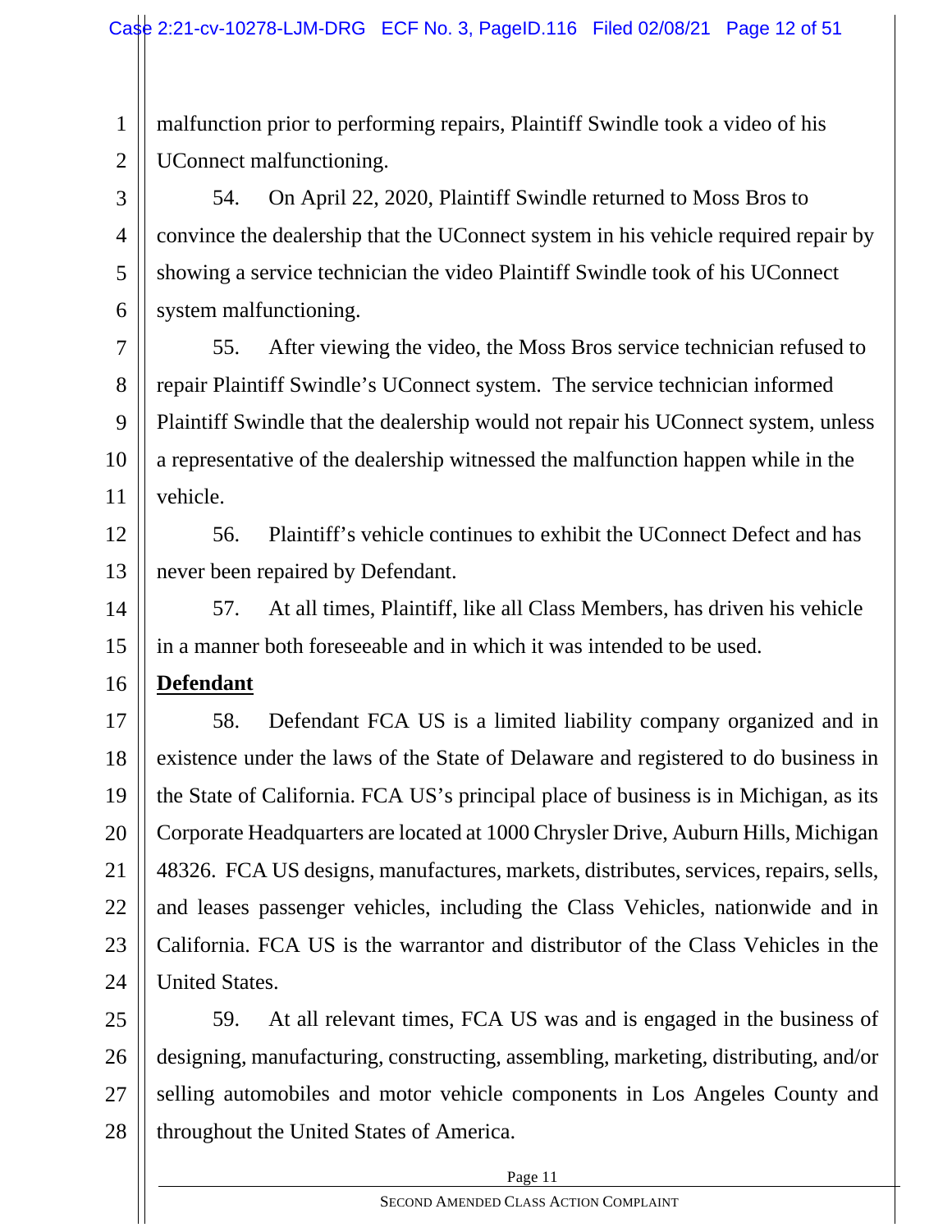malfunction prior to performing repairs, Plaintiff Swindle took a video of his UConnect malfunctioning.

54. On April 22, 2020, Plaintiff Swindle returned to Moss Bros to convince the dealership that the UConnect system in his vehicle required repair by showing a service technician the video Plaintiff Swindle took of his UConnect system malfunctioning.

55. After viewing the video, the Moss Bros service technician refused to repair Plaintiff Swindle's UConnect system. The service technician informed Plaintiff Swindle that the dealership would not repair his UConnect system, unless a representative of the dealership witnessed the malfunction happen while in the vehicle.

56. Plaintiff's vehicle continues to exhibit the UConnect Defect and has never been repaired by Defendant.

57. At all times, Plaintiff, like all Class Members, has driven his vehicle in a manner both foreseeable and in which it was intended to be used.

**Defendant**

58. Defendant FCA US is a limited liability company organized and in existence under the laws of the State of Delaware and registered to do business in the State of California. FCA US's principal place of business is in Michigan, as its Corporate Headquarters are located at 1000 Chrysler Drive, Auburn Hills, Michigan 48326. FCA US designs, manufactures, markets, distributes, services, repairs, sells, and leases passenger vehicles, including the Class Vehicles, nationwide and in California. FCA US is the warrantor and distributor of the Class Vehicles in the United States.

59. At all relevant times, FCA US was and is engaged in the business of designing, manufacturing, constructing, assembling, marketing, distributing, and/or selling automobiles and motor vehicle components in Los Angeles County and throughout the United States of America.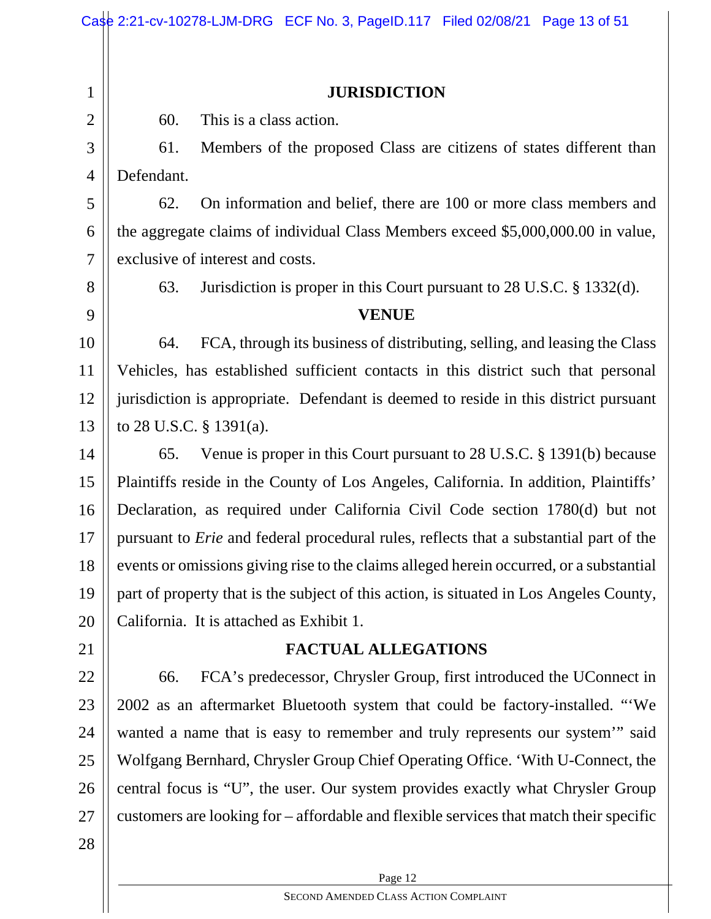## JURISDICTION

60. This is a class action.

61. Members of the proposed Class are citizens of states different than Defendant.

62. On information and belief, there are 100 or more class members and the aggregate claims of individual Class Members exceed $5,000,000.00 in value, exclusive of interest and costs.

63. Jurisdiction is proper in this Court pursuant to 28 U.S.C. § 1332(d).

## VENUE

64. FCA, through its business of distributing, selling, and leasing the Class Vehicles, has established sufficient contacts in this district such that personal jurisdiction is appropriate. Defendant is deemed to reside in this district pursuant to 28 U.S.C. § 1391(a).

65. Venue is proper in this Court pursuant to 28 U.S.C. § 1391(b) because Plaintiffs reside in the County of Los Angeles, California. In addition, Plaintiffs' Declaration, as required under California Civil Code section 1780(d) but not pursuant to *Erie* and federal procedural rules, reflects that a substantial part of the events or omissions giving rise to the claims alleged herein occurred, or a substantial part of property that is the subject of this action, is situated in Los Angeles County, California. It is attached as Exhibit 1.

## FACTUAL ALLEGATIONS

66. FCA's predecessor, Chrysler Group, first introduced the UConnect in 2002 as an aftermarket Bluetooth system that could be factory-installed. "'We wanted a name that is easy to remember and truly represents our system'" said Wolfgang Bernhard, Chrysler Group Chief Operating Office. 'With U-Connect, the central focus is "U", the user. Our system provides exactly what Chrysler Group customers are looking for – affordable and flexible services that match their specific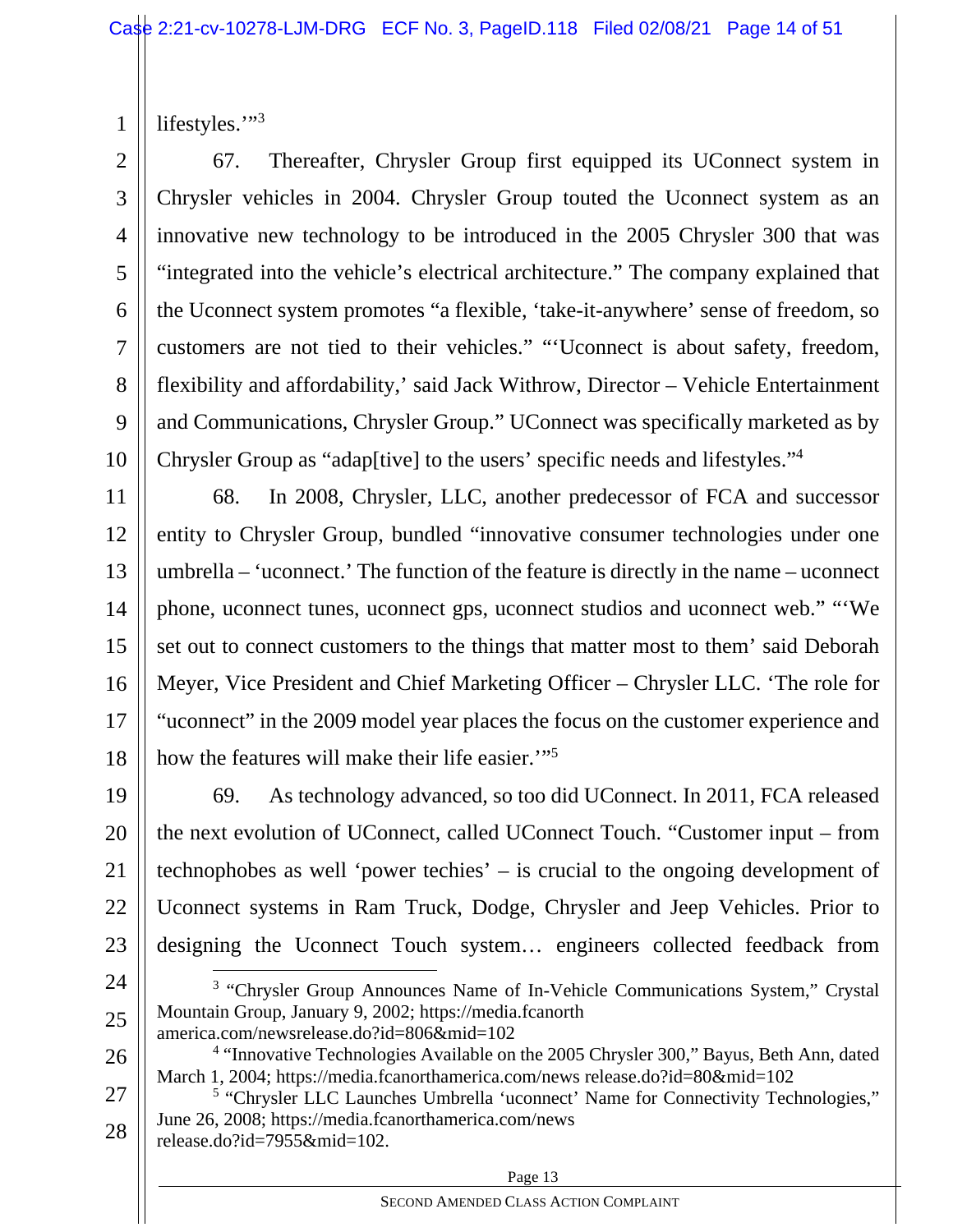lifestyles.'"[3]

67. Thereafter, Chrysler Group first equipped its UConnect system in Chrysler vehicles in 2004. Chrysler Group touted the Uconnect system as an innovative new technology to be introduced in the 2005 Chrysler 300 that was "integrated into the vehicle's electrical architecture." The company explained that the Uconnect system promotes "a flexible, 'take-it-anywhere' sense of freedom, so customers are not tied to their vehicles." "'Uconnect is about safety, freedom, flexibility and affordability,' said Jack Withrow, Director – Vehicle Entertainment and Communications, Chrysler Group." UConnect was specifically marketed as by Chrysler Group as "adap[tive] to the users' specific needs and lifestyles."[4]

68. In 2008, Chrysler, LLC, another predecessor of FCA and successor entity to Chrysler Group, bundled "innovative consumer technologies under one umbrella – 'uconnect.' The function of the feature is directly in the name – uconnect phone, uconnect tunes, uconnect gps, uconnect studios and uconnect web." "'We set out to connect customers to the things that matter most to them' said Deborah Meyer, Vice President and Chief Marketing Officer – Chrysler LLC. 'The role for "uconnect" in the 2009 model year places the focus on the customer experience and how the features will make their life easier.'"[5]

69. As technology advanced, so too did UConnect. In 2011, FCA released the next evolution of UConnect, called UConnect Touch. "Customer input – from technophobes as well 'power techies' – is crucial to the ongoing development of Uconnect systems in Ram Truck, Dodge, Chrysler and Jeep Vehicles. Prior to designing the Uconnect Touch system… engineers collected feedback from

---

[3] "Chrysler Group Announces Name of In-Vehicle Communications System," Crystal Mountain Group, January 9, 2002; https://media.fcanorth america.com/newsrelease.do?id=806&mid=102

[4] "Innovative Technologies Available on the 2005 Chrysler 300," Bayus, Beth Ann, dated March 1, 2004; https://media.fcanorthamerica.com/news release.do?id=80&mid=102

[5] "Chrysler LLC Launches Umbrella 'uconnect' Name for Connectivity Technologies," June 26, 2008; https://media.fcanorthamerica.com/news release.do?id=7955&mid=102.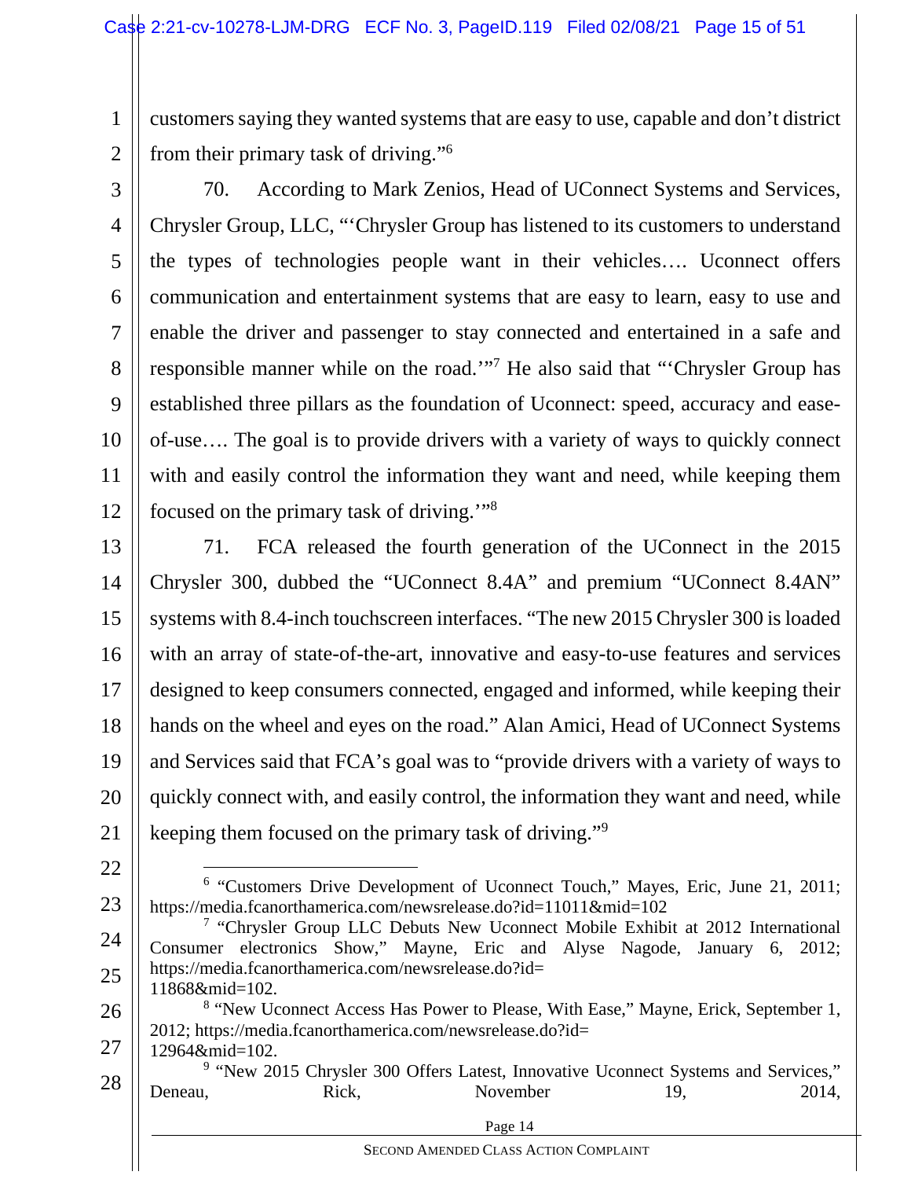customers saying they wanted systems that are easy to use, capable and don't district from their primary task of driving."[6]

70. According to Mark Zenios, Head of UConnect Systems and Services, Chrysler Group, LLC, "'Chrysler Group has listened to its customers to understand the types of technologies people want in their vehicles…. Uconnect offers communication and entertainment systems that are easy to learn, easy to use and enable the driver and passenger to stay connected and entertained in a safe and responsible manner while on the road.'"[7] He also said that "'Chrysler Group has established three pillars as the foundation of Uconnect: speed, accuracy and ease-of-use…. The goal is to provide drivers with a variety of ways to quickly connect with and easily control the information they want and need, while keeping them focused on the primary task of driving.'"[8]

71. FCA released the fourth generation of the UConnect in the 2015 Chrysler 300, dubbed the "UConnect 8.4A" and premium "UConnect 8.4AN" systems with 8.4-inch touchscreen interfaces. "The new 2015 Chrysler 300 is loaded with an array of state-of-the-art, innovative and easy-to-use features and services designed to keep consumers connected, engaged and informed, while keeping their hands on the wheel and eyes on the road." Alan Amici, Head of UConnect Systems and Services said that FCA's goal was to "provide drivers with a variety of ways to quickly connect with, and easily control, the information they want and need, while keeping them focused on the primary task of driving."[9]

---

[6] "Customers Drive Development of Uconnect Touch," Mayes, Eric, June 21, 2011; https://media.fcanorthamerica.com/newsrelease.do?id=11011&mid=102

[7] "Chrysler Group LLC Debuts New Uconnect Mobile Exhibit at 2012 International Consumer electronics Show," Mayne, Eric and Alyse Nagode, January 6, 2012; https://media.fcanorthamerica.com/newsrelease.do?id=11868&mid=102.

[8] "New Uconnect Access Has Power to Please, With Ease," Mayne, Erick, September 1, 2012; https://media.fcanorthamerica.com/newsrelease.do?id=12964&mid=102.

[9] "New 2015 Chrysler 300 Offers Latest, Innovative Uconnect Systems and Services," Deneau, Rick, November 19, 2014,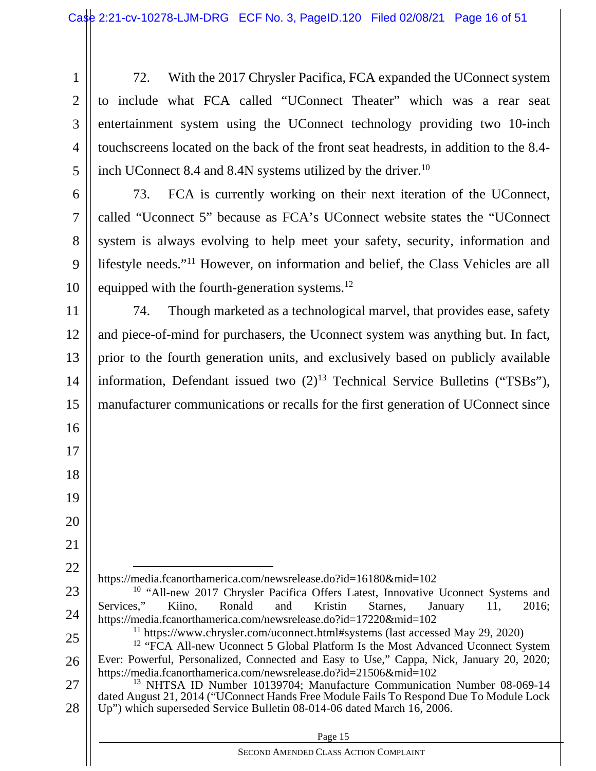72. With the 2017 Chrysler Pacifica, FCA expanded the UConnect system to include what FCA called "UConnect Theater" which was a rear seat entertainment system using the UConnect technology providing two 10-inch touchscreens located on the back of the front seat headrests, in addition to the 8.4-inch UConnect 8.4 and 8.4N systems utilized by the driver.[10]

73. FCA is currently working on their next iteration of the UConnect, called "Uconnect 5" because as FCA's UConnect website states the "UConnect system is always evolving to help meet your safety, security, information and lifestyle needs."[11] However, on information and belief, the Class Vehicles are all equipped with the fourth-generation systems.[12]

74. Though marketed as a technological marvel, that provides ease, safety and piece-of-mind for purchasers, the Uconnect system was anything but. In fact, prior to the fourth generation units, and exclusively based on publicly available information, Defendant issued two (2)[13] Technical Service Bulletins ("TSBs"), manufacturer communications or recalls for the first generation of UConnect since

---

https://media.fcanorthamerica.com/newsrelease.do?id=16180&mid=102

[10] "All-new 2017 Chrysler Pacifica Offers Latest, Innovative Uconnect Systems and Services," Kiino, Ronald and Kristin Starnes, January 11, 2016; https://media.fcanorthamerica.com/newsrelease.do?id=17220&mid=102

[11] https://www.chrysler.com/uconnect.html#systems (last accessed May 29, 2020)

[12] "FCA All-new Uconnect 5 Global Platform Is the Most Advanced Uconnect System Ever: Powerful, Personalized, Connected and Easy to Use," Cappa, Nick, January 20, 2020; https://media.fcanorthamerica.com/newsrelease.do?id=21506&mid=102

[13] NHTSA ID Number 10139704; Manufacture Communication Number 08-069-14 dated August 21, 2014 ("UConnect Hands Free Module Fails To Respond Due To Module Lock Up") which superseded Service Bulletin 08-014-06 dated March 16, 2006.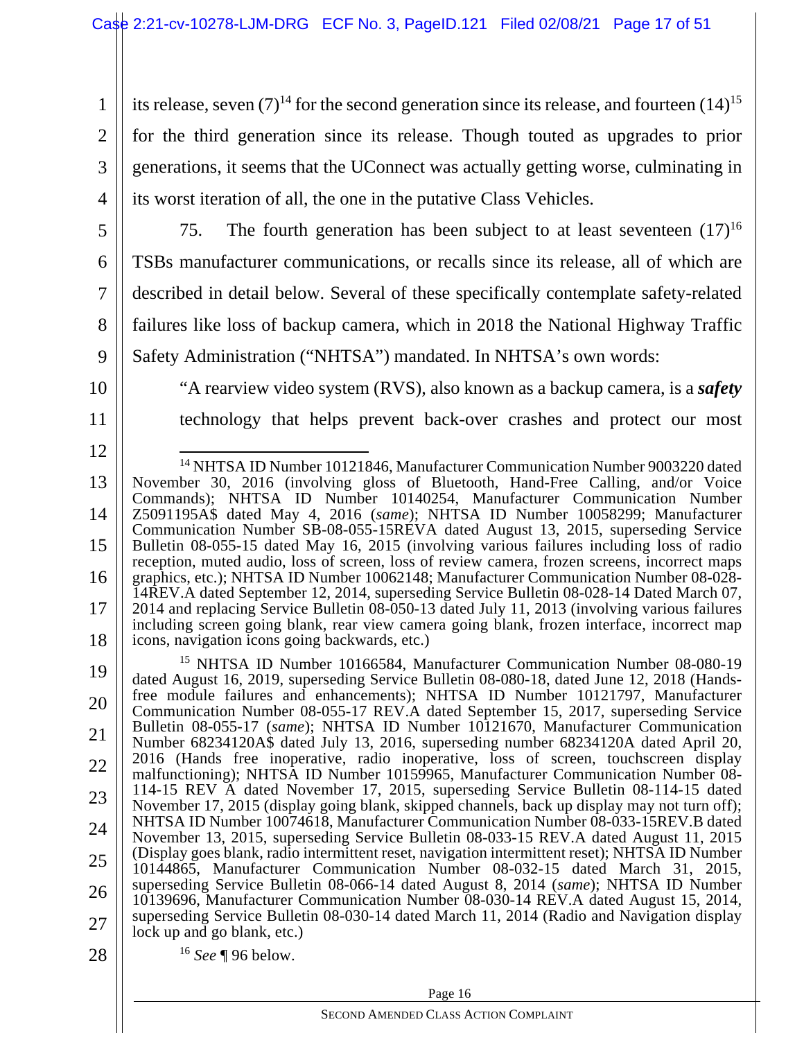its release, seven (7)[14] for the second generation since its release, and fourteen (14)[15] for the third generation since its release. Though touted as upgrades to prior generations, it seems that the UConnect was actually getting worse, culminating in its worst iteration of all, the one in the putative Class Vehicles.

75. The fourth generation has been subject to at least seventeen (17)[16] TSBs manufacturer communications, or recalls since its release, all of which are described in detail below. Several of these specifically contemplate safety-related failures like loss of backup camera, which in 2018 the National Highway Traffic Safety Administration ("NHTSA") mandated. In NHTSA's own words:

> "A rearview video system (RVS), also known as a backup camera, is a ***safety*** technology that helps prevent back-over crashes and protect our most

---

[14] NHTSA ID Number 10121846, Manufacturer Communication Number 9003220 dated November 30, 2016 (involving gloss of Bluetooth, Hand-Free Calling, and/or Voice Commands); NHTSA ID Number 10140254, Manufacturer Communication Number Z5091195A$ dated May 4, 2016 (*same*); NHTSA ID Number 10058299; Manufacturer Communication Number SB-08-055-15REVA dated August 13, 2015, superseding Service Bulletin 08-055-15 dated May 16, 2015 (involving various failures including loss of radio reception, muted audio, loss of screen, loss of review camera, frozen screens, incorrect maps graphics, etc.); NHTSA ID Number 10062148; Manufacturer Communication Number 08-028-14REV.A dated September 12, 2014, superseding Service Bulletin 08-028-14 Dated March 07, 2014 and replacing Service Bulletin 08-050-13 dated July 11, 2013 (involving various failures including screen going blank, rear view camera going blank, frozen interface, incorrect map icons, navigation icons going backwards, etc.)

[15] NHTSA ID Number 10166584, Manufacturer Communication Number 08-080-19 dated August 16, 2019, superseding Service Bulletin 08-080-18, dated June 12, 2018 (Hands-free module failures and enhancements); NHTSA ID Number 10121797, Manufacturer Communication Number 08-055-17 REV.A dated September 15, 2017, superseding Service Bulletin 08-055-17 (*same*); NHTSA ID Number 10121670, Manufacturer Communication Number 68234120A$ dated July 13, 2016, superseding number 68234120A dated April 20, 2016 (Hands free inoperative, radio inoperative, loss of screen, touchscreen display malfunctioning); NHTSA ID Number 10159965, Manufacturer Communication Number 08-114-15 REV A dated November 17, 2015, superseding Service Bulletin 08-114-15 dated November 17, 2015 (display going blank, skipped channels, back up display may not turn off); NHTSA ID Number 10074618, Manufacturer Communication Number 08-033-15REV.B dated November 13, 2015, superseding Service Bulletin 08-033-15 REV.A dated August 11, 2015 (Display goes blank, radio intermittent reset, navigation intermittent reset); NHTSA ID Number 10144865, Manufacturer Communication Number 08-032-15 dated March 31, 2015, superseding Service Bulletin 08-066-14 dated August 8, 2014 (*same*); NHTSA ID Number 10139696, Manufacturer Communication Number 08-030-14 REV.A dated August 15, 2014, superseding Service Bulletin 08-030-14 dated March 11, 2014 (Radio and Navigation display lock up and go blank, etc.)

[16] *See* ¶ 96 below.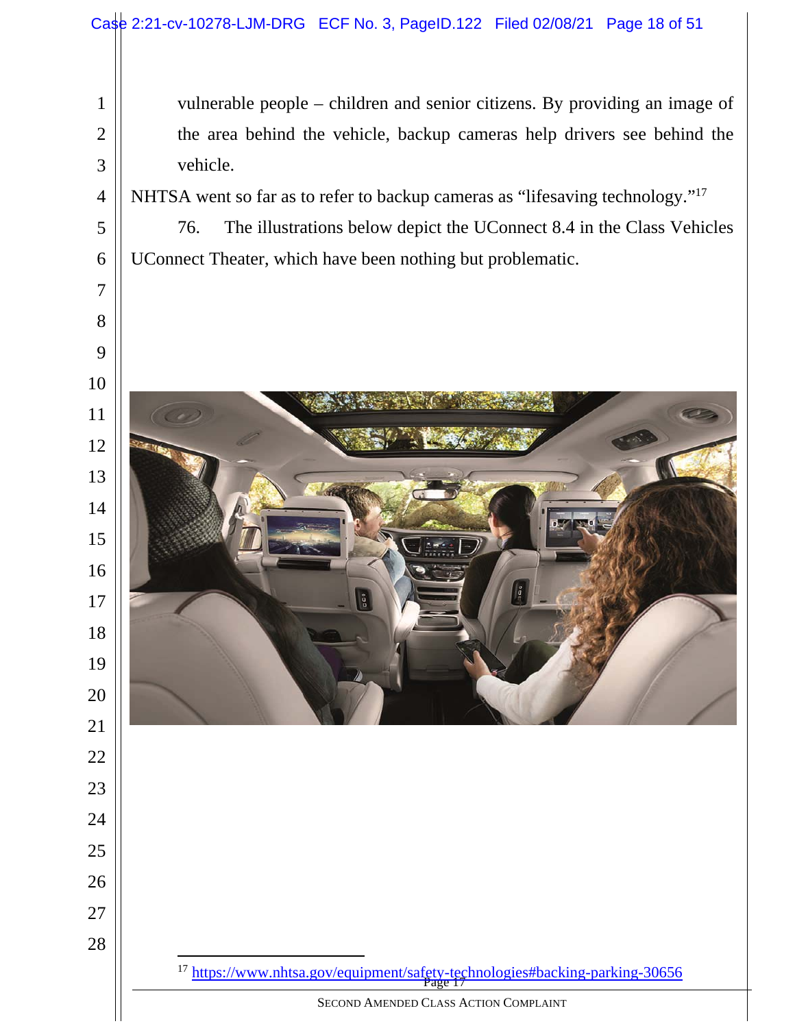vulnerable people – children and senior citizens. By providing an image of the area behind the vehicle, backup cameras help drivers see behind the vehicle.

NHTSA went so far as to refer to backup cameras as "lifesaving technology."[17]

76. The illustrations below depict the UConnect 8.4 in the Class Vehicles UConnect Theater, which have been nothing but problematic.

[17] https://www.nhtsa.gov/equipment/safety-technologies#backing-parking-30656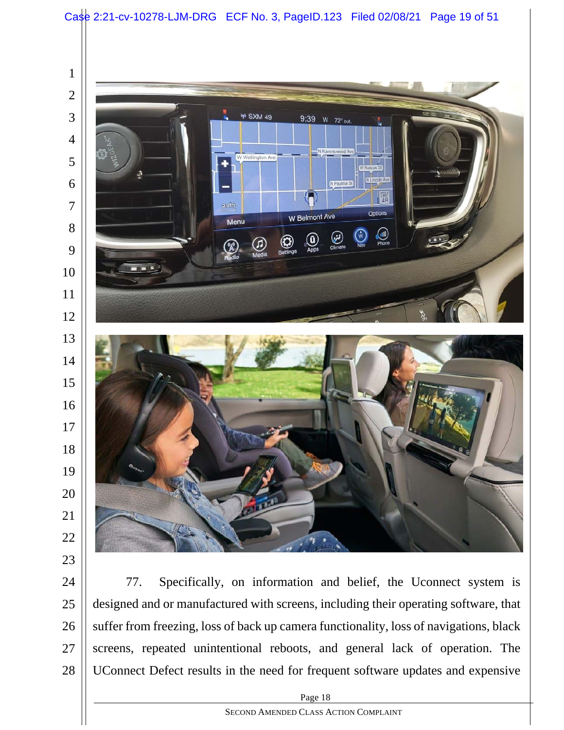77. Specifically, on information and belief, the Uconnect system is designed and or manufactured with screens, including their operating software, that suffer from freezing, loss of back up camera functionality, loss of navigations, black screens, repeated unintentional reboots, and general lack of operation. The UConnect Defect results in the need for frequent software updates and expensive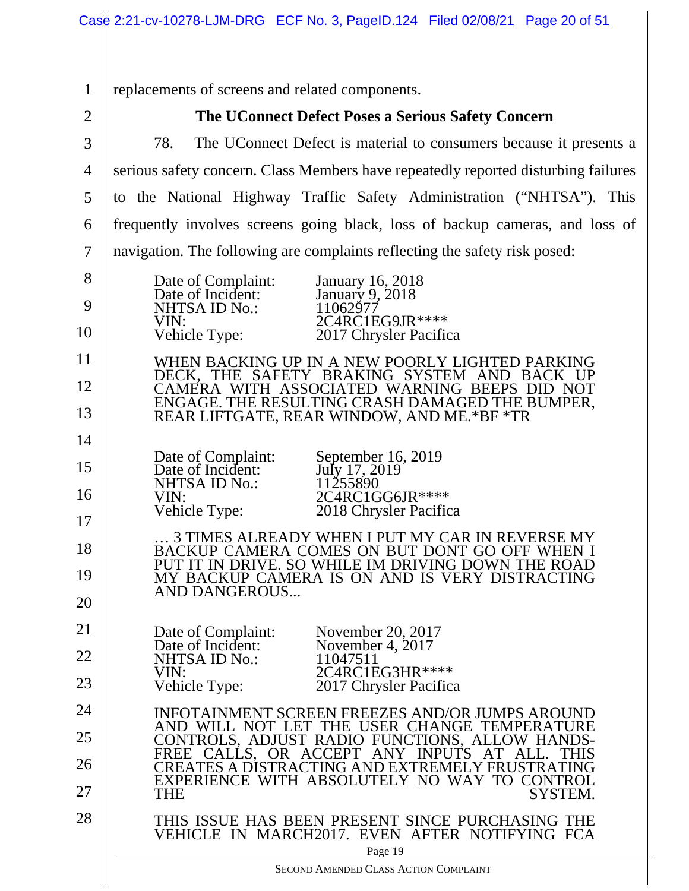replacements of screens and related components.

## The UConnect Defect Poses a Serious Safety Concern

78. The UConnect Defect is material to consumers because it presents a serious safety concern. Class Members have repeatedly reported disturbing failures to the National Highway Traffic Safety Administration ("NHTSA"). This frequently involves screens going black, loss of backup cameras, and loss of navigation. The following are complaints reflecting the safety risk posed:

Date of Complaint: January 16, 2018
Date of Incident: January 9, 2018
NHTSA ID No.: 11062977
VIN: 2C4RC1EG9JR****
Vehicle Type: 2017 Chrysler Pacifica

WHEN BACKING UP IN A NEW POORLY LIGHTED PARKING DECK, THE SAFETY BRAKING SYSTEM AND BACK UP CAMERA WITH ASSOCIATED WARNING BEEPS DID NOT ENGAGE. THE RESULTING CRASH DAMAGED THE BUMPER, REAR LIFTGATE, REAR WINDOW, AND ME.*BF *TR

Date of Complaint: September 16, 2019
Date of Incident: July 17, 2019
NHTSA ID No.: 11255890
VIN: 2C4RC1GG6JR****
Vehicle Type: 2018 Chrysler Pacifica

… 3 TIMES ALREADY WHEN I PUT MY CAR IN REVERSE MY BACKUP CAMERA COMES ON BUT DONT GO OFF WHEN I PUT IT IN DRIVE. SO WHILE IM DRIVING DOWN THE ROAD MY BACKUP CAMERA IS ON AND IS VERY DISTRACTING AND DANGEROUS...

Date of Complaint: November 20, 2017
Date of Incident: November 4, 2017
NHTSA ID No.: 11047511
VIN: 2C4RC1EG3HR****
Vehicle Type: 2017 Chrysler Pacifica

INFOTAINMENT SCREEN FREEZES AND/OR JUMPS AROUND AND WILL NOT LET THE USER CHANGE TEMPERATURE CONTROLS, ADJUST RADIO FUNCTIONS, ALLOW HANDS-FREE CALLS, OR ACCEPT ANY INPUTS AT ALL. THIS CREATES A DISTRACTING AND EXTREMELY FRUSTRATING EXPERIENCE WITH ABSOLUTELY NO WAY TO CONTROL THE SYSTEM.

THIS ISSUE HAS BEEN PRESENT SINCE PURCHASING THE VEHICLE IN MARCH2017. EVEN AFTER NOTIFYING FCA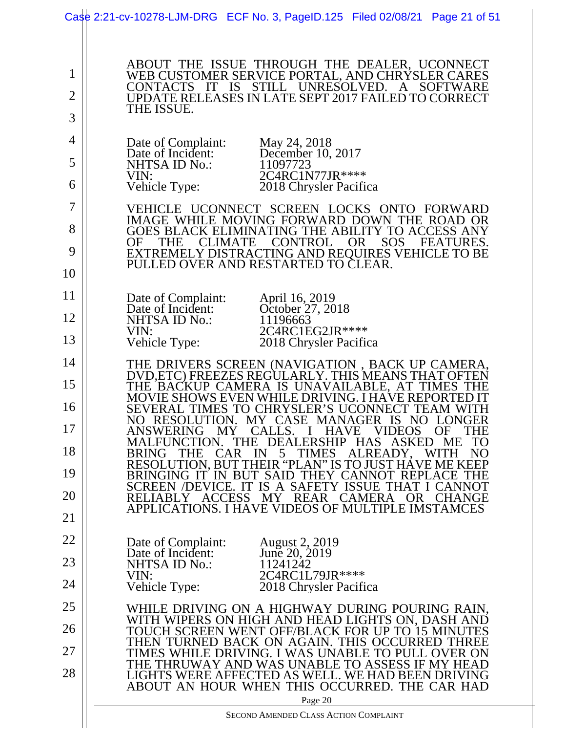ABOUT THE ISSUE THROUGH THE DEALER, UCONNECT WEB CUSTOMER SERVICE PORTAL, AND CHRYSLER CARES CONTACTS IT IS STILL UNRESOLVED. A SOFTWARE UPDATE RELEASES IN LATE SEPT 2017 FAILED TO CORRECT THE ISSUE.

| | |
|---|---|
| Date of Complaint: | May 24, 2018 |
| Date of Incident: | December 10, 2017 |
| NHTSA ID No.: | 11097723 |
| VIN: | 2C4RC1N77JR**** |
| Vehicle Type: | 2018 Chrysler Pacifica |

VEHICLE UCONNECT SCREEN LOCKS ONTO FORWARD IMAGE WHILE MOVING FORWARD DOWN THE ROAD OR GOES BLACK ELIMINATING THE ABILITY TO ACCESS ANY OF THE CLIMATE CONTROL OR SOS FEATURES. EXTREMELY DISTRACTING AND REQUIRES VEHICLE TO BE PULLED OVER AND RESTARTED TO CLEAR.

| | |
|---|---|
| Date of Complaint: | April 16, 2019 |
| Date of Incident: | October 27, 2018 |
| NHTSA ID No.: | 11196663 |
| VIN: | 2C4RC1EG2JR**** |
| Vehicle Type: | 2018 Chrysler Pacifica |

THE DRIVERS SCREEN (NAVIGATION , BACK UP CAMERA, DVD,ETC) FREEZES REGULARLY. THIS MEANS THAT OFTEN THE BACKUP CAMERA IS UNAVAILABLE, AT TIMES THE MOVIE SHOWS EVEN WHILE DRIVING. I HAVE REPORTED IT SEVERAL TIMES TO CHRYSLER'S UCONNECT TEAM WITH NO RESOLUTION. MY CASE MANAGER IS NO LONGER ANSWERING MY CALLS. I HAVE VIDEOS OF THE MALFUNCTION. THE DEALERSHIP HAS ASKED ME TO BRING THE CAR IN 5 TIMES ALREADY, WITH NO RESOLUTION, BUT THEIR "PLAN" IS TO JUST HAVE ME KEEP BRINGING IT IN BUT SAID THEY CANNOT REPLACE THE SCREEN /DEVICE. IT IS A SAFETY ISSUE THAT I CANNOT RELIABLY ACCESS MY REAR CAMERA OR CHANGE APPLICATIONS. I HAVE VIDEOS OF MULTIPLE IMSTAMCES

| | |
|---|---|
| Date of Complaint: | August 2, 2019 |
| Date of Incident: | June 20, 2019 |
| NHTSA ID No.: | 11241242 |
| VIN: | 2C4RC1L79JR**** |
| Vehicle Type: | 2018 Chrysler Pacifica |

WHILE DRIVING ON A HIGHWAY DURING POURING RAIN, WITH WIPERS ON HIGH AND HEAD LIGHTS ON, DASH AND TOUCH SCREEN WENT OFF/BLACK FOR UP TO 15 MINUTES THEN TURNED BACK ON AGAIN. THIS OCCURRED THREE TIMES WHILE DRIVING. I WAS UNABLE TO PULL OVER ON THE THRUWAY AND WAS UNABLE TO ASSESS IF MY HEAD LIGHTS WERE AFFECTED AS WELL. WE HAD BEEN DRIVING ABOUT AN HOUR WHEN THIS OCCURRED. THE CAR HAD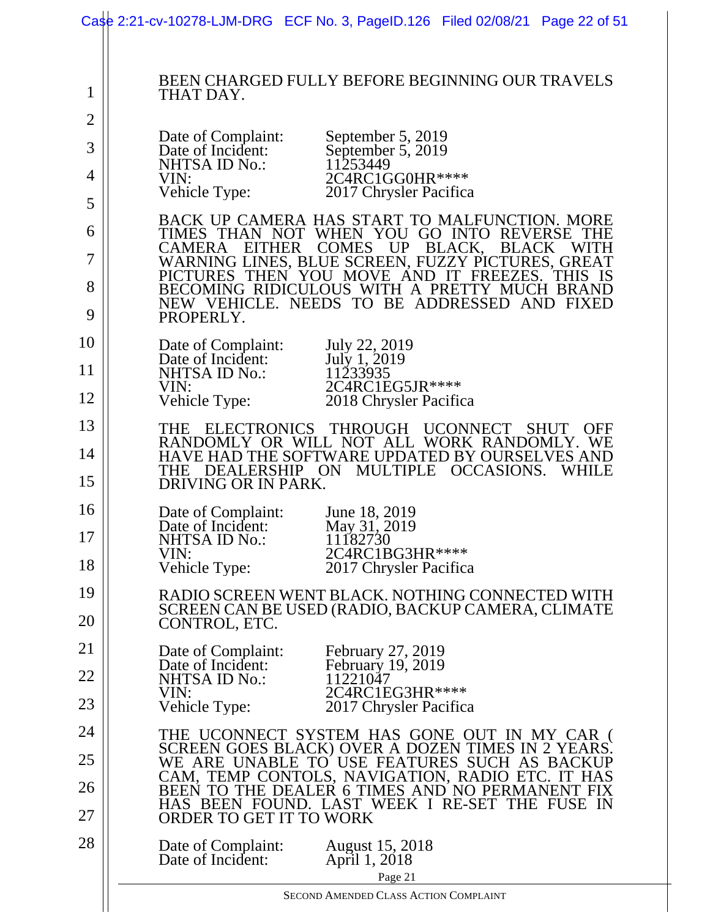BEEN CHARGED FULLY BEFORE BEGINNING OUR TRAVELS THAT DAY.

Date of Complaint: September 5, 2019
Date of Incident: September 5, 2019
NHTSA ID No.: 11253449
VIN: 2C4RC1GG0HR****
Vehicle Type: 2017 Chrysler Pacifica

BACK UP CAMERA HAS START TO MALFUNCTION. MORE TIMES THAN NOT WHEN YOU GO INTO REVERSE THE CAMERA EITHER COMES UP BLACK, BLACK WITH WARNING LINES, BLUE SCREEN, FUZZY PICTURES, GREAT PICTURES THEN YOU MOVE AND IT FREEZES. THIS IS BECOMING RIDICULOUS WITH A PRETTY MUCH BRAND NEW VEHICLE. NEEDS TO BE ADDRESSED AND FIXED PROPERLY.

Date of Complaint: July 22, 2019
Date of Incident: July 1, 2019
NHTSA ID No.: 11233935
VIN: 2C4RC1EG5JR****
Vehicle Type: 2018 Chrysler Pacifica

THE ELECTRONICS THROUGH UCONNECT SHUT OFF RANDOMLY OR WILL NOT ALL WORK RANDOMLY. WE HAVE HAD THE SOFTWARE UPDATED BY OURSELVES AND THE DEALERSHIP ON MULTIPLE OCCASIONS. WHILE DRIVING OR IN PARK.

Date of Complaint: June 18, 2019
Date of Incident: May 31, 2019
NHTSA ID No.: 11182730
VIN: 2C4RC1BG3HR****
Vehicle Type: 2017 Chrysler Pacifica

RADIO SCREEN WENT BLACK. NOTHING CONNECTED WITH SCREEN CAN BE USED (RADIO, BACKUP CAMERA, CLIMATE CONTROL, ETC.

Date of Complaint: February 27, 2019
Date of Incident: February 19, 2019
NHTSA ID No.: 11221047
VIN: 2C4RC1EG3HR****
Vehicle Type: 2017 Chrysler Pacifica

THE UCONNECT SYSTEM HAS GONE OUT IN MY CAR ( SCREEN GOES BLACK) OVER A DOZEN TIMES IN 2 YEARS. WE ARE UNABLE TO USE FEATURES SUCH AS BACKUP CAM, TEMP CONTOLS, NAVIGATION, RADIO ETC. IT HAS BEEN TO THE DEALER 6 TIMES AND NO PERMANENT FIX HAS BEEN FOUND. LAST WEEK I RE-SET THE FUSE IN ORDER TO GET IT TO WORK

Date of Complaint: August 15, 2018
Date of Incident: April 1, 2018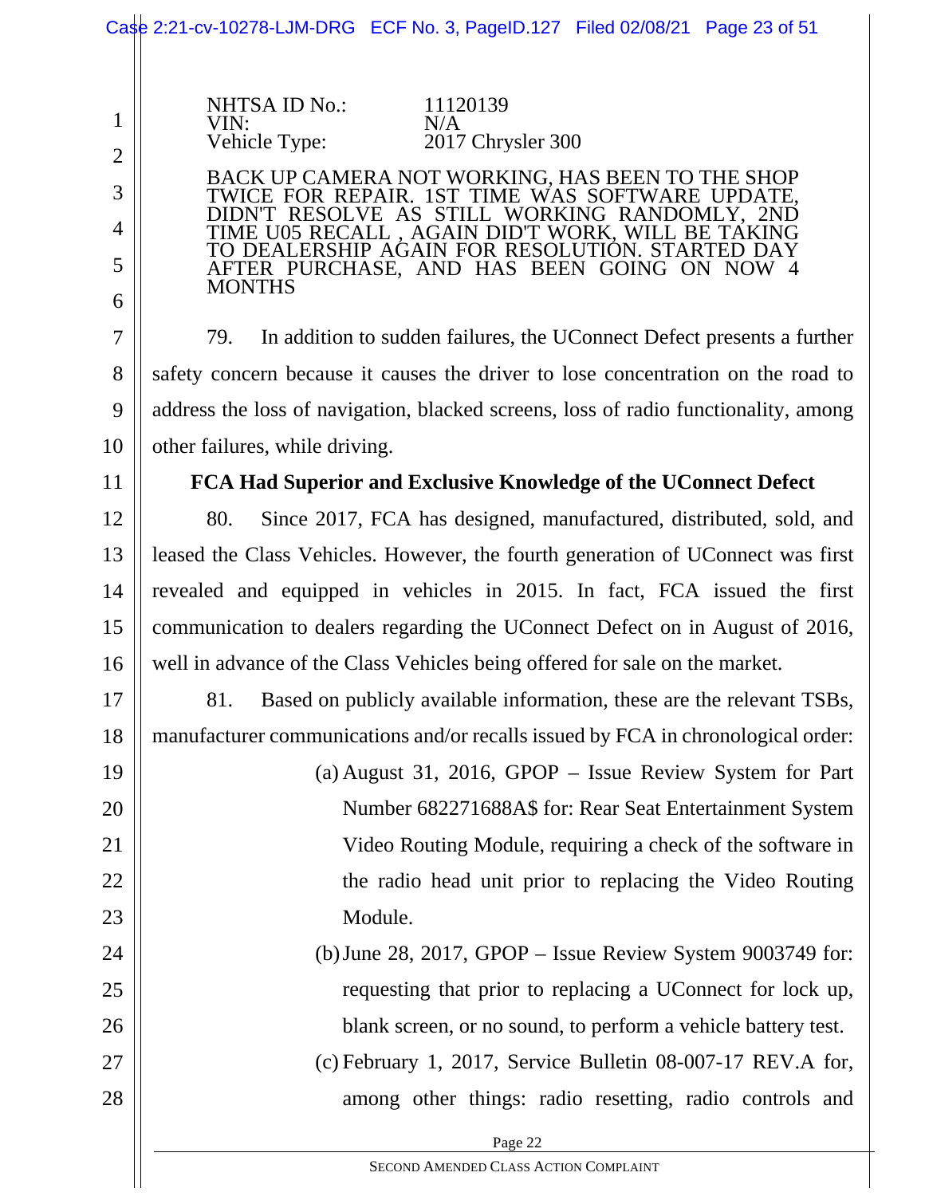NHTSA ID No.: 11120139
VIN: N/A
Vehicle Type: 2017 Chrysler 300

BACK UP CAMERA NOT WORKING, HAS BEEN TO THE SHOP TWICE FOR REPAIR. 1ST TIME WAS SOFTWARE UPDATE, DIDN'T RESOLVE AS STILL WORKING RANDOMLY, 2ND TIME U05 RECALL , AGAIN DID'T WORK, WILL BE TAKING TO DEALERSHIP AGAIN FOR RESOLUTION. STARTED DAY AFTER PURCHASE, AND HAS BEEN GOING ON NOW 4 MONTHS

79. In addition to sudden failures, the UConnect Defect presents a further safety concern because it causes the driver to lose concentration on the road to address the loss of navigation, blacked screens, loss of radio functionality, among other failures, while driving.

**FCA Had Superior and Exclusive Knowledge of the UConnect Defect**

80. Since 2017, FCA has designed, manufactured, distributed, sold, and leased the Class Vehicles. However, the fourth generation of UConnect was first revealed and equipped in vehicles in 2015. In fact, FCA issued the first communication to dealers regarding the UConnect Defect on in August of 2016, well in advance of the Class Vehicles being offered for sale on the market.

81. Based on publicly available information, these are the relevant TSBs, manufacturer communications and/or recalls issued by FCA in chronological order:

(a) August 31, 2016, GPOP – Issue Review System for Part Number 682271688A$ for: Rear Seat Entertainment System Video Routing Module, requiring a check of the software in the radio head unit prior to replacing the Video Routing Module.

(b) June 28, 2017, GPOP – Issue Review System 9003749 for: requesting that prior to replacing a UConnect for lock up, blank screen, or no sound, to perform a vehicle battery test.

(c) February 1, 2017, Service Bulletin 08-007-17 REV.A for, among other things: radio resetting, radio controls and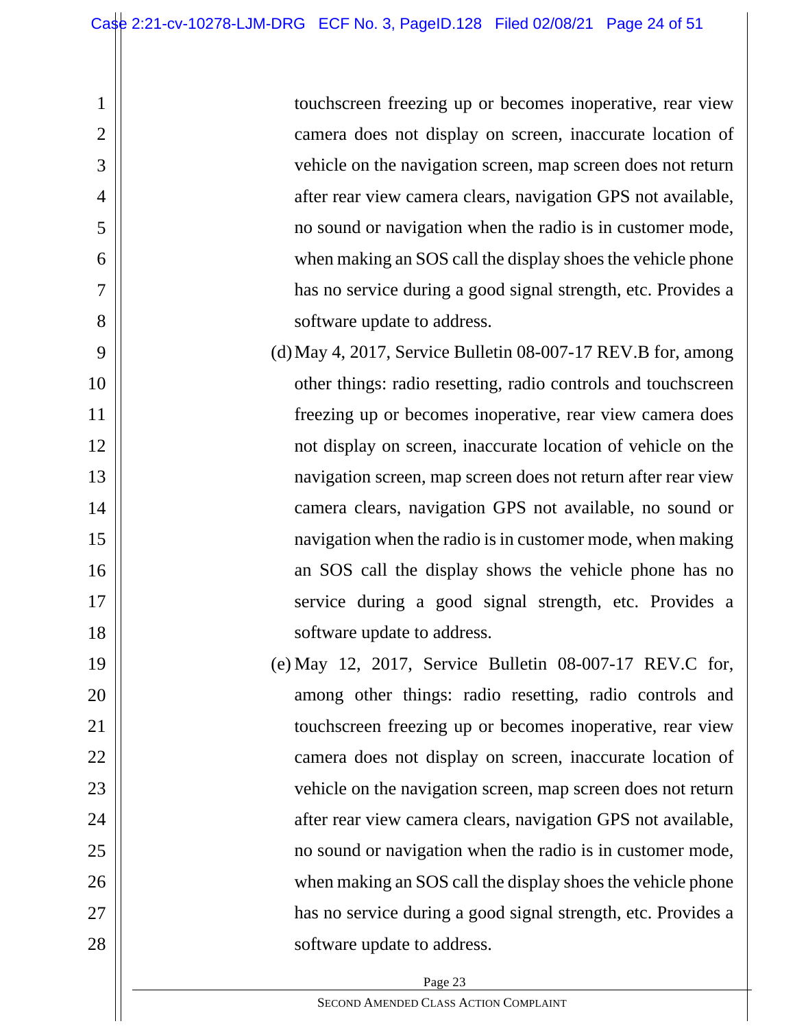touchscreen freezing up or becomes inoperative, rear view camera does not display on screen, inaccurate location of vehicle on the navigation screen, map screen does not return after rear view camera clears, navigation GPS not available, no sound or navigation when the radio is in customer mode, when making an SOS call the display shoes the vehicle phone has no service during a good signal strength, etc. Provides a software update to address.

(d) May 4, 2017, Service Bulletin 08-007-17 REV.B for, among other things: radio resetting, radio controls and touchscreen freezing up or becomes inoperative, rear view camera does not display on screen, inaccurate location of vehicle on the navigation screen, map screen does not return after rear view camera clears, navigation GPS not available, no sound or navigation when the radio is in customer mode, when making an SOS call the display shows the vehicle phone has no service during a good signal strength, etc. Provides a software update to address.

(e) May 12, 2017, Service Bulletin 08-007-17 REV.C for, among other things: radio resetting, radio controls and touchscreen freezing up or becomes inoperative, rear view camera does not display on screen, inaccurate location of vehicle on the navigation screen, map screen does not return after rear view camera clears, navigation GPS not available, no sound or navigation when the radio is in customer mode, when making an SOS call the display shoes the vehicle phone has no service during a good signal strength, etc. Provides a software update to address.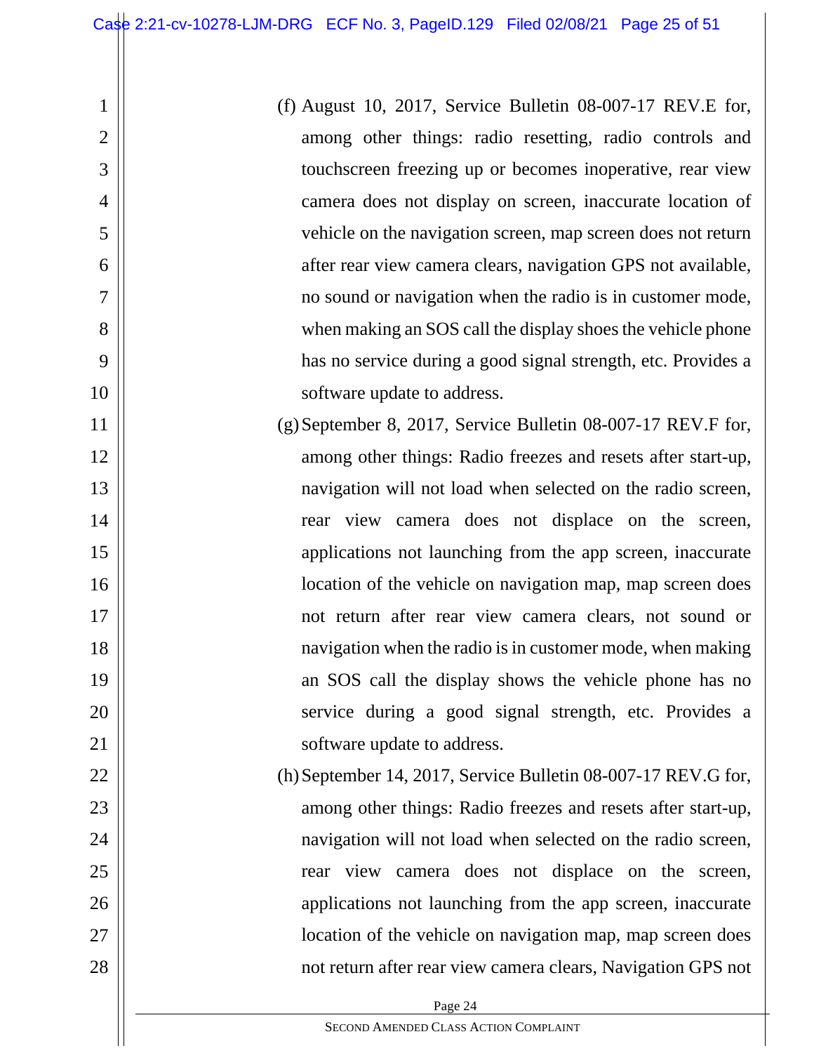(f) August 10, 2017, Service Bulletin 08-007-17 REV.E for, among other things: radio resetting, radio controls and touchscreen freezing up or becomes inoperative, rear view camera does not display on screen, inaccurate location of vehicle on the navigation screen, map screen does not return after rear view camera clears, navigation GPS not available, no sound or navigation when the radio is in customer mode, when making an SOS call the display shoes the vehicle phone has no service during a good signal strength, etc. Provides a software update to address.

(g) September 8, 2017, Service Bulletin 08-007-17 REV.F for, among other things: Radio freezes and resets after start-up, navigation will not load when selected on the radio screen, rear view camera does not displace on the screen, applications not launching from the app screen, inaccurate location of the vehicle on navigation map, map screen does not return after rear view camera clears, not sound or navigation when the radio is in customer mode, when making an SOS call the display shows the vehicle phone has no service during a good signal strength, etc. Provides a software update to address.

(h) September 14, 2017, Service Bulletin 08-007-17 REV.G for, among other things: Radio freezes and resets after start-up, navigation will not load when selected on the radio screen, rear view camera does not displace on the screen, applications not launching from the app screen, inaccurate location of the vehicle on navigation map, map screen does not return after rear view camera clears, Navigation GPS not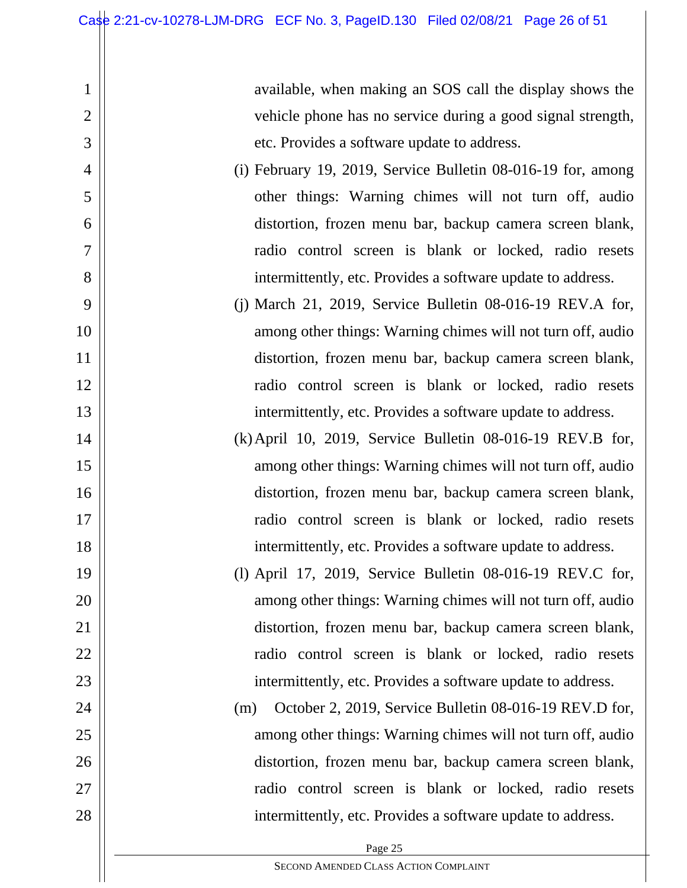available, when making an SOS call the display shows the vehicle phone has no service during a good signal strength, etc. Provides a software update to address.

(i) February 19, 2019, Service Bulletin 08-016-19 for, among other things: Warning chimes will not turn off, audio distortion, frozen menu bar, backup camera screen blank, radio control screen is blank or locked, radio resets intermittently, etc. Provides a software update to address.

(j) March 21, 2019, Service Bulletin 08-016-19 REV.A for, among other things: Warning chimes will not turn off, audio distortion, frozen menu bar, backup camera screen blank, radio control screen is blank or locked, radio resets intermittently, etc. Provides a software update to address.

(k) April 10, 2019, Service Bulletin 08-016-19 REV.B for, among other things: Warning chimes will not turn off, audio distortion, frozen menu bar, backup camera screen blank, radio control screen is blank or locked, radio resets intermittently, etc. Provides a software update to address.

(l) April 17, 2019, Service Bulletin 08-016-19 REV.C for, among other things: Warning chimes will not turn off, audio distortion, frozen menu bar, backup camera screen blank, radio control screen is blank or locked, radio resets intermittently, etc. Provides a software update to address.

(m) October 2, 2019, Service Bulletin 08-016-19 REV.D for, among other things: Warning chimes will not turn off, audio distortion, frozen menu bar, backup camera screen blank, radio control screen is blank or locked, radio resets intermittently, etc. Provides a software update to address.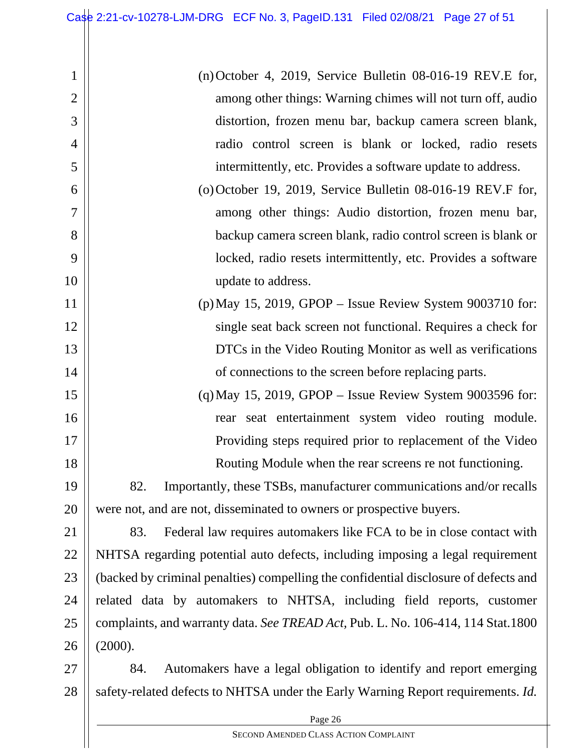(n) October 4, 2019, Service Bulletin 08-016-19 REV.E for, among other things: Warning chimes will not turn off, audio distortion, frozen menu bar, backup camera screen blank, radio control screen is blank or locked, radio resets intermittently, etc. Provides a software update to address.

(o) October 19, 2019, Service Bulletin 08-016-19 REV.F for, among other things: Audio distortion, frozen menu bar, backup camera screen blank, radio control screen is blank or locked, radio resets intermittently, etc. Provides a software update to address.

(p) May 15, 2019, GPOP – Issue Review System 9003710 for: single seat back screen not functional. Requires a check for DTCs in the Video Routing Monitor as well as verifications of connections to the screen before replacing parts.

(q) May 15, 2019, GPOP – Issue Review System 9003596 for: rear seat entertainment system video routing module. Providing steps required prior to replacement of the Video Routing Module when the rear screens re not functioning.

82. Importantly, these TSBs, manufacturer communications and/or recalls were not, and are not, disseminated to owners or prospective buyers.

83. Federal law requires automakers like FCA to be in close contact with NHTSA regarding potential auto defects, including imposing a legal requirement (backed by criminal penalties) compelling the confidential disclosure of defects and related data by automakers to NHTSA, including field reports, customer complaints, and warranty data. *See TREAD Act*, Pub. L. No. 106-414, 114 Stat.1800 (2000).

84. Automakers have a legal obligation to identify and report emerging safety-related defects to NHTSA under the Early Warning Report requirements. *Id.*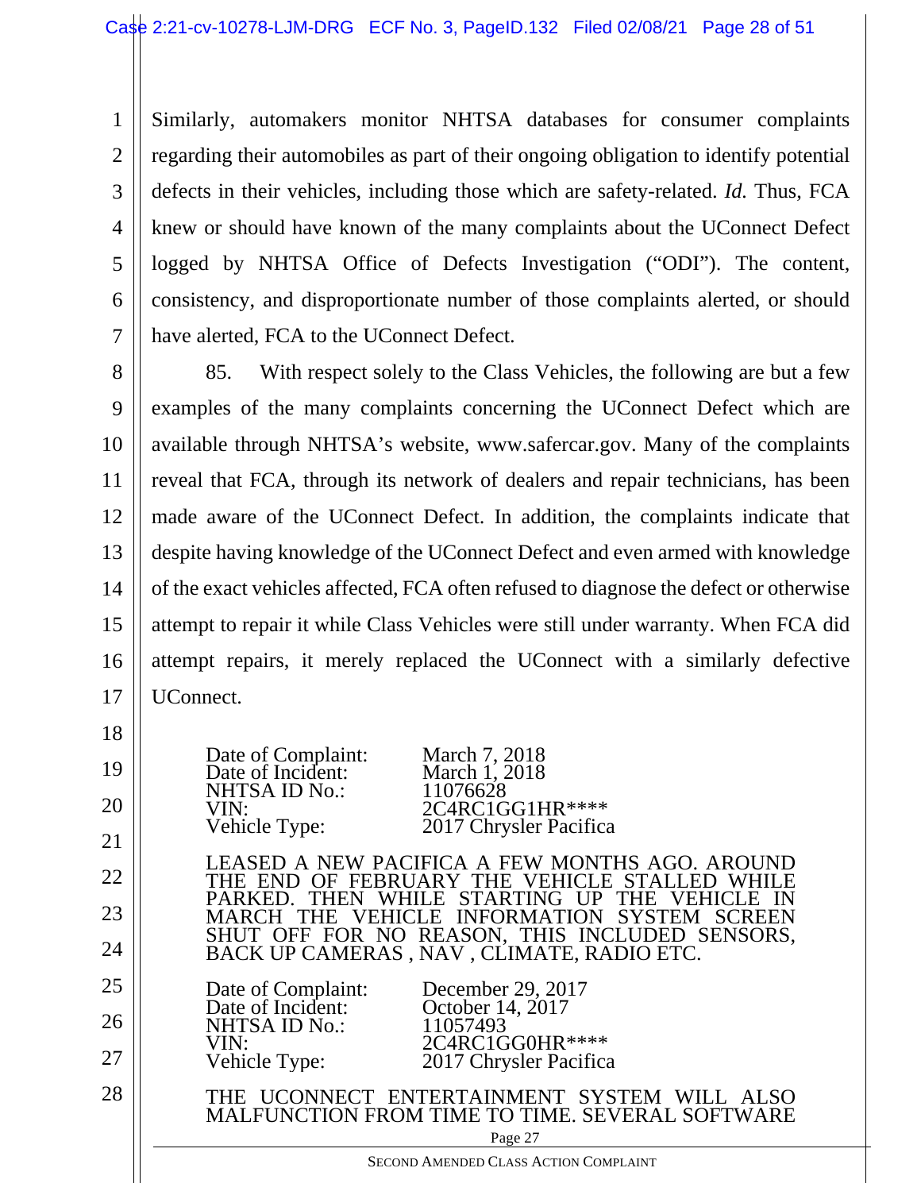Similarly, automakers monitor NHTSA databases for consumer complaints regarding their automobiles as part of their ongoing obligation to identify potential defects in their vehicles, including those which are safety-related. *Id.* Thus, FCA knew or should have known of the many complaints about the UConnect Defect logged by NHTSA Office of Defects Investigation ("ODI"). The content, consistency, and disproportionate number of those complaints alerted, or should have alerted, FCA to the UConnect Defect.

85. With respect solely to the Class Vehicles, the following are but a few examples of the many complaints concerning the UConnect Defect which are available through NHTSA's website, www.safercar.gov. Many of the complaints reveal that FCA, through its network of dealers and repair technicians, has been made aware of the UConnect Defect. In addition, the complaints indicate that despite having knowledge of the UConnect Defect and even armed with knowledge of the exact vehicles affected, FCA often refused to diagnose the defect or otherwise attempt to repair it while Class Vehicles were still under warranty. When FCA did attempt repairs, it merely replaced the UConnect with a similarly defective UConnect.

Date of Complaint: March 7, 2018
Date of Incident: March 1, 2018
NHTSA ID No.: 11076628
VIN: 2C4RC1GG1HR****
Vehicle Type: 2017 Chrysler Pacifica

LEASED A NEW PACIFICA A FEW MONTHS AGO. AROUND THE END OF FEBRUARY THE VEHICLE STALLED WHILE PARKED. THEN WHILE STARTING UP THE VEHICLE IN MARCH THE VEHICLE INFORMATION SYSTEM SCREEN SHUT OFF FOR NO REASON, THIS INCLUDED SENSORS, BACK UP CAMERAS , NAV , CLIMATE, RADIO ETC.

Date of Complaint: December 29, 2017
Date of Incident: October 14, 2017
NHTSA ID No.: 11057493
VIN: 2C4RC1GG0HR****
Vehicle Type: 2017 Chrysler Pacifica

THE UCONNECT ENTERTAINMENT SYSTEM WILL ALSO MALFUNCTION FROM TIME TO TIME. SEVERAL SOFTWARE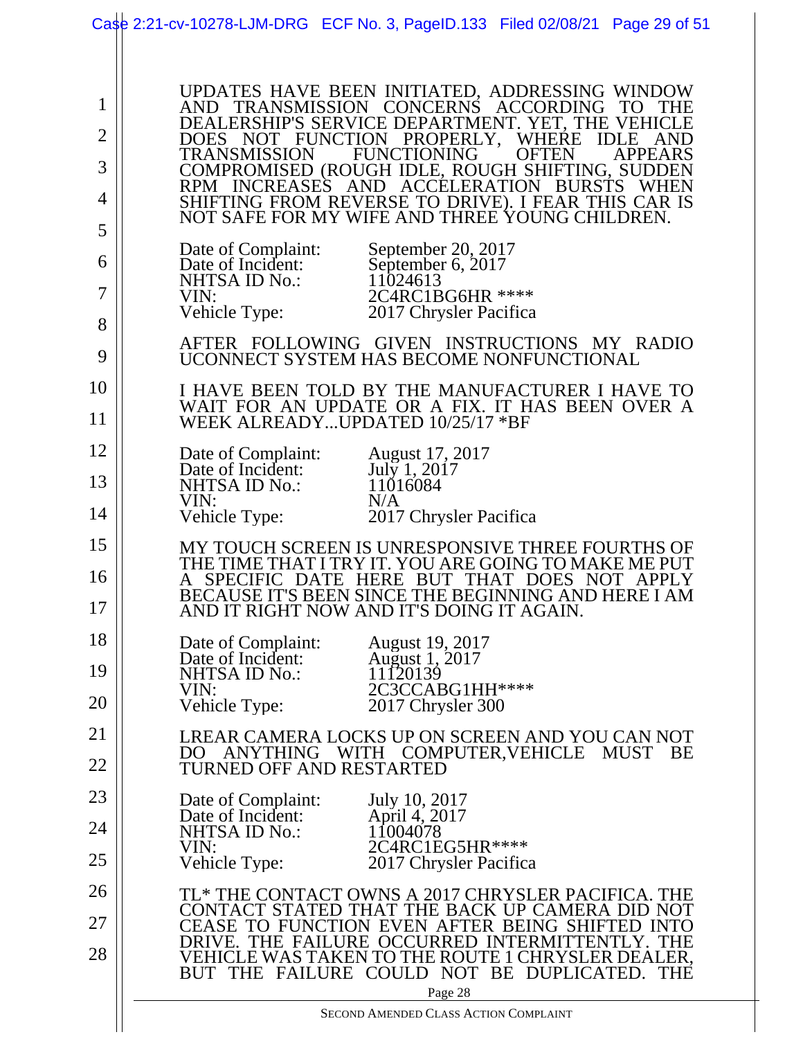UPDATES HAVE BEEN INITIATED, ADDRESSING WINDOW AND TRANSMISSION CONCERNS ACCORDING TO THE DEALERSHIP'S SERVICE DEPARTMENT. YET, THE VEHICLE DOES NOT FUNCTION PROPERLY, WHERE IDLE AND TRANSMISSION FUNCTIONING OFTEN APPEARS COMPROMISED (ROUGH IDLE, ROUGH SHIFTING, SUDDEN RPM INCREASES AND ACCELERATION BURSTS WHEN SHIFTING FROM REVERSE TO DRIVE). I FEAR THIS CAR IS NOT SAFE FOR MY WIFE AND THREE YOUNG CHILDREN.

| | |
|---|---|
| Date of Complaint: | September 20, 2017 |
| Date of Incident: | September 6, 2017 |
| NHTSA ID No.: | 11024613 |
| VIN: | 2C4RC1BG6HR **** |
| Vehicle Type: | 2017 Chrysler Pacifica |

AFTER FOLLOWING GIVEN INSTRUCTIONS MY RADIO UCONNECT SYSTEM HAS BECOME NONFUNCTIONAL

I HAVE BEEN TOLD BY THE MANUFACTURER I HAVE TO WAIT FOR AN UPDATE OR A FIX. IT HAS BEEN OVER A WEEK ALREADY...UPDATED 10/25/17 *BF

| | |
|---|---|
| Date of Complaint: | August 17, 2017 |
| Date of Incident: | July 1, 2017 |
| NHTSA ID No.: | 11016084 |
| VIN: | N/A |
| Vehicle Type: | 2017 Chrysler Pacifica |

MY TOUCH SCREEN IS UNRESPONSIVE THREE FOURTHS OF THE TIME THAT I TRY IT. YOU ARE GOING TO MAKE ME PUT A SPECIFIC DATE HERE BUT THAT DOES NOT APPLY BECAUSE IT'S BEEN SINCE THE BEGINNING AND HERE I AM AND IT RIGHT NOW AND IT'S DOING IT AGAIN.

| | |
|---|---|
| Date of Complaint: | August 19, 2017 |
| Date of Incident: | August 1, 2017 |
| NHTSA ID No.: | 11120139 |
| VIN: | 2C3CCABG1HH**** |
| Vehicle Type: | 2017 Chrysler 300 |

LREAR CAMERA LOCKS UP ON SCREEN AND YOU CAN NOT DO ANYTHING WITH COMPUTER,VEHICLE MUST BE TURNED OFF AND RESTARTED

| | |
|---|---|
| Date of Complaint: | July 10, 2017 |
| Date of Incident: | April 4, 2017 |
| NHTSA ID No.: | 11004078 |
| VIN: | 2C4RC1EG5HR**** |
| Vehicle Type: | 2017 Chrysler Pacifica |

TL* THE CONTACT OWNS A 2017 CHRYSLER PACIFICA. THE CONTACT STATED THAT THE BACK UP CAMERA DID NOT CEASE TO FUNCTION EVEN AFTER BEING SHIFTED INTO DRIVE. THE FAILURE OCCURRED INTERMITTENTLY. THE VEHICLE WAS TAKEN TO THE ROUTE 1 CHRYSLER DEALER, BUT THE FAILURE COULD NOT BE DUPLICATED. THE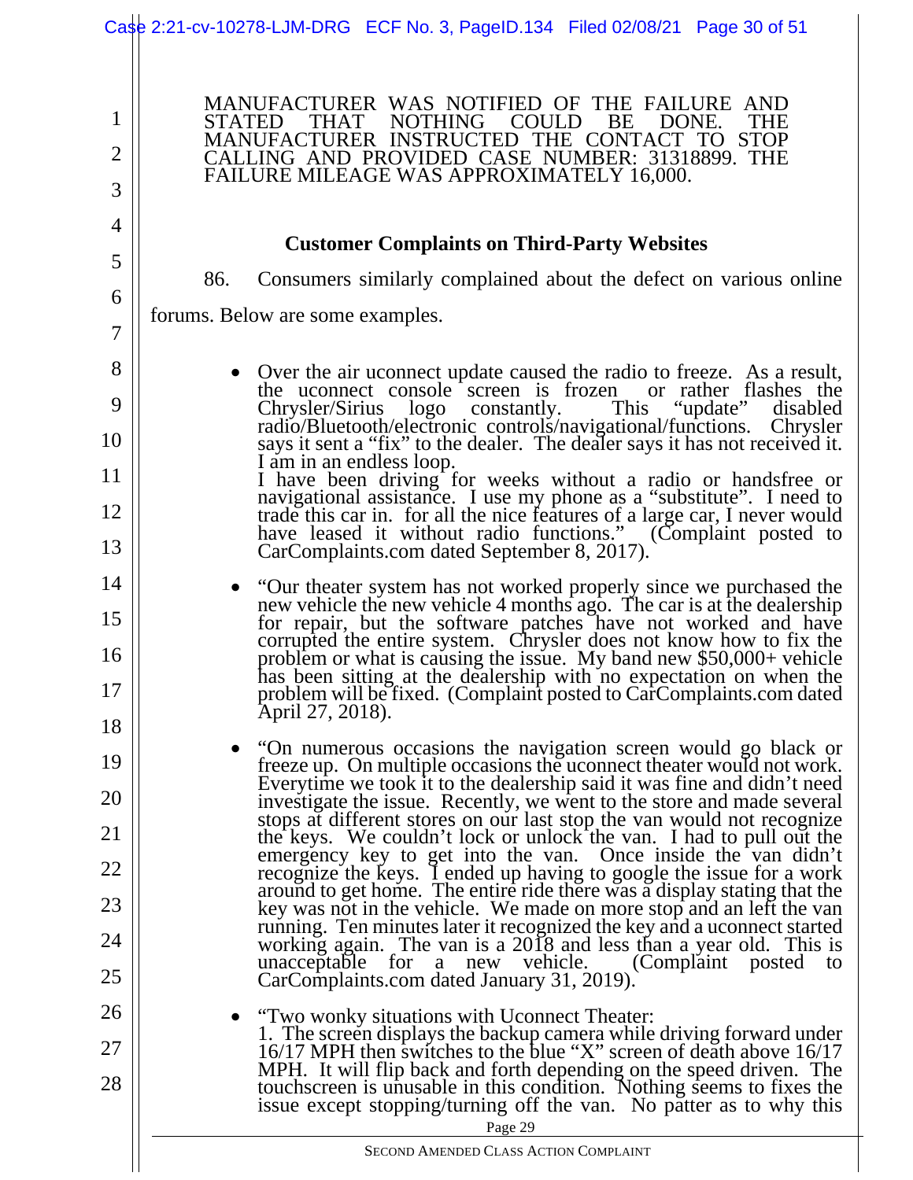MANUFACTURER WAS NOTIFIED OF THE FAILURE AND STATED THAT NOTHING COULD BE DONE. THE MANUFACTURER INSTRUCTED THE CONTACT TO STOP CALLING AND PROVIDED CASE NUMBER: 31318899. THE FAILURE MILEAGE WAS APPROXIMATELY 16,000.

**Customer Complaints on Third-Party Websites**

86. Consumers similarly complained about the defect on various online forums. Below are some examples.

- Over the air uconnect update caused the radio to freeze. As a result, the uconnect console screen is frozen or rather flashes the Chrysler/Sirius logo constantly. This "update" disabled radio/Bluetooth/electronic controls/navigational/functions. Chrysler says it sent a "fix" to the dealer. The dealer says it has not received it. I am in an endless loop.
I have been driving for weeks without a radio or handsfree or navigational assistance. I use my phone as a "substitute". I need to trade this car in. for all the nice features of a large car, I never would have leased it without radio functions." (Complaint posted to CarComplaints.com dated September 8, 2017).

- "Our theater system has not worked properly since we purchased the new vehicle the new vehicle 4 months ago. The car is at the dealership for repair, but the software patches have not worked and have corrupted the entire system. Chrysler does not know how to fix the problem or what is causing the issue. My band new $50,000+ vehicle has been sitting at the dealership with no expectation on when the problem will be fixed. (Complaint posted to CarComplaints.com dated April 27, 2018).

- "On numerous occasions the navigation screen would go black or freeze up. On multiple occasions the uconnect theater would not work. Everytime we took it to the dealership said it was fine and didn't need investigate the issue. Recently, we went to the store and made several stops at different stores on our last stop the van would not recognize the keys. We couldn't lock or unlock the van. I had to pull out the emergency key to get into the van. Once inside the van didn't recognize the keys. I ended up having to google the issue for a work around to get home. The entire ride there was a display stating that the key was not in the vehicle. We made on more stop and an left the van running. Ten minutes later it recognized the key and a uconnect started working again. The van is a 2018 and less than a year old. This is unacceptable for a new vehicle. (Complaint posted to CarComplaints.com dated January 31, 2019).

- "Two wonky situations with Uconnect Theater:
1. The screen displays the backup camera while driving forward under 16/17 MPH then switches to the blue "X" screen of death above 16/17 MPH. It will flip back and forth depending on the speed driven. The touchscreen is unusable in this condition. Nothing seems to fixes the issue except stopping/turning off the van. No patter as to why this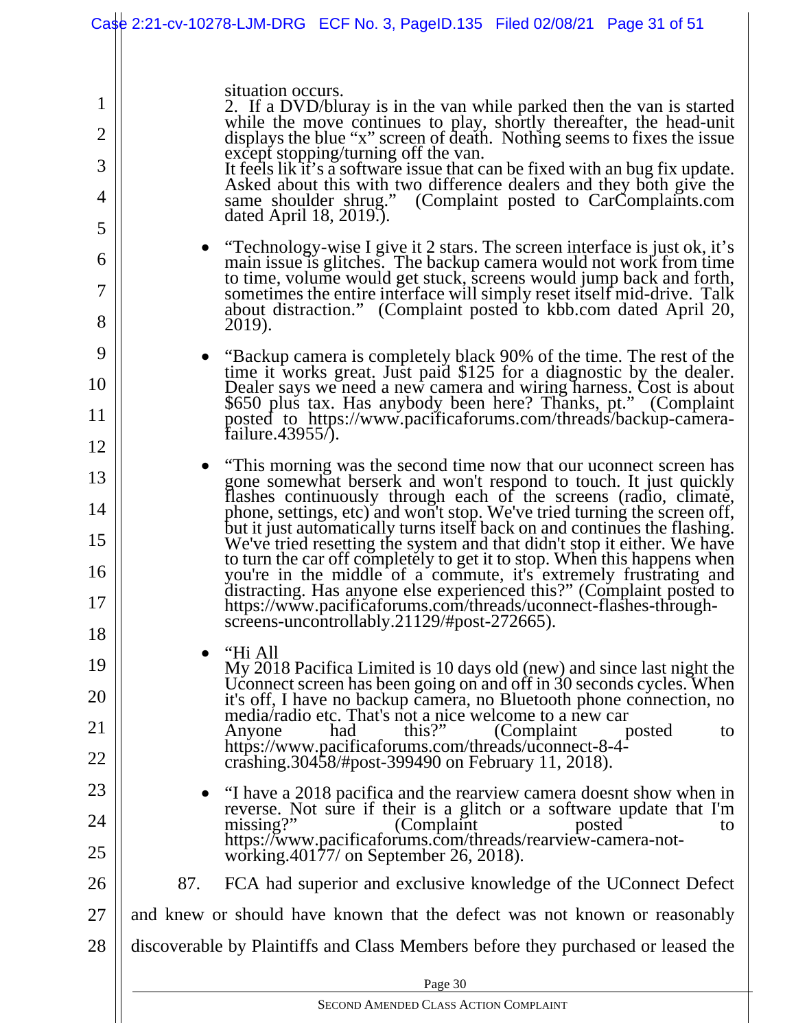situation occurs.
2. If a DVD/bluray is in the van while parked then the van is started while the move continues to play, shortly thereafter, the head-unit displays the blue "x" screen of death. Nothing seems to fixes the issue except stopping/turning off the van.
It feels lik it's a software issue that can be fixed with an bug fix update. Asked about this with two difference dealers and they both give the same shoulder shrug." (Complaint posted to CarComplaints.com dated April 18, 2019.).

- "Technology-wise I give it 2 stars. The screen interface is just ok, it's main issue is glitches. The backup camera would not work from time to time, volume would get stuck, screens would jump back and forth, sometimes the entire interface will simply reset itself mid-drive. Talk about distraction." (Complaint posted to kbb.com dated April 20, 2019).

- "Backup camera is completely black 90% of the time. The rest of the time it works great. Just paid $125 for a diagnostic by the dealer. Dealer says we need a new camera and wiring harness. Cost is about $650 plus tax. Has anybody been here? Thanks, pt." (Complaint posted to https://www.pacificaforums.com/threads/backup-camera-failure.43955/).

- "This morning was the second time now that our uconnect screen has gone somewhat berserk and won't respond to touch. It just quickly flashes continuously through each of the screens (radio, climate, phone, settings, etc) and won't stop. We've tried turning the screen off, but it just automatically turns itself back on and continues the flashing. We've tried resetting the system and that didn't stop it either. We have to turn the car off completely to get it to stop. When this happens when you're in the middle of a commute, it's extremely frustrating and distracting. Has anyone else experienced this?" (Complaint posted to https://www.pacificaforums.com/threads/uconnect-flashes-through-screens-uncontrollably.21129/#post-272665).

- "Hi All
My 2018 Pacifica Limited is 10 days old (new) and since last night the Uconnect screen has been going on and off in 30 seconds cycles. When it's off, I have no backup camera, no Bluetooth phone connection, no media/radio etc. That's not a nice welcome to a new car
Anyone had this?" (Complaint posted to https://www.pacificaforums.com/threads/uconnect-8-4-crashing.30458/#post-399490 on February 11, 2018).

- "I have a 2018 pacifica and the rearview camera doesnt show when in reverse. Not sure if their is a glitch or a software update that I'm missing?" (Complaint posted to https://www.pacificaforums.com/threads/rearview-camera-not-working.40177/ on September 26, 2018).

87. FCA had superior and exclusive knowledge of the UConnect Defect and knew or should have known that the defect was not known or reasonably discoverable by Plaintiffs and Class Members before they purchased or leased the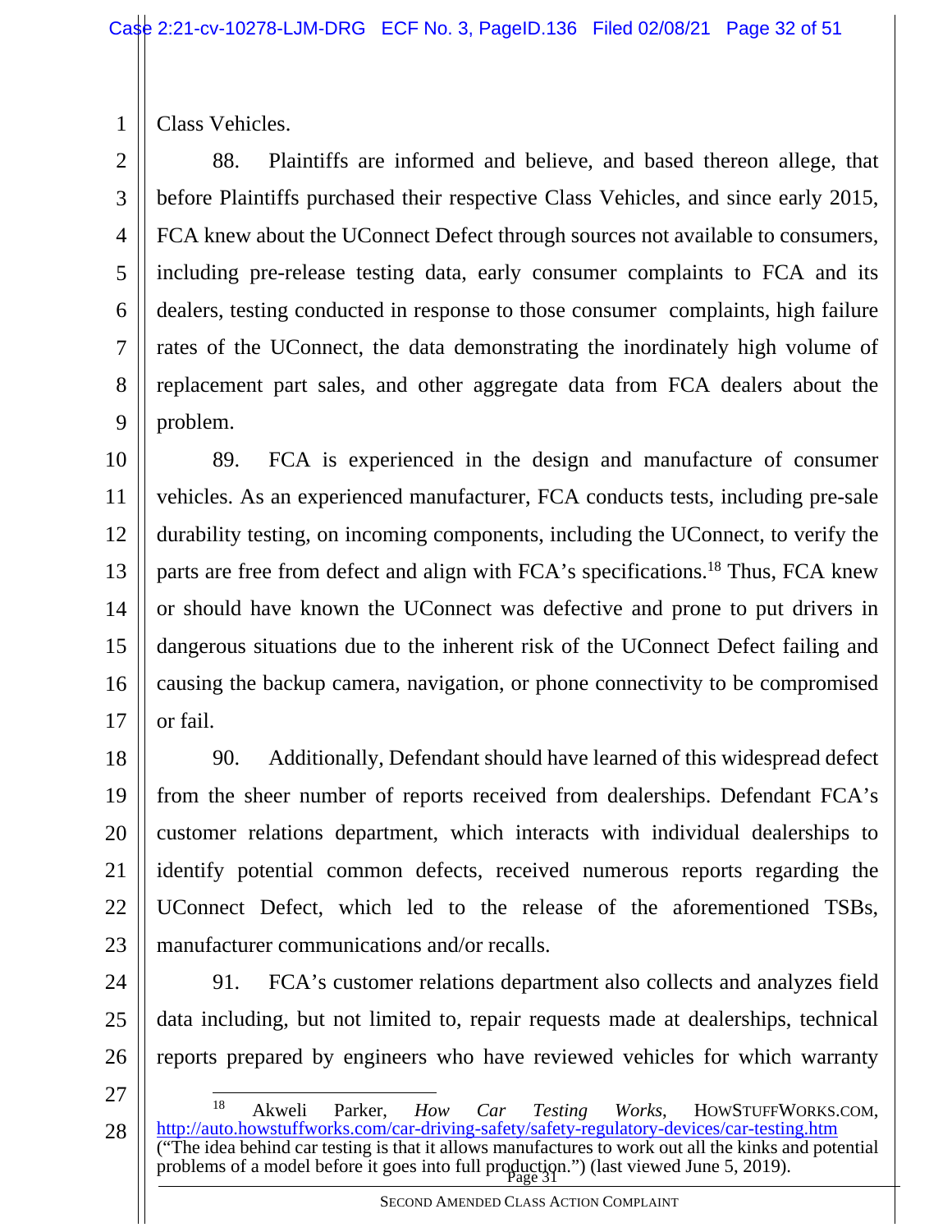Class Vehicles.

88. Plaintiffs are informed and believe, and based thereon allege, that before Plaintiffs purchased their respective Class Vehicles, and since early 2015, FCA knew about the UConnect Defect through sources not available to consumers, including pre-release testing data, early consumer complaints to FCA and its dealers, testing conducted in response to those consumer complaints, high failure rates of the UConnect, the data demonstrating the inordinately high volume of replacement part sales, and other aggregate data from FCA dealers about the problem.

89. FCA is experienced in the design and manufacture of consumer vehicles. As an experienced manufacturer, FCA conducts tests, including pre-sale durability testing, on incoming components, including the UConnect, to verify the parts are free from defect and align with FCA's specifications.[18] Thus, FCA knew or should have known the UConnect was defective and prone to put drivers in dangerous situations due to the inherent risk of the UConnect Defect failing and causing the backup camera, navigation, or phone connectivity to be compromised or fail.

90. Additionally, Defendant should have learned of this widespread defect from the sheer number of reports received from dealerships. Defendant FCA's customer relations department, which interacts with individual dealerships to identify potential common defects, received numerous reports regarding the UConnect Defect, which led to the release of the aforementioned TSBs, manufacturer communications and/or recalls.

91. FCA's customer relations department also collects and analyzes field data including, but not limited to, repair requests made at dealerships, technical reports prepared by engineers who have reviewed vehicles for which warranty

---

[18] Akweli Parker, *How Car Testing Works*, HOWSTUFFWORKS.COM, http://auto.howstuffworks.com/car-driving-safety/safety-regulatory-devices/car-testing.htm ("The idea behind car testing is that it allows manufactures to work out all the kinks and potential problems of a model before it goes into full production.") (last viewed June 5, 2019).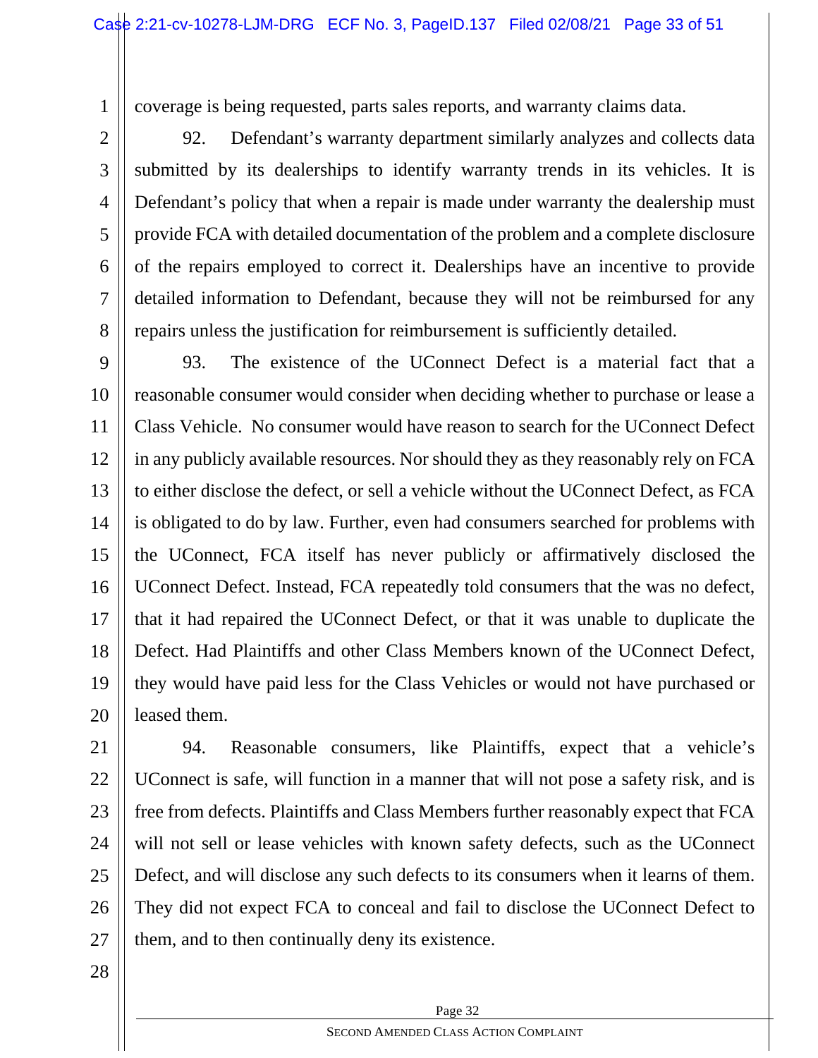coverage is being requested, parts sales reports, and warranty claims data.

92. Defendant's warranty department similarly analyzes and collects data submitted by its dealerships to identify warranty trends in its vehicles. It is Defendant's policy that when a repair is made under warranty the dealership must provide FCA with detailed documentation of the problem and a complete disclosure of the repairs employed to correct it. Dealerships have an incentive to provide detailed information to Defendant, because they will not be reimbursed for any repairs unless the justification for reimbursement is sufficiently detailed.

93. The existence of the UConnect Defect is a material fact that a reasonable consumer would consider when deciding whether to purchase or lease a Class Vehicle. No consumer would have reason to search for the UConnect Defect in any publicly available resources. Nor should they as they reasonably rely on FCA to either disclose the defect, or sell a vehicle without the UConnect Defect, as FCA is obligated to do by law. Further, even had consumers searched for problems with the UConnect, FCA itself has never publicly or affirmatively disclosed the UConnect Defect. Instead, FCA repeatedly told consumers that the was no defect, that it had repaired the UConnect Defect, or that it was unable to duplicate the Defect. Had Plaintiffs and other Class Members known of the UConnect Defect, they would have paid less for the Class Vehicles or would not have purchased or leased them.

94. Reasonable consumers, like Plaintiffs, expect that a vehicle's UConnect is safe, will function in a manner that will not pose a safety risk, and is free from defects. Plaintiffs and Class Members further reasonably expect that FCA will not sell or lease vehicles with known safety defects, such as the UConnect Defect, and will disclose any such defects to its consumers when it learns of them. They did not expect FCA to conceal and fail to disclose the UConnect Defect to them, and to then continually deny its existence.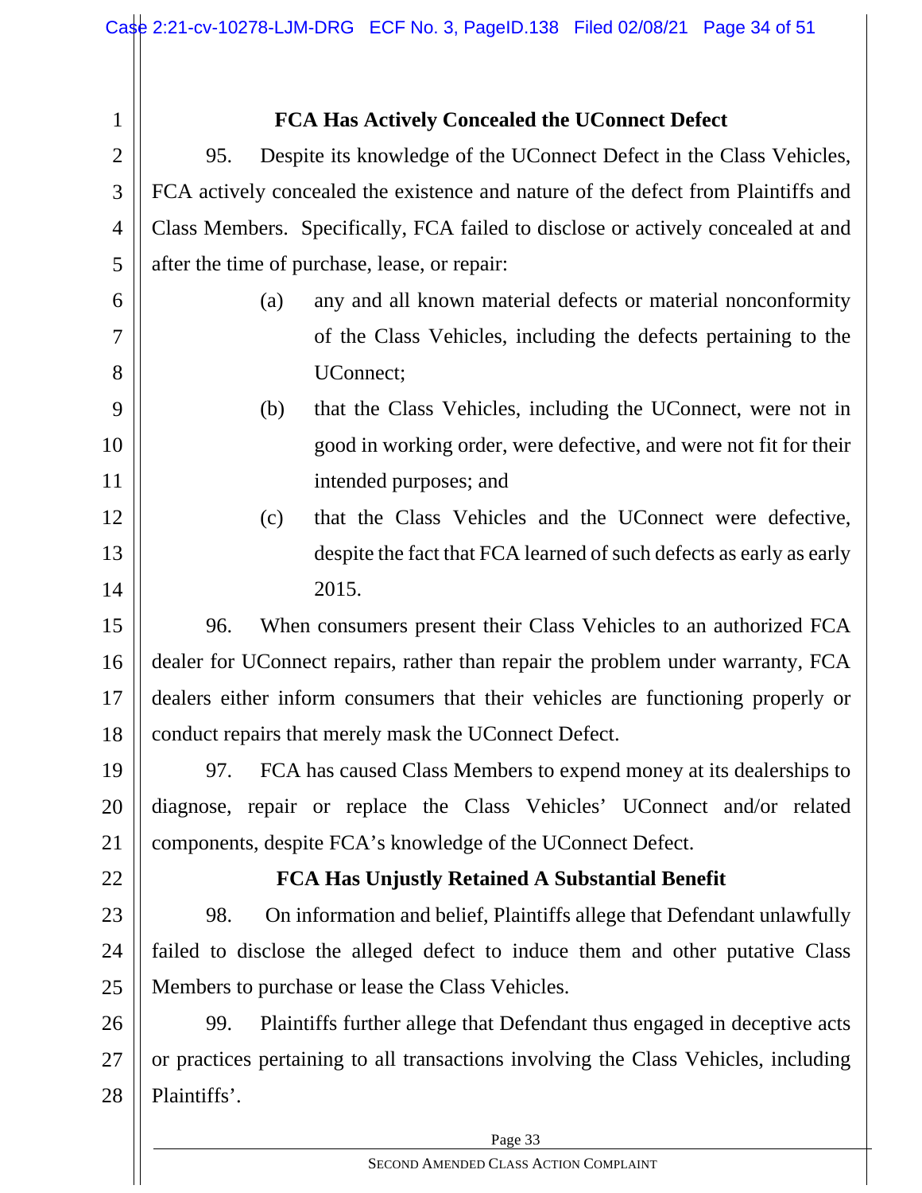### FCA Has Actively Concealed the UConnect Defect

95. Despite its knowledge of the UConnect Defect in the Class Vehicles, FCA actively concealed the existence and nature of the defect from Plaintiffs and Class Members. Specifically, FCA failed to disclose or actively concealed at and after the time of purchase, lease, or repair:

(a) any and all known material defects or material nonconformity of the Class Vehicles, including the defects pertaining to the UConnect;

(b) that the Class Vehicles, including the UConnect, were not in good in working order, were defective, and were not fit for their intended purposes; and

(c) that the Class Vehicles and the UConnect were defective, despite the fact that FCA learned of such defects as early as early 2015.

96. When consumers present their Class Vehicles to an authorized FCA dealer for UConnect repairs, rather than repair the problem under warranty, FCA dealers either inform consumers that their vehicles are functioning properly or conduct repairs that merely mask the UConnect Defect.

97. FCA has caused Class Members to expend money at its dealerships to diagnose, repair or replace the Class Vehicles' UConnect and/or related components, despite FCA's knowledge of the UConnect Defect.

### FCA Has Unjustly Retained A Substantial Benefit

98. On information and belief, Plaintiffs allege that Defendant unlawfully failed to disclose the alleged defect to induce them and other putative Class Members to purchase or lease the Class Vehicles.

99. Plaintiffs further allege that Defendant thus engaged in deceptive acts or practices pertaining to all transactions involving the Class Vehicles, including Plaintiffs'.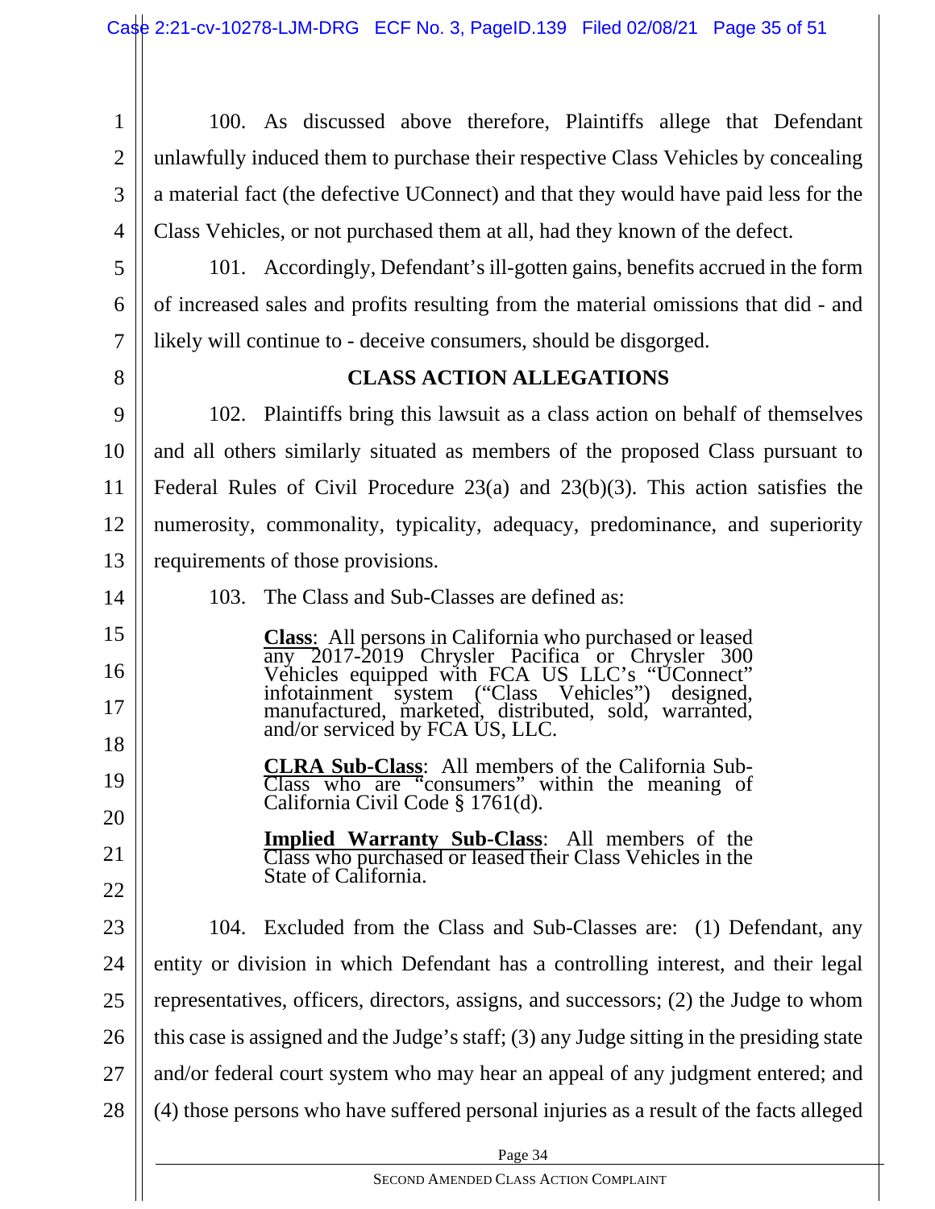100. As discussed above therefore, Plaintiffs allege that Defendant unlawfully induced them to purchase their respective Class Vehicles by concealing a material fact (the defective UConnect) and that they would have paid less for the Class Vehicles, or not purchased them at all, had they known of the defect.

101. Accordingly, Defendant's ill-gotten gains, benefits accrued in the form of increased sales and profits resulting from the material omissions that did - and likely will continue to - deceive consumers, should be disgorged.

## CLASS ACTION ALLEGATIONS

102. Plaintiffs bring this lawsuit as a class action on behalf of themselves and all others similarly situated as members of the proposed Class pursuant to Federal Rules of Civil Procedure 23(a) and 23(b)(3). This action satisfies the numerosity, commonality, typicality, adequacy, predominance, and superiority requirements of those provisions.

103. The Class and Sub-Classes are defined as:

> **Class**: All persons in California who purchased or leased any 2017-2019 Chrysler Pacifica or Chrysler 300 Vehicles equipped with FCA US LLC's "UConnect" infotainment system ("Class Vehicles") designed, manufactured, marketed, distributed, sold, warranted, and/or serviced by FCA US, LLC.
>
> **CLRA Sub-Class**: All members of the California Sub-Class who are "consumers" within the meaning of California Civil Code § 1761(d).
>
> **Implied Warranty Sub-Class**: All members of the Class who purchased or leased their Class Vehicles in the State of California.

104. Excluded from the Class and Sub-Classes are: (1) Defendant, any entity or division in which Defendant has a controlling interest, and their legal representatives, officers, directors, assigns, and successors; (2) the Judge to whom this case is assigned and the Judge's staff; (3) any Judge sitting in the presiding state and/or federal court system who may hear an appeal of any judgment entered; and (4) those persons who have suffered personal injuries as a result of the facts alleged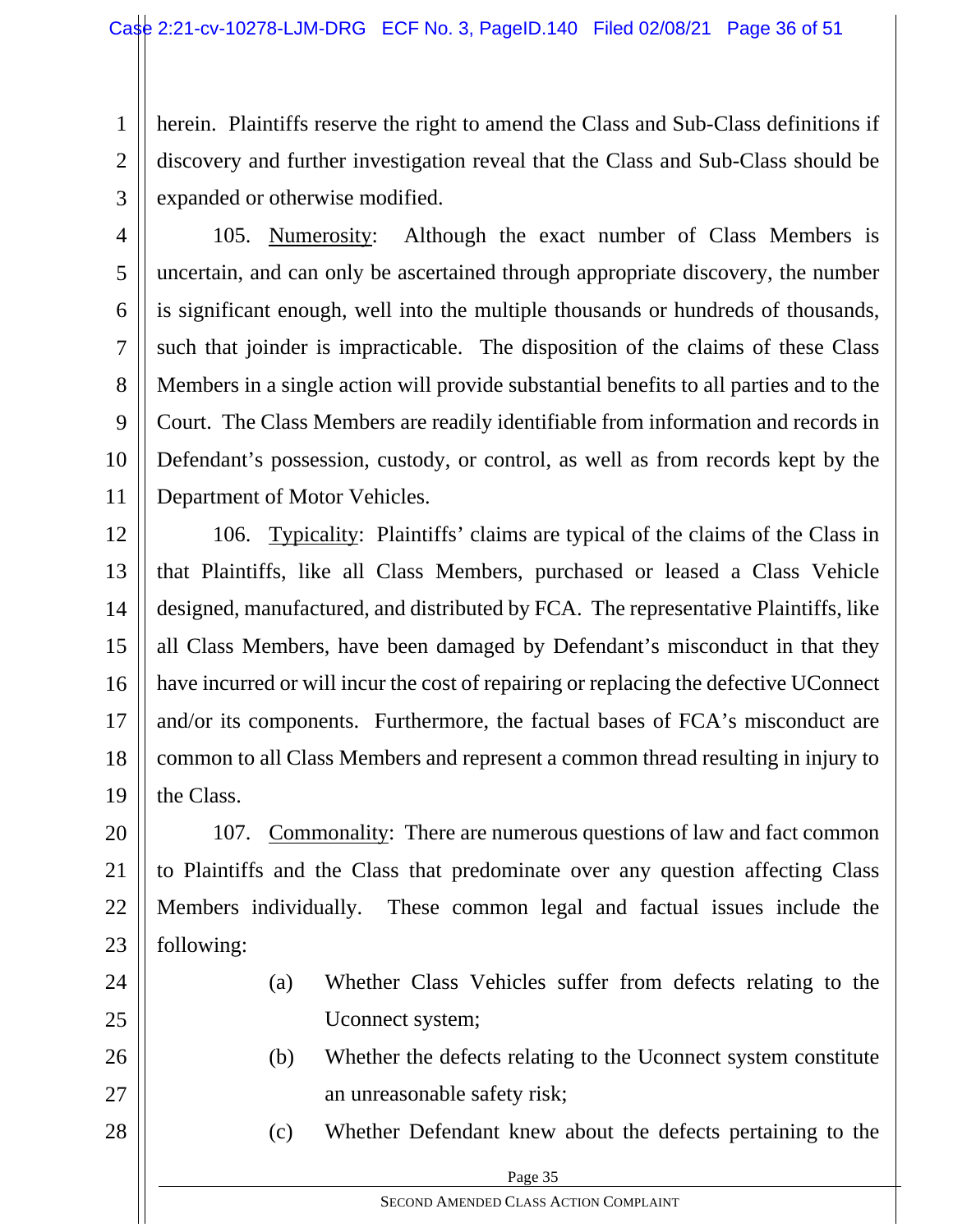herein. Plaintiffs reserve the right to amend the Class and Sub-Class definitions if discovery and further investigation reveal that the Class and Sub-Class should be expanded or otherwise modified.

105. Numerosity: Although the exact number of Class Members is uncertain, and can only be ascertained through appropriate discovery, the number is significant enough, well into the multiple thousands or hundreds of thousands, such that joinder is impracticable. The disposition of the claims of these Class Members in a single action will provide substantial benefits to all parties and to the Court. The Class Members are readily identifiable from information and records in Defendant's possession, custody, or control, as well as from records kept by the Department of Motor Vehicles.

106. Typicality: Plaintiffs' claims are typical of the claims of the Class in that Plaintiffs, like all Class Members, purchased or leased a Class Vehicle designed, manufactured, and distributed by FCA. The representative Plaintiffs, like all Class Members, have been damaged by Defendant's misconduct in that they have incurred or will incur the cost of repairing or replacing the defective UConnect and/or its components. Furthermore, the factual bases of FCA's misconduct are common to all Class Members and represent a common thread resulting in injury to the Class.

107. Commonality: There are numerous questions of law and fact common to Plaintiffs and the Class that predominate over any question affecting Class Members individually. These common legal and factual issues include the following:

(a) Whether Class Vehicles suffer from defects relating to the Uconnect system;

(b) Whether the defects relating to the Uconnect system constitute an unreasonable safety risk;

(c) Whether Defendant knew about the defects pertaining to the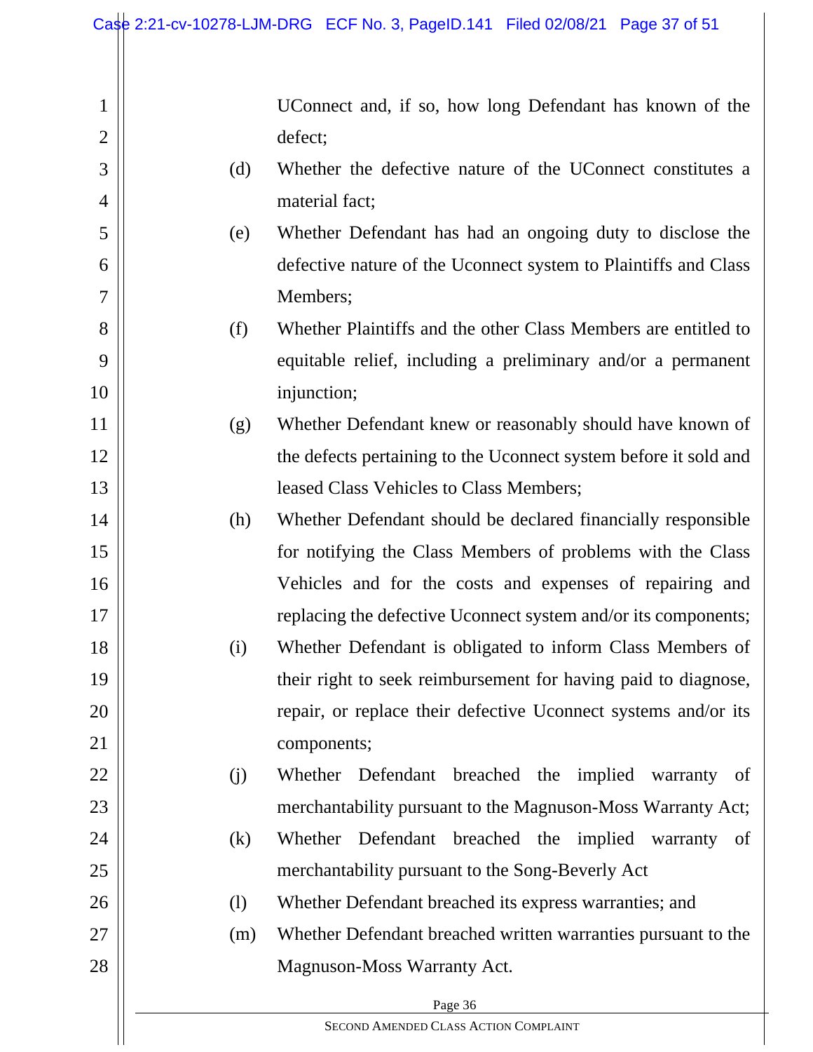UConnect and, if so, how long Defendant has known of the defect;

(d) Whether the defective nature of the UConnect constitutes a material fact;

(e) Whether Defendant has had an ongoing duty to disclose the defective nature of the Uconnect system to Plaintiffs and Class Members;

(f) Whether Plaintiffs and the other Class Members are entitled to equitable relief, including a preliminary and/or a permanent injunction;

(g) Whether Defendant knew or reasonably should have known of the defects pertaining to the Uconnect system before it sold and leased Class Vehicles to Class Members;

(h) Whether Defendant should be declared financially responsible for notifying the Class Members of problems with the Class Vehicles and for the costs and expenses of repairing and replacing the defective Uconnect system and/or its components;

(i) Whether Defendant is obligated to inform Class Members of their right to seek reimbursement for having paid to diagnose, repair, or replace their defective Uconnect systems and/or its components;

(j) Whether Defendant breached the implied warranty of merchantability pursuant to the Magnuson-Moss Warranty Act;

(k) Whether Defendant breached the implied warranty of merchantability pursuant to the Song-Beverly Act

(l) Whether Defendant breached its express warranties; and

(m) Whether Defendant breached written warranties pursuant to the Magnuson-Moss Warranty Act.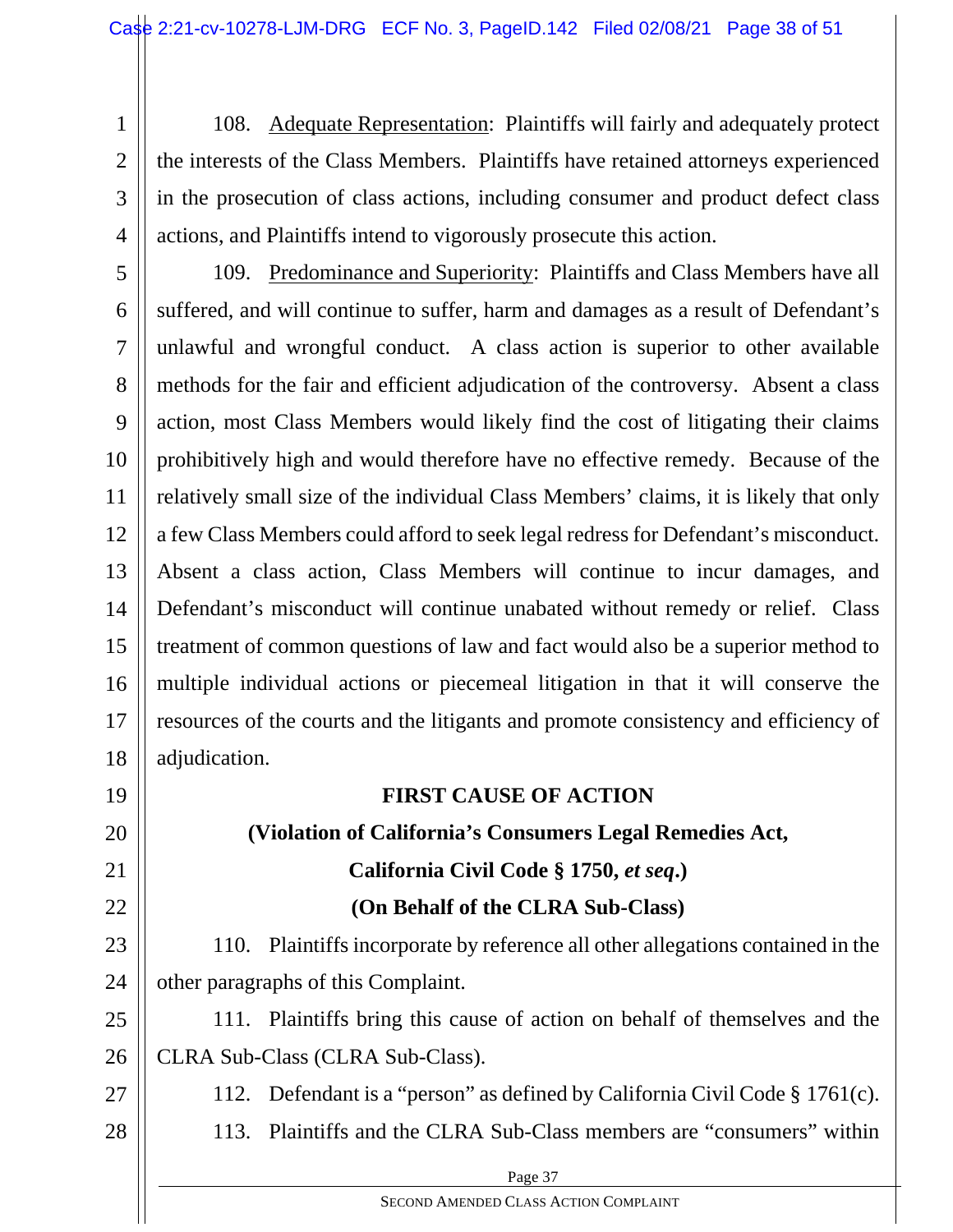108. Adequate Representation: Plaintiffs will fairly and adequately protect the interests of the Class Members. Plaintiffs have retained attorneys experienced in the prosecution of class actions, including consumer and product defect class actions, and Plaintiffs intend to vigorously prosecute this action.

109. Predominance and Superiority: Plaintiffs and Class Members have all suffered, and will continue to suffer, harm and damages as a result of Defendant's unlawful and wrongful conduct. A class action is superior to other available methods for the fair and efficient adjudication of the controversy. Absent a class action, most Class Members would likely find the cost of litigating their claims prohibitively high and would therefore have no effective remedy. Because of the relatively small size of the individual Class Members' claims, it is likely that only a few Class Members could afford to seek legal redress for Defendant's misconduct. Absent a class action, Class Members will continue to incur damages, and Defendant's misconduct will continue unabated without remedy or relief. Class treatment of common questions of law and fact would also be a superior method to multiple individual actions or piecemeal litigation in that it will conserve the resources of the courts and the litigants and promote consistency and efficiency of adjudication.

**FIRST CAUSE OF ACTION**

**(Violation of California's Consumers Legal Remedies Act,**

**California Civil Code § 1750, *et seq*.)**

**(On Behalf of the CLRA Sub-Class)**

110. Plaintiffs incorporate by reference all other allegations contained in the other paragraphs of this Complaint.

111. Plaintiffs bring this cause of action on behalf of themselves and the CLRA Sub-Class (CLRA Sub-Class).

112. Defendant is a "person" as defined by California Civil Code § 1761(c).

113. Plaintiffs and the CLRA Sub-Class members are "consumers" within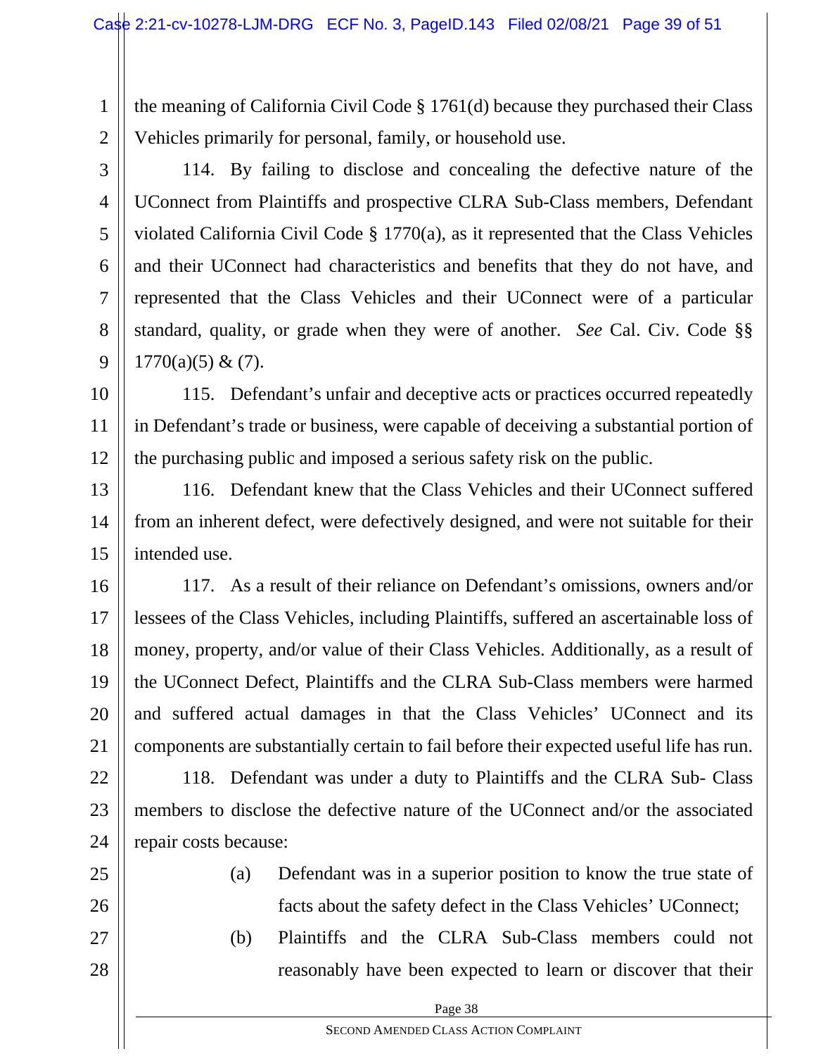the meaning of California Civil Code § 1761(d) because they purchased their Class Vehicles primarily for personal, family, or household use.

114. By failing to disclose and concealing the defective nature of the UConnect from Plaintiffs and prospective CLRA Sub-Class members, Defendant violated California Civil Code § 1770(a), as it represented that the Class Vehicles and their UConnect had characteristics and benefits that they do not have, and represented that the Class Vehicles and their UConnect were of a particular standard, quality, or grade when they were of another. *See* Cal. Civ. Code §§ 1770(a)(5) & (7).

115. Defendant's unfair and deceptive acts or practices occurred repeatedly in Defendant's trade or business, were capable of deceiving a substantial portion of the purchasing public and imposed a serious safety risk on the public.

116. Defendant knew that the Class Vehicles and their UConnect suffered from an inherent defect, were defectively designed, and were not suitable for their intended use.

117. As a result of their reliance on Defendant's omissions, owners and/or lessees of the Class Vehicles, including Plaintiffs, suffered an ascertainable loss of money, property, and/or value of their Class Vehicles. Additionally, as a result of the UConnect Defect, Plaintiffs and the CLRA Sub-Class members were harmed and suffered actual damages in that the Class Vehicles' UConnect and its components are substantially certain to fail before their expected useful life has run.

118. Defendant was under a duty to Plaintiffs and the CLRA Sub- Class members to disclose the defective nature of the UConnect and/or the associated repair costs because:

(a) Defendant was in a superior position to know the true state of facts about the safety defect in the Class Vehicles' UConnect;

(b) Plaintiffs and the CLRA Sub-Class members could not reasonably have been expected to learn or discover that their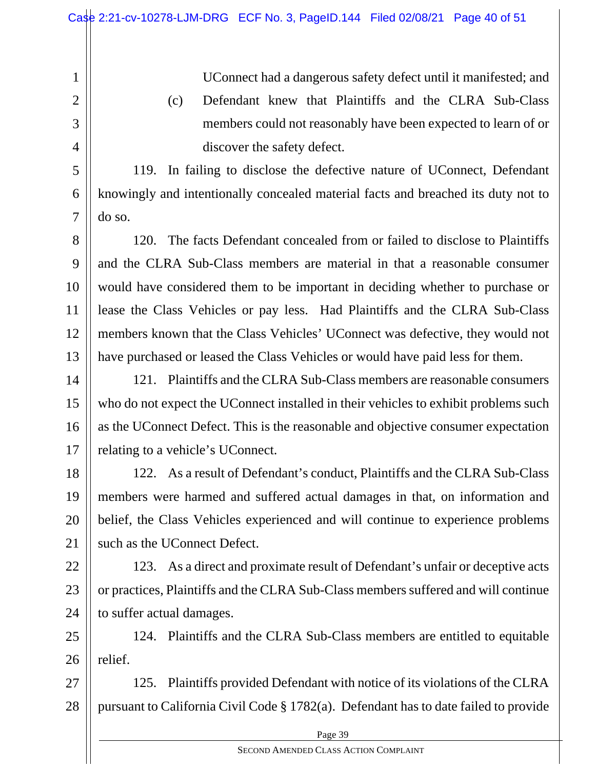UConnect had a dangerous safety defect until it manifested; and

(c) Defendant knew that Plaintiffs and the CLRA Sub-Class members could not reasonably have been expected to learn of or discover the safety defect.

119. In failing to disclose the defective nature of UConnect, Defendant knowingly and intentionally concealed material facts and breached its duty not to do so.

120. The facts Defendant concealed from or failed to disclose to Plaintiffs and the CLRA Sub-Class members are material in that a reasonable consumer would have considered them to be important in deciding whether to purchase or lease the Class Vehicles or pay less. Had Plaintiffs and the CLRA Sub-Class members known that the Class Vehicles' UConnect was defective, they would not have purchased or leased the Class Vehicles or would have paid less for them.

121. Plaintiffs and the CLRA Sub-Class members are reasonable consumers who do not expect the UConnect installed in their vehicles to exhibit problems such as the UConnect Defect. This is the reasonable and objective consumer expectation relating to a vehicle's UConnect.

122. As a result of Defendant's conduct, Plaintiffs and the CLRA Sub-Class members were harmed and suffered actual damages in that, on information and belief, the Class Vehicles experienced and will continue to experience problems such as the UConnect Defect.

123. As a direct and proximate result of Defendant's unfair or deceptive acts or practices, Plaintiffs and the CLRA Sub-Class members suffered and will continue to suffer actual damages.

124. Plaintiffs and the CLRA Sub-Class members are entitled to equitable relief.

125. Plaintiffs provided Defendant with notice of its violations of the CLRA pursuant to California Civil Code § 1782(a). Defendant has to date failed to provide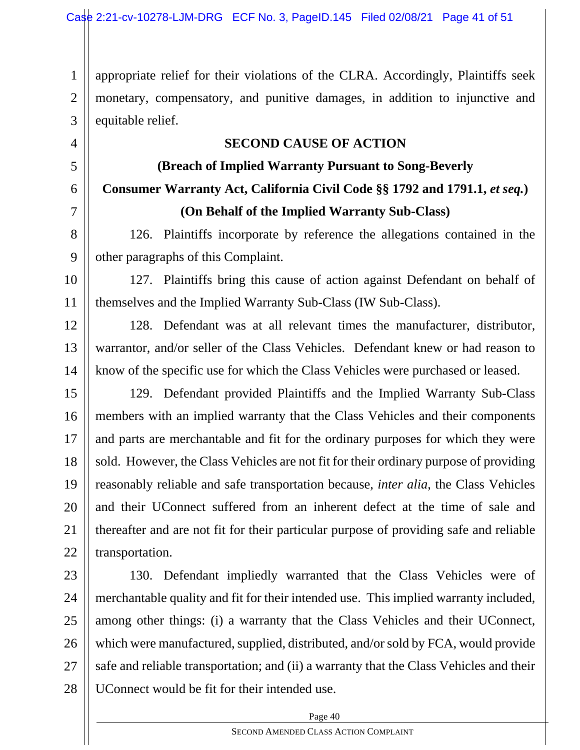appropriate relief for their violations of the CLRA. Accordingly, Plaintiffs seek monetary, compensatory, and punitive damages, in addition to injunctive and equitable relief.

**SECOND CAUSE OF ACTION**

**(Breach of Implied Warranty Pursuant to Song-Beverly Consumer Warranty Act, California Civil Code §§ 1792 and 1791.1, *et seq.*)**

**(On Behalf of the Implied Warranty Sub-Class)**

126. Plaintiffs incorporate by reference the allegations contained in the other paragraphs of this Complaint.

127. Plaintiffs bring this cause of action against Defendant on behalf of themselves and the Implied Warranty Sub-Class (IW Sub-Class).

128. Defendant was at all relevant times the manufacturer, distributor, warrantor, and/or seller of the Class Vehicles. Defendant knew or had reason to know of the specific use for which the Class Vehicles were purchased or leased.

129. Defendant provided Plaintiffs and the Implied Warranty Sub-Class members with an implied warranty that the Class Vehicles and their components and parts are merchantable and fit for the ordinary purposes for which they were sold. However, the Class Vehicles are not fit for their ordinary purpose of providing reasonably reliable and safe transportation because, *inter alia*, the Class Vehicles and their UConnect suffered from an inherent defect at the time of sale and thereafter and are not fit for their particular purpose of providing safe and reliable transportation.

130. Defendant impliedly warranted that the Class Vehicles were of merchantable quality and fit for their intended use. This implied warranty included, among other things: (i) a warranty that the Class Vehicles and their UConnect, which were manufactured, supplied, distributed, and/or sold by FCA, would provide safe and reliable transportation; and (ii) a warranty that the Class Vehicles and their UConnect would be fit for their intended use.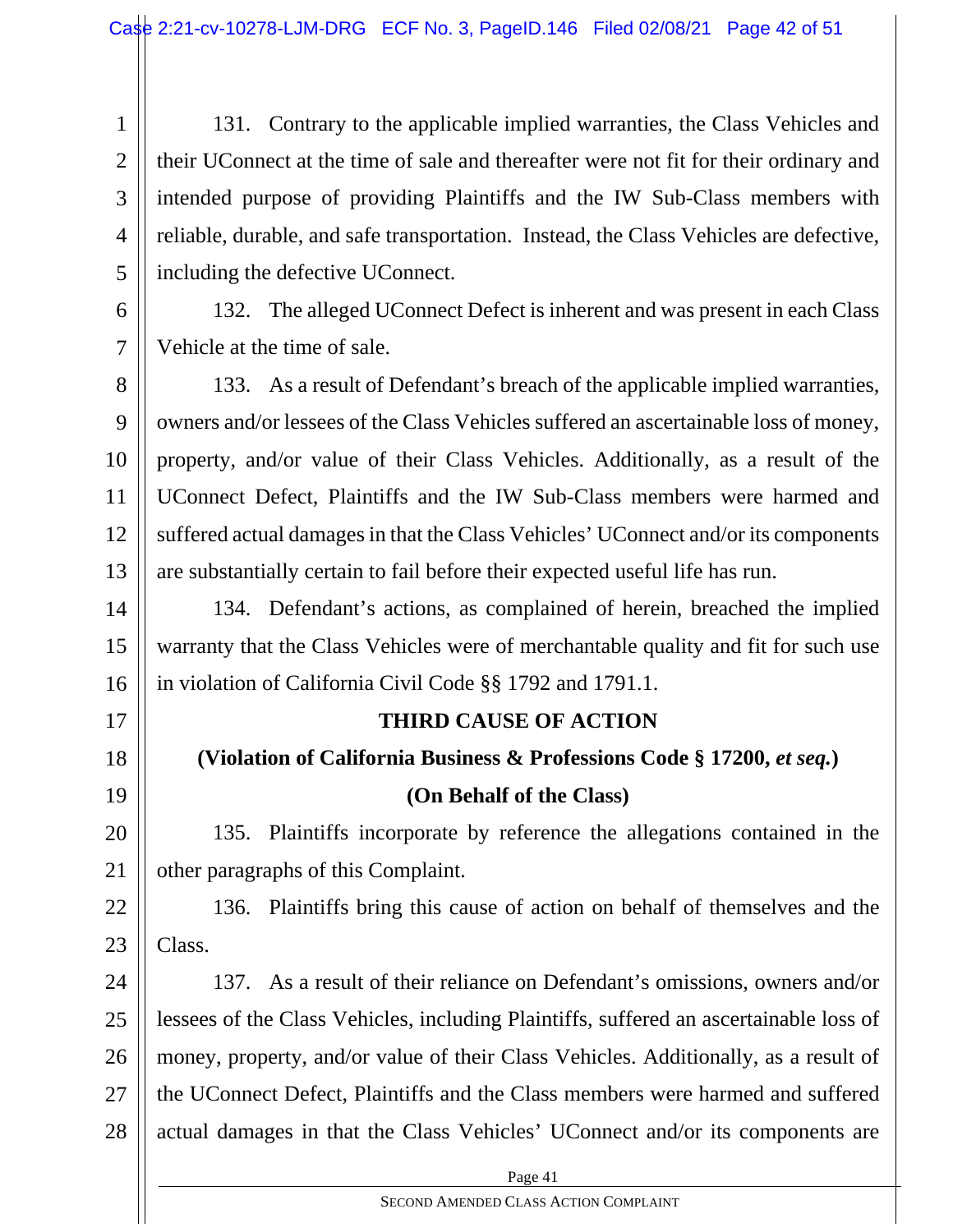131. Contrary to the applicable implied warranties, the Class Vehicles and their UConnect at the time of sale and thereafter were not fit for their ordinary and intended purpose of providing Plaintiffs and the IW Sub-Class members with reliable, durable, and safe transportation. Instead, the Class Vehicles are defective, including the defective UConnect.

132. The alleged UConnect Defect is inherent and was present in each Class Vehicle at the time of sale.

133. As a result of Defendant's breach of the applicable implied warranties, owners and/or lessees of the Class Vehicles suffered an ascertainable loss of money, property, and/or value of their Class Vehicles. Additionally, as a result of the UConnect Defect, Plaintiffs and the IW Sub-Class members were harmed and suffered actual damages in that the Class Vehicles' UConnect and/or its components are substantially certain to fail before their expected useful life has run.

134. Defendant's actions, as complained of herein, breached the implied warranty that the Class Vehicles were of merchantable quality and fit for such use in violation of California Civil Code §§ 1792 and 1791.1.

## THIRD CAUSE OF ACTION

## (Violation of California Business & Professions Code § 17200, *et seq.*)

## (On Behalf of the Class)

135. Plaintiffs incorporate by reference the allegations contained in the other paragraphs of this Complaint.

136. Plaintiffs bring this cause of action on behalf of themselves and the Class.

137. As a result of their reliance on Defendant's omissions, owners and/or lessees of the Class Vehicles, including Plaintiffs, suffered an ascertainable loss of money, property, and/or value of their Class Vehicles. Additionally, as a result of the UConnect Defect, Plaintiffs and the Class members were harmed and suffered actual damages in that the Class Vehicles' UConnect and/or its components are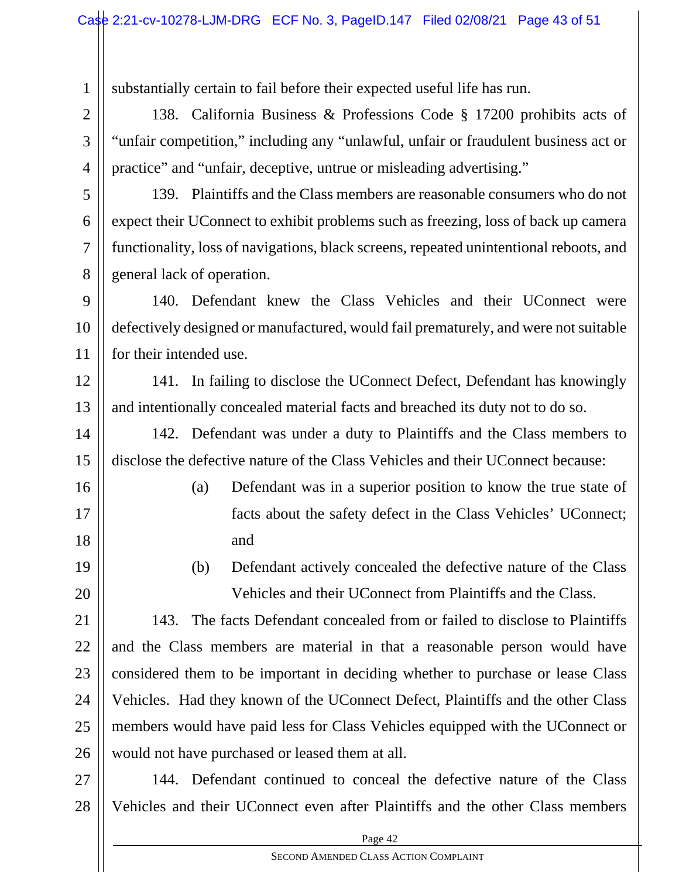substantially certain to fail before their expected useful life has run.

138. California Business & Professions Code § 17200 prohibits acts of "unfair competition," including any "unlawful, unfair or fraudulent business act or practice" and "unfair, deceptive, untrue or misleading advertising."

139. Plaintiffs and the Class members are reasonable consumers who do not expect their UConnect to exhibit problems such as freezing, loss of back up camera functionality, loss of navigations, black screens, repeated unintentional reboots, and general lack of operation.

140. Defendant knew the Class Vehicles and their UConnect were defectively designed or manufactured, would fail prematurely, and were not suitable for their intended use.

141. In failing to disclose the UConnect Defect, Defendant has knowingly and intentionally concealed material facts and breached its duty not to do so.

142. Defendant was under a duty to Plaintiffs and the Class members to disclose the defective nature of the Class Vehicles and their UConnect because:

(a) Defendant was in a superior position to know the true state of facts about the safety defect in the Class Vehicles' UConnect; and

(b) Defendant actively concealed the defective nature of the Class Vehicles and their UConnect from Plaintiffs and the Class.

143. The facts Defendant concealed from or failed to disclose to Plaintiffs and the Class members are material in that a reasonable person would have considered them to be important in deciding whether to purchase or lease Class Vehicles. Had they known of the UConnect Defect, Plaintiffs and the other Class members would have paid less for Class Vehicles equipped with the UConnect or would not have purchased or leased them at all.

144. Defendant continued to conceal the defective nature of the Class Vehicles and their UConnect even after Plaintiffs and the other Class members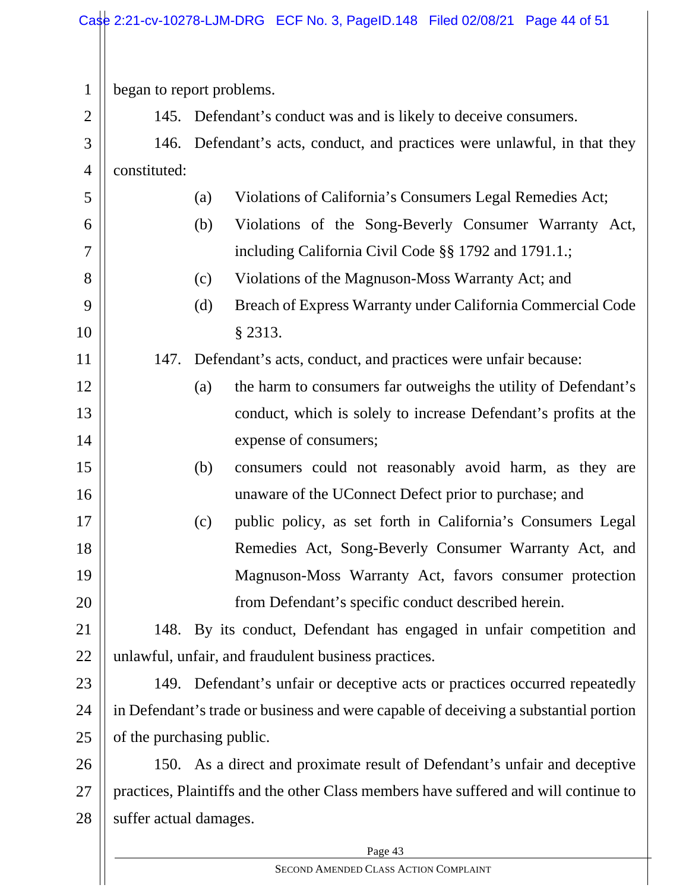began to report problems.

145. Defendant's conduct was and is likely to deceive consumers.

146. Defendant's acts, conduct, and practices were unlawful, in that they constituted:

(a) Violations of California's Consumers Legal Remedies Act;

(b) Violations of the Song-Beverly Consumer Warranty Act, including California Civil Code §§ 1792 and 1791.1.;

(c) Violations of the Magnuson-Moss Warranty Act; and

(d) Breach of Express Warranty under California Commercial Code § 2313.

147. Defendant's acts, conduct, and practices were unfair because:

(a) the harm to consumers far outweighs the utility of Defendant's conduct, which is solely to increase Defendant's profits at the expense of consumers;

(b) consumers could not reasonably avoid harm, as they are unaware of the UConnect Defect prior to purchase; and

(c) public policy, as set forth in California's Consumers Legal Remedies Act, Song-Beverly Consumer Warranty Act, and Magnuson-Moss Warranty Act, favors consumer protection from Defendant's specific conduct described herein.

148. By its conduct, Defendant has engaged in unfair competition and unlawful, unfair, and fraudulent business practices.

149. Defendant's unfair or deceptive acts or practices occurred repeatedly in Defendant's trade or business and were capable of deceiving a substantial portion of the purchasing public.

150. As a direct and proximate result of Defendant's unfair and deceptive practices, Plaintiffs and the other Class members have suffered and will continue to suffer actual damages.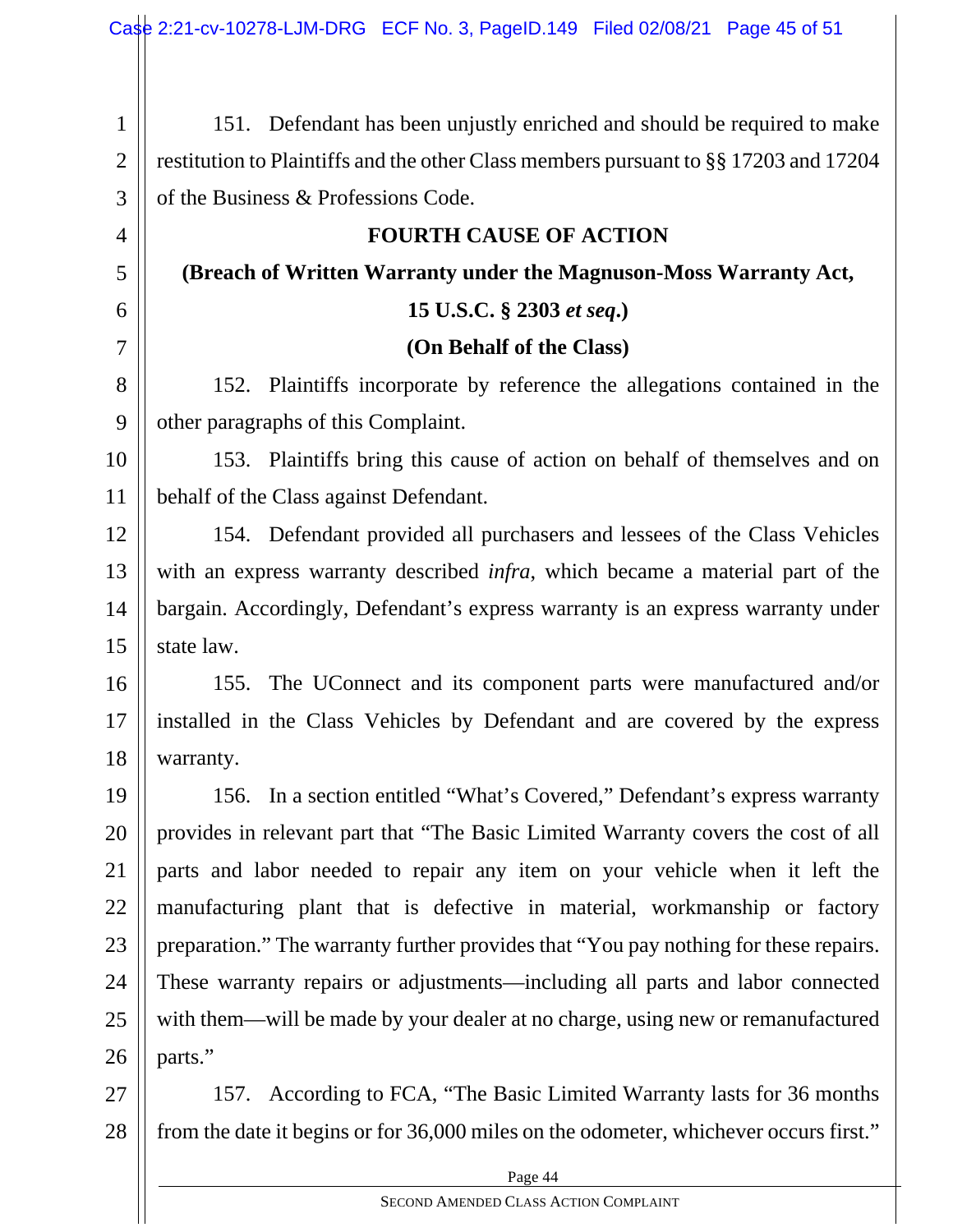151. Defendant has been unjustly enriched and should be required to make restitution to Plaintiffs and the other Class members pursuant to §§ 17203 and 17204 of the Business & Professions Code.

**FOURTH CAUSE OF ACTION**

**(Breach of Written Warranty under the Magnuson-Moss Warranty Act, 15 U.S.C. § 2303 *et seq*.)**

**(On Behalf of the Class)**

152. Plaintiffs incorporate by reference the allegations contained in the other paragraphs of this Complaint.

153. Plaintiffs bring this cause of action on behalf of themselves and on behalf of the Class against Defendant.

154. Defendant provided all purchasers and lessees of the Class Vehicles with an express warranty described *infra*, which became a material part of the bargain. Accordingly, Defendant's express warranty is an express warranty under state law.

155. The UConnect and its component parts were manufactured and/or installed in the Class Vehicles by Defendant and are covered by the express warranty.

156. In a section entitled "What's Covered," Defendant's express warranty provides in relevant part that "The Basic Limited Warranty covers the cost of all parts and labor needed to repair any item on your vehicle when it left the manufacturing plant that is defective in material, workmanship or factory preparation." The warranty further provides that "You pay nothing for these repairs. These warranty repairs or adjustments—including all parts and labor connected with them—will be made by your dealer at no charge, using new or remanufactured parts."

157. According to FCA, "The Basic Limited Warranty lasts for 36 months from the date it begins or for 36,000 miles on the odometer, whichever occurs first."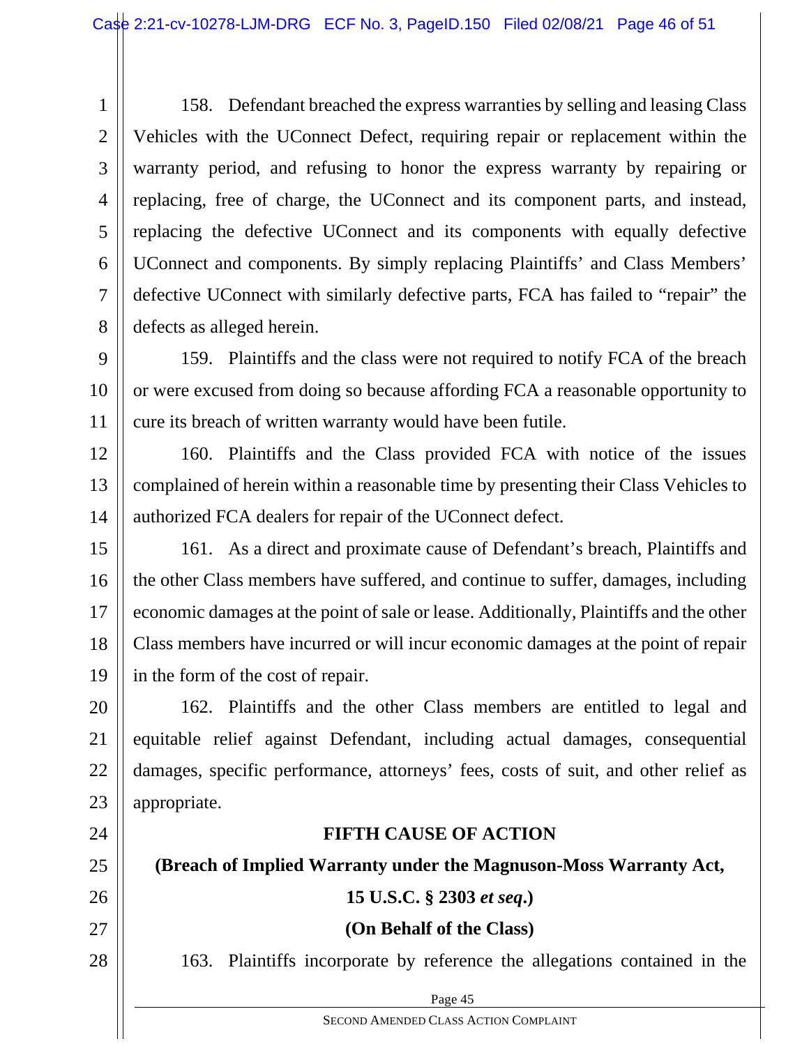158. Defendant breached the express warranties by selling and leasing Class Vehicles with the UConnect Defect, requiring repair or replacement within the warranty period, and refusing to honor the express warranty by repairing or replacing, free of charge, the UConnect and its component parts, and instead, replacing the defective UConnect and its components with equally defective UConnect and components. By simply replacing Plaintiffs' and Class Members' defective UConnect with similarly defective parts, FCA has failed to "repair" the defects as alleged herein.

159. Plaintiffs and the class were not required to notify FCA of the breach or were excused from doing so because affording FCA a reasonable opportunity to cure its breach of written warranty would have been futile.

160. Plaintiffs and the Class provided FCA with notice of the issues complained of herein within a reasonable time by presenting their Class Vehicles to authorized FCA dealers for repair of the UConnect defect.

161. As a direct and proximate cause of Defendant's breach, Plaintiffs and the other Class members have suffered, and continue to suffer, damages, including economic damages at the point of sale or lease. Additionally, Plaintiffs and the other Class members have incurred or will incur economic damages at the point of repair in the form of the cost of repair.

162. Plaintiffs and the other Class members are entitled to legal and equitable relief against Defendant, including actual damages, consequential damages, specific performance, attorneys' fees, costs of suit, and other relief as appropriate.

**FIFTH CAUSE OF ACTION**

**(Breach of Implied Warranty under the Magnuson-Moss Warranty Act, 15 U.S.C. § 2303 *et seq*.)**

**(On Behalf of the Class)**

163. Plaintiffs incorporate by reference the allegations contained in the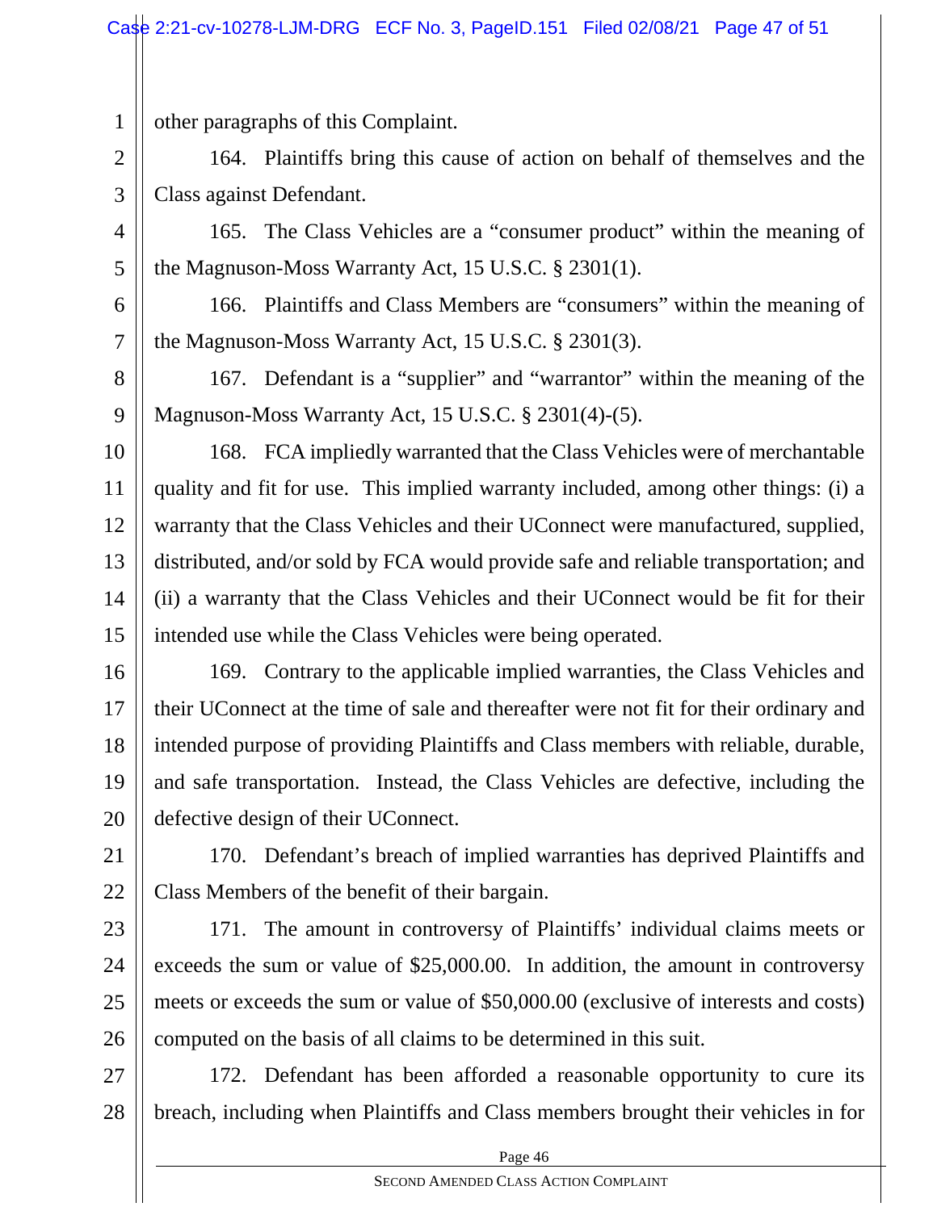other paragraphs of this Complaint.

164. Plaintiffs bring this cause of action on behalf of themselves and the Class against Defendant.

165. The Class Vehicles are a "consumer product" within the meaning of the Magnuson-Moss Warranty Act, 15 U.S.C. § 2301(1).

166. Plaintiffs and Class Members are "consumers" within the meaning of the Magnuson-Moss Warranty Act, 15 U.S.C. § 2301(3).

167. Defendant is a "supplier" and "warrantor" within the meaning of the Magnuson-Moss Warranty Act, 15 U.S.C. § 2301(4)-(5).

168. FCA impliedly warranted that the Class Vehicles were of merchantable quality and fit for use. This implied warranty included, among other things: (i) a warranty that the Class Vehicles and their UConnect were manufactured, supplied, distributed, and/or sold by FCA would provide safe and reliable transportation; and (ii) a warranty that the Class Vehicles and their UConnect would be fit for their intended use while the Class Vehicles were being operated.

169. Contrary to the applicable implied warranties, the Class Vehicles and their UConnect at the time of sale and thereafter were not fit for their ordinary and intended purpose of providing Plaintiffs and Class members with reliable, durable, and safe transportation. Instead, the Class Vehicles are defective, including the defective design of their UConnect.

170. Defendant's breach of implied warranties has deprived Plaintiffs and Class Members of the benefit of their bargain.

171. The amount in controversy of Plaintiffs' individual claims meets or exceeds the sum or value of $25,000.00. In addition, the amount in controversy meets or exceeds the sum or value of $50,000.00 (exclusive of interests and costs) computed on the basis of all claims to be determined in this suit.

172. Defendant has been afforded a reasonable opportunity to cure its breach, including when Plaintiffs and Class members brought their vehicles in for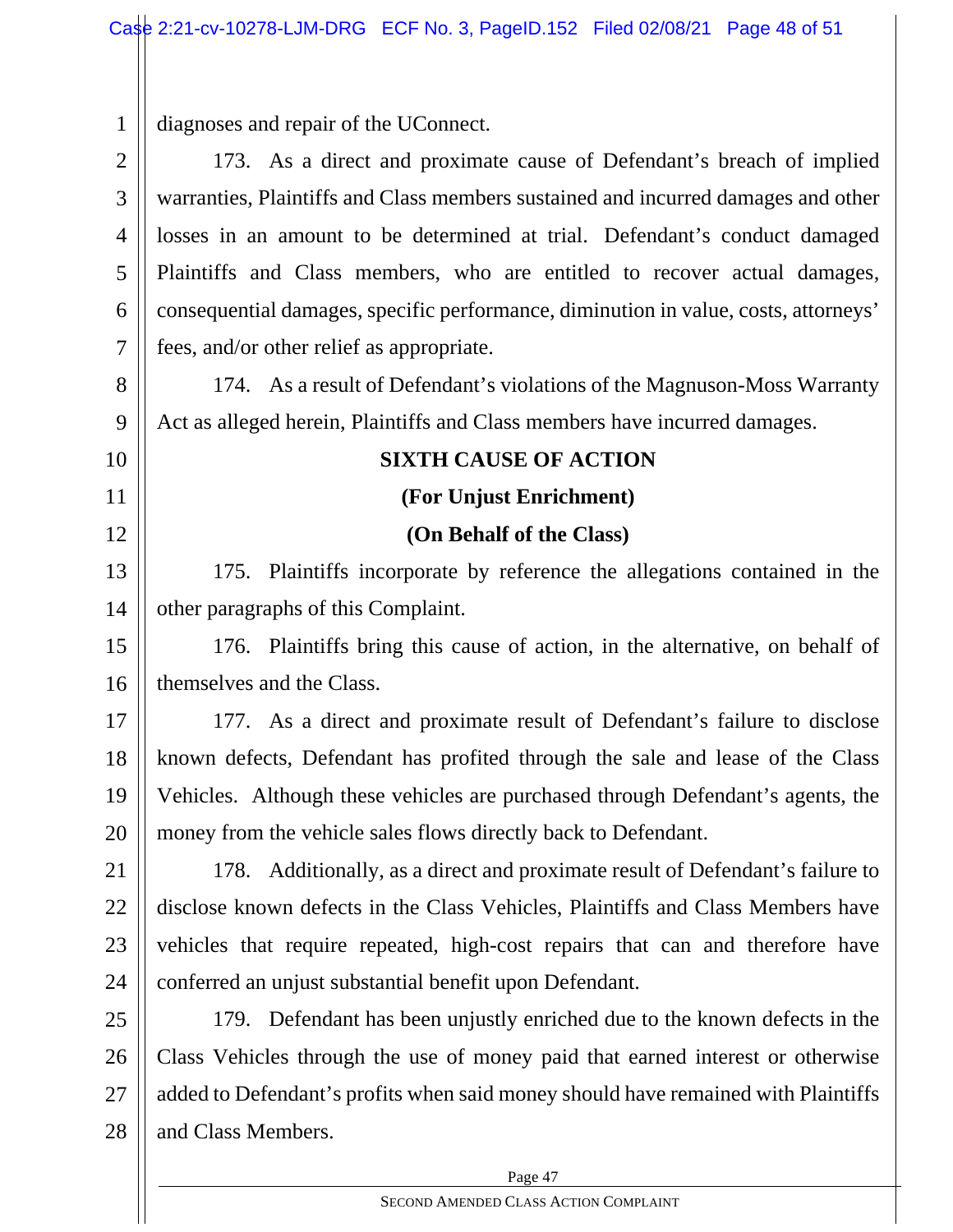diagnoses and repair of the UConnect.

173. As a direct and proximate cause of Defendant's breach of implied warranties, Plaintiffs and Class members sustained and incurred damages and other losses in an amount to be determined at trial. Defendant's conduct damaged Plaintiffs and Class members, who are entitled to recover actual damages, consequential damages, specific performance, diminution in value, costs, attorneys' fees, and/or other relief as appropriate.

174. As a result of Defendant's violations of the Magnuson-Moss Warranty Act as alleged herein, Plaintiffs and Class members have incurred damages.

**SIXTH CAUSE OF ACTION**

**(For Unjust Enrichment)**

**(On Behalf of the Class)**

175. Plaintiffs incorporate by reference the allegations contained in the other paragraphs of this Complaint.

176. Plaintiffs bring this cause of action, in the alternative, on behalf of themselves and the Class.

177. As a direct and proximate result of Defendant's failure to disclose known defects, Defendant has profited through the sale and lease of the Class Vehicles. Although these vehicles are purchased through Defendant's agents, the money from the vehicle sales flows directly back to Defendant.

178. Additionally, as a direct and proximate result of Defendant's failure to disclose known defects in the Class Vehicles, Plaintiffs and Class Members have vehicles that require repeated, high-cost repairs that can and therefore have conferred an unjust substantial benefit upon Defendant.

179. Defendant has been unjustly enriched due to the known defects in the Class Vehicles through the use of money paid that earned interest or otherwise added to Defendant's profits when said money should have remained with Plaintiffs and Class Members.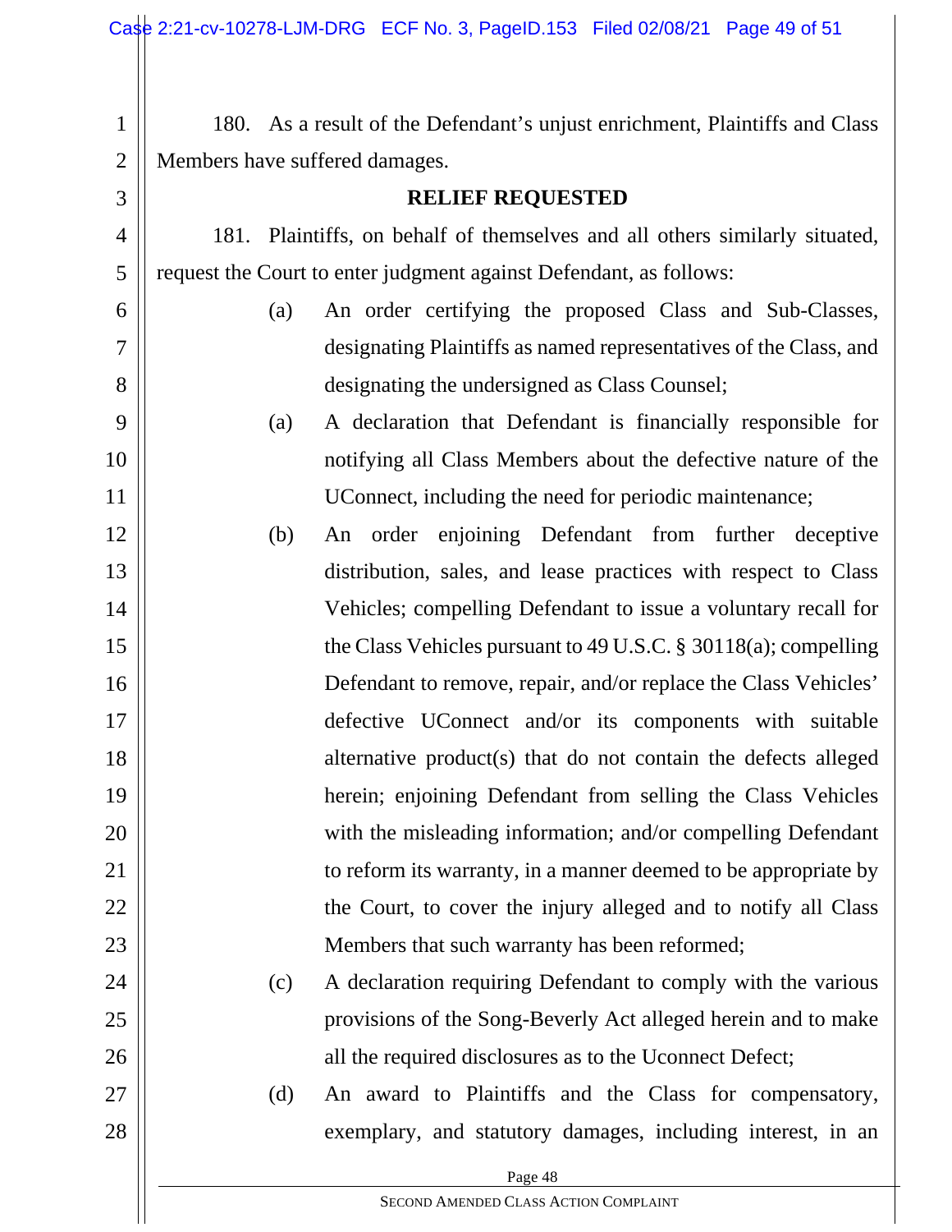180. As a result of the Defendant's unjust enrichment, Plaintiffs and Class Members have suffered damages.

**RELIEF REQUESTED**

181. Plaintiffs, on behalf of themselves and all others similarly situated, request the Court to enter judgment against Defendant, as follows:

(a) An order certifying the proposed Class and Sub-Classes, designating Plaintiffs as named representatives of the Class, and designating the undersigned as Class Counsel;

(a) A declaration that Defendant is financially responsible for notifying all Class Members about the defective nature of the UConnect, including the need for periodic maintenance;

(b) An order enjoining Defendant from further deceptive distribution, sales, and lease practices with respect to Class Vehicles; compelling Defendant to issue a voluntary recall for the Class Vehicles pursuant to 49 U.S.C. § 30118(a); compelling Defendant to remove, repair, and/or replace the Class Vehicles' defective UConnect and/or its components with suitable alternative product(s) that do not contain the defects alleged herein; enjoining Defendant from selling the Class Vehicles with the misleading information; and/or compelling Defendant to reform its warranty, in a manner deemed to be appropriate by the Court, to cover the injury alleged and to notify all Class Members that such warranty has been reformed;

(c) A declaration requiring Defendant to comply with the various provisions of the Song-Beverly Act alleged herein and to make all the required disclosures as to the Uconnect Defect;

(d) An award to Plaintiffs and the Class for compensatory, exemplary, and statutory damages, including interest, in an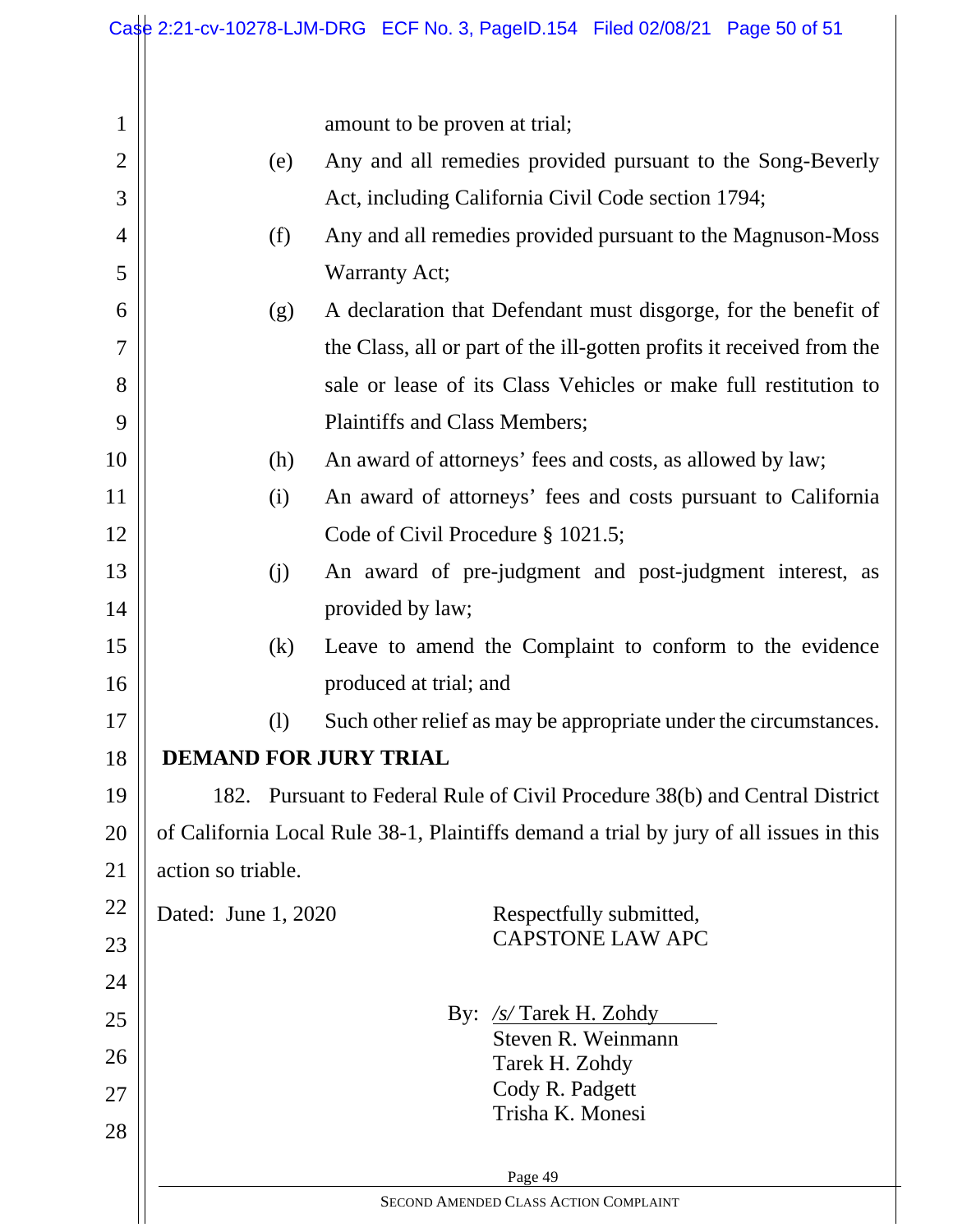amount to be proven at trial;

(e) Any and all remedies provided pursuant to the Song-Beverly Act, including California Civil Code section 1794;

(f) Any and all remedies provided pursuant to the Magnuson-Moss Warranty Act;

(g) A declaration that Defendant must disgorge, for the benefit of the Class, all or part of the ill-gotten profits it received from the sale or lease of its Class Vehicles or make full restitution to Plaintiffs and Class Members;

(h) An award of attorneys' fees and costs, as allowed by law;

(i) An award of attorneys' fees and costs pursuant to California Code of Civil Procedure § 1021.5;

(j) An award of pre-judgment and post-judgment interest, as provided by law;

(k) Leave to amend the Complaint to conform to the evidence produced at trial; and

(l) Such other relief as may be appropriate under the circumstances.

**DEMAND FOR JURY TRIAL**

182. Pursuant to Federal Rule of Civil Procedure 38(b) and Central District of California Local Rule 38-1, Plaintiffs demand a trial by jury of all issues in this action so triable.

Dated: June 1, 2020

Respectfully submitted,
CAPSTONE LAW APC

By: /s/ Tarek H. Zohdy
Steven R. Weinmann
Tarek H. Zohdy
Cody R. Padgett
Trisha K. Monesi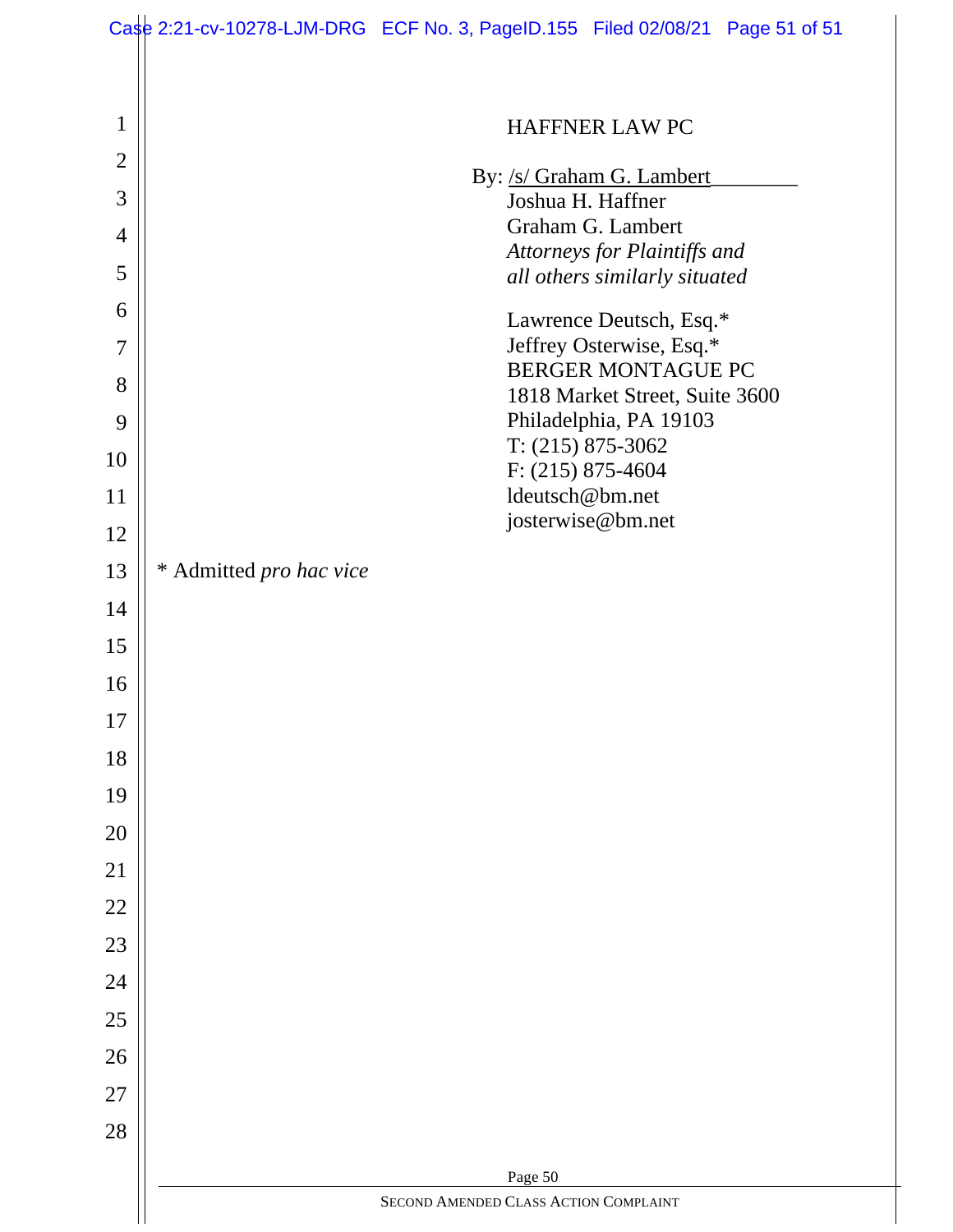HAFFNER LAW PC

By: /s/ Graham G. Lambert________
Joshua H. Haffner
Graham G. Lambert
*Attorneys for Plaintiffs and all others similarly situated*

Lawrence Deutsch, Esq.*
Jeffrey Osterwise, Esq.*
BERGER MONTAGUE PC
1818 Market Street, Suite 3600
Philadelphia, PA 19103
T: (215) 875-3062
F: (215) 875-4604
ldeutsch@bm.net
josterwise@bm.net

* Admitted *pro hac vice*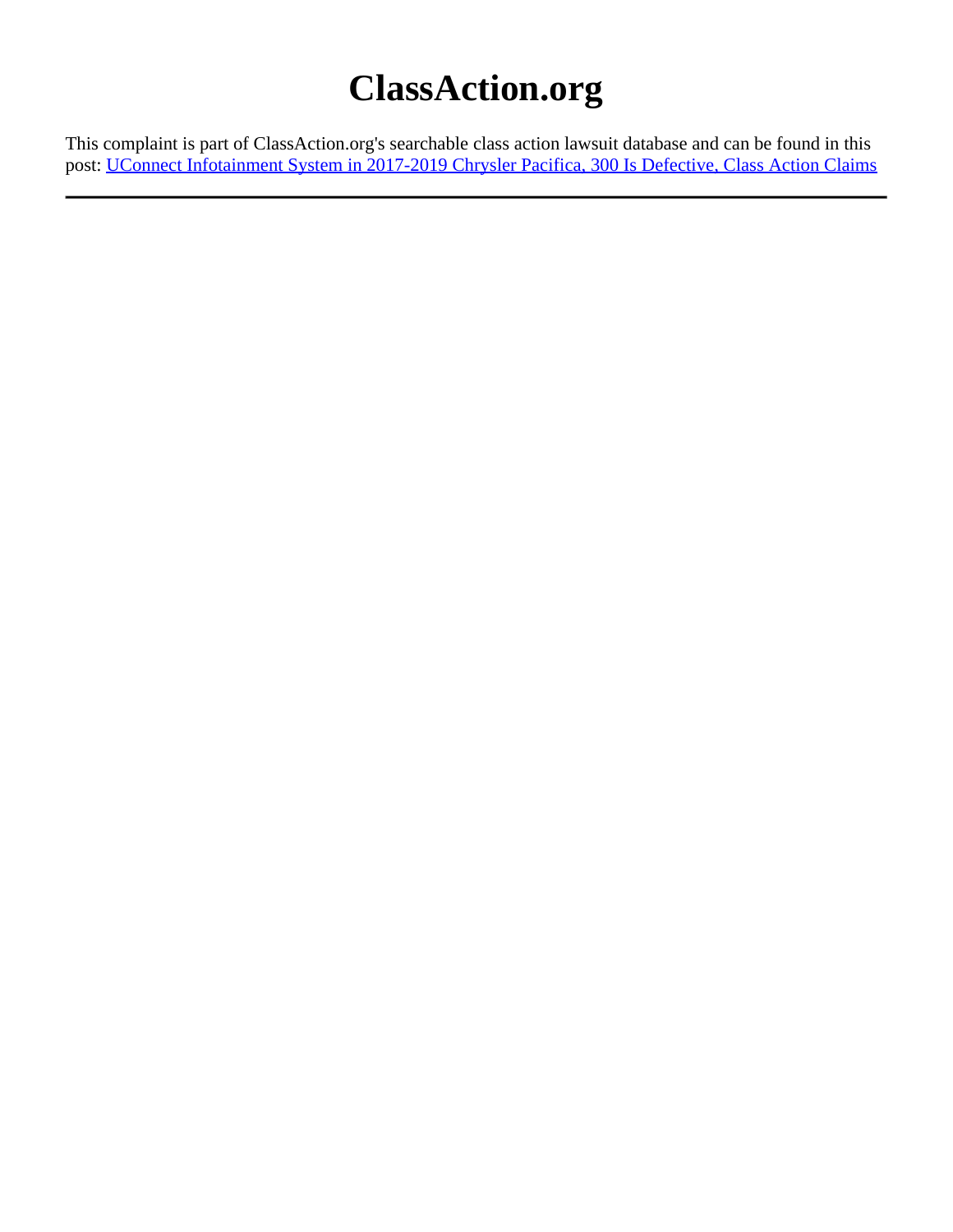# ClassAction.org

This complaint is part of ClassAction.org's searchable class action lawsuit database and can be found in this post: [UConnect Infotainment System in 2017-2019 Chrysler Pacifica, 300 Is Defective, Class Action Claims]

---